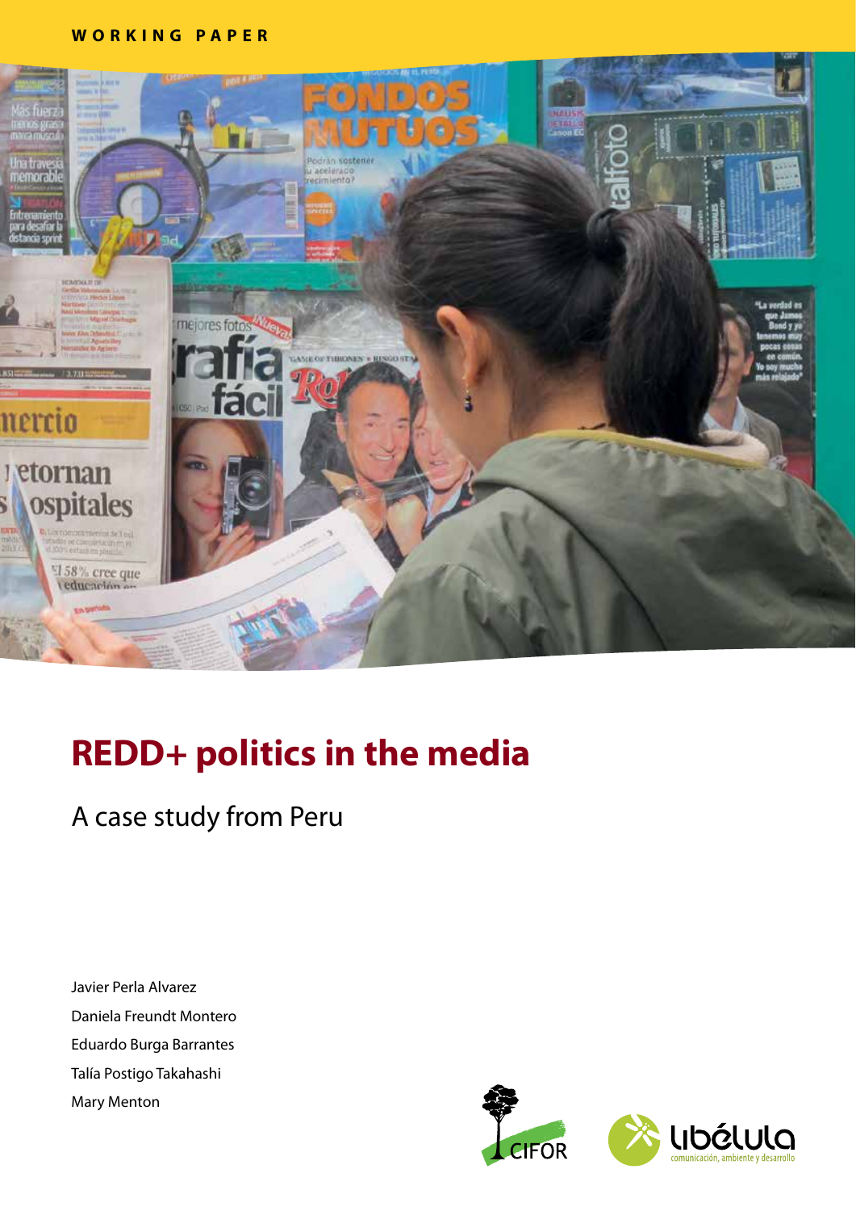WORKING PAPER

# REDD+ politics in the media

## A case study from Peru

Javier Perla Alvarez

Daniela Freundt Montero

Eduardo Burga Barrantes

Talía Postigo Takahashi

Mary Menton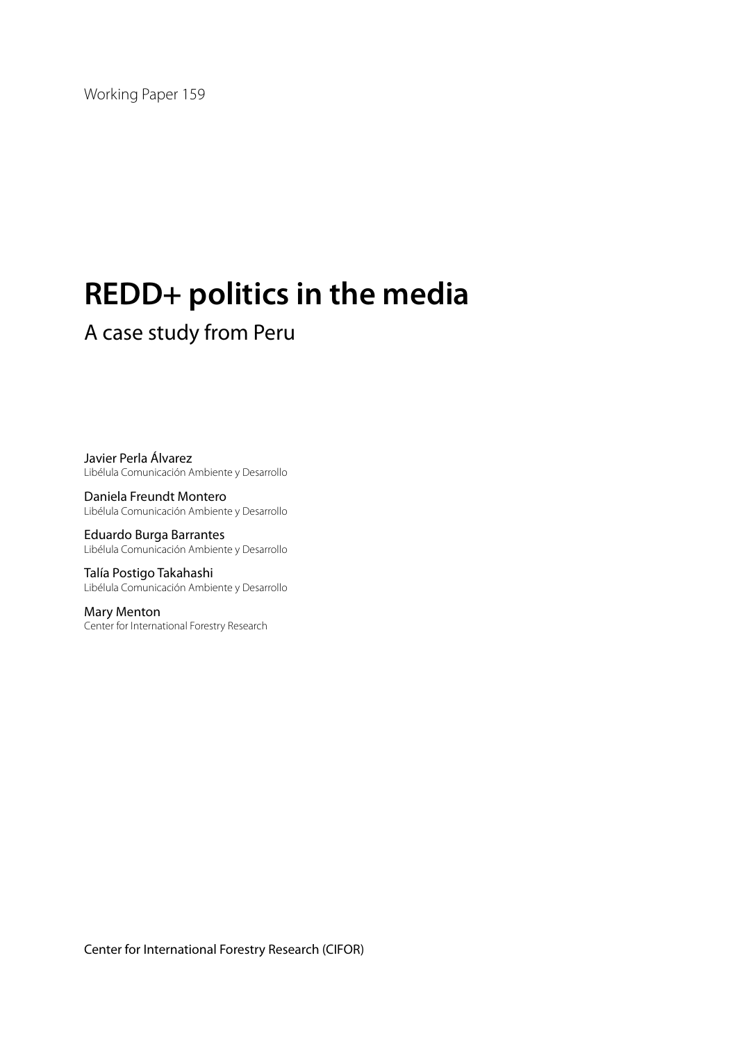Working Paper 159

# REDD+ politics in the media

## A case study from Peru

Javier Perla Álvarez
Libélula Comunicación Ambiente y Desarrollo

Daniela Freundt Montero
Libélula Comunicación Ambiente y Desarrollo

Eduardo Burga Barrantes
Libélula Comunicación Ambiente y Desarrollo

Talía Postigo Takahashi
Libélula Comunicación Ambiente y Desarrollo

Mary Menton
Center for International Forestry Research

Center for International Forestry Research (CIFOR)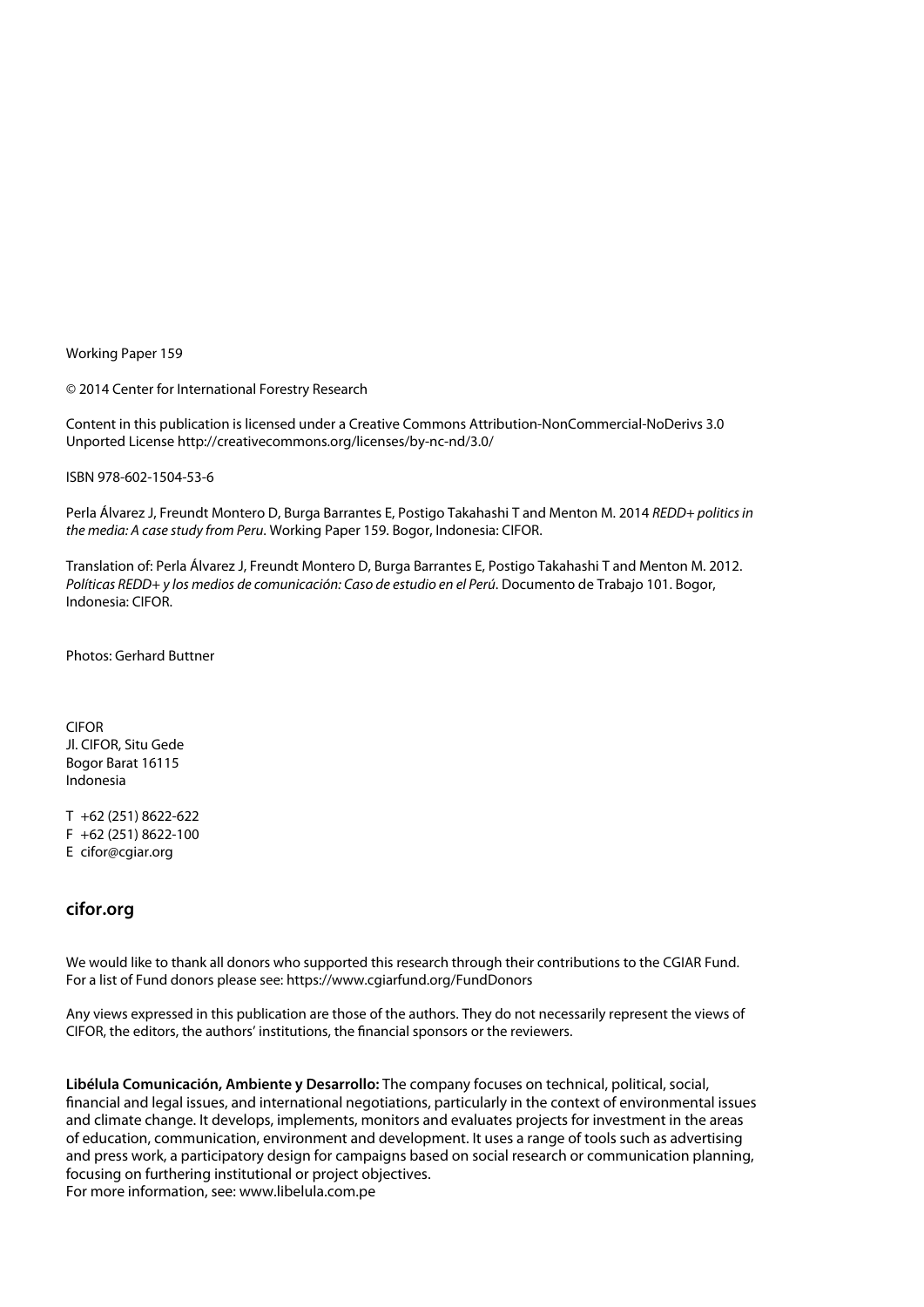Working Paper 159

© 2014 Center for International Forestry Research

Content in this publication is licensed under a Creative Commons Attribution-NonCommercial-NoDerivs 3.0 Unported License http://creativecommons.org/licenses/by-nc-nd/3.0/

ISBN 978-602-1504-53-6

Perla Álvarez J, Freundt Montero D, Burga Barrantes E, Postigo Takahashi T and Menton M. 2014 *REDD+ politics in the media: A case study from Peru*. Working Paper 159. Bogor, Indonesia: CIFOR.

Translation of: Perla Álvarez J, Freundt Montero D, Burga Barrantes E, Postigo Takahashi T and Menton M. 2012. *Políticas REDD+ y los medios de comunicación: Caso de estudio en el Perú*. Documento de Trabajo 101. Bogor, Indonesia: CIFOR.

Photos: Gerhard Buttner

CIFOR
Jl. CIFOR, Situ Gede
Bogor Barat 16115
Indonesia

T +62 (251) 8622-622
F +62 (251) 8622-100
E cifor@cgiar.org

**cifor.org**

We would like to thank all donors who supported this research through their contributions to the CGIAR Fund. For a list of Fund donors please see: https://www.cgiarfund.org/FundDonors

Any views expressed in this publication are those of the authors. They do not necessarily represent the views of CIFOR, the editors, the authors' institutions, the financial sponsors or the reviewers.

**Libélula Comunicación, Ambiente y Desarrollo:** The company focuses on technical, political, social, financial and legal issues, and international negotiations, particularly in the context of environmental issues and climate change. It develops, implements, monitors and evaluates projects for investment in the areas of education, communication, environment and development. It uses a range of tools such as advertising and press work, a participatory design for campaigns based on social research or communication planning, focusing on furthering institutional or project objectives.
For more information, see: www.libelula.com.pe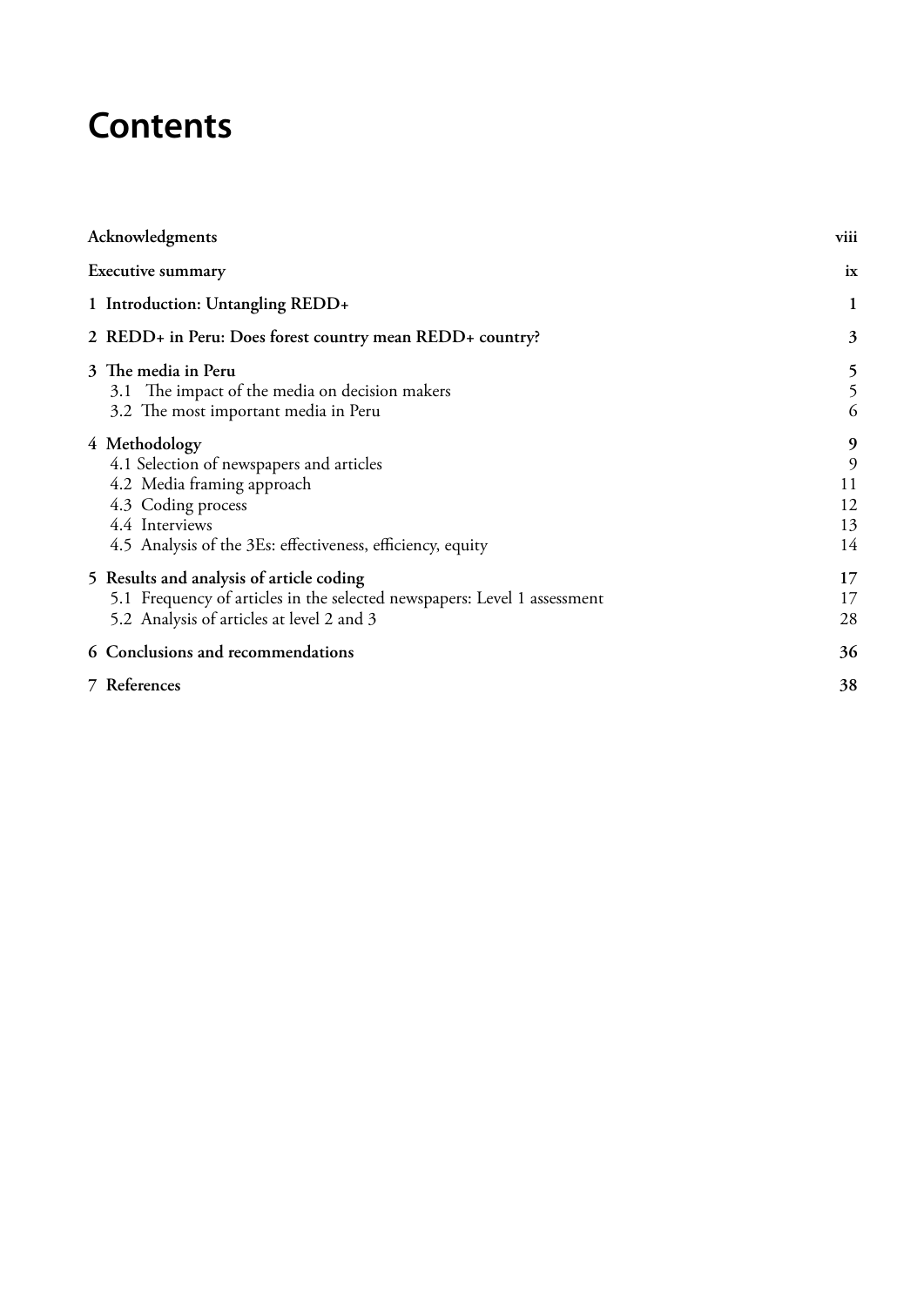# Contents

| | |
|---|---|
| **Acknowledgments** | **viii** |
| **Executive summary** | **ix** |
| **1 Introduction: Untangling REDD+** | **1** |
| **2 REDD+ in Peru: Does forest country mean REDD+ country?** | **3** |
| **3 The media in Peru** | **5** |
| 3.1 The impact of the media on decision makers | 5 |
| 3.2 The most important media in Peru | 6 |
| **4 Methodology** | **9** |
| 4.1 Selection of newspapers and articles | 9 |
| 4.2 Media framing approach | 11 |
| 4.3 Coding process | 12 |
| 4.4 Interviews | 13 |
| 4.5 Analysis of the 3Es: effectiveness, efficiency, equity | 14 |
| **5 Results and analysis of article coding** | **17** |
| 5.1 Frequency of articles in the selected newspapers: Level 1 assessment | 17 |
| 5.2 Analysis of articles at level 2 and 3 | 28 |
| **6 Conclusions and recommendations** | **36** |
| **7 References** | **38** |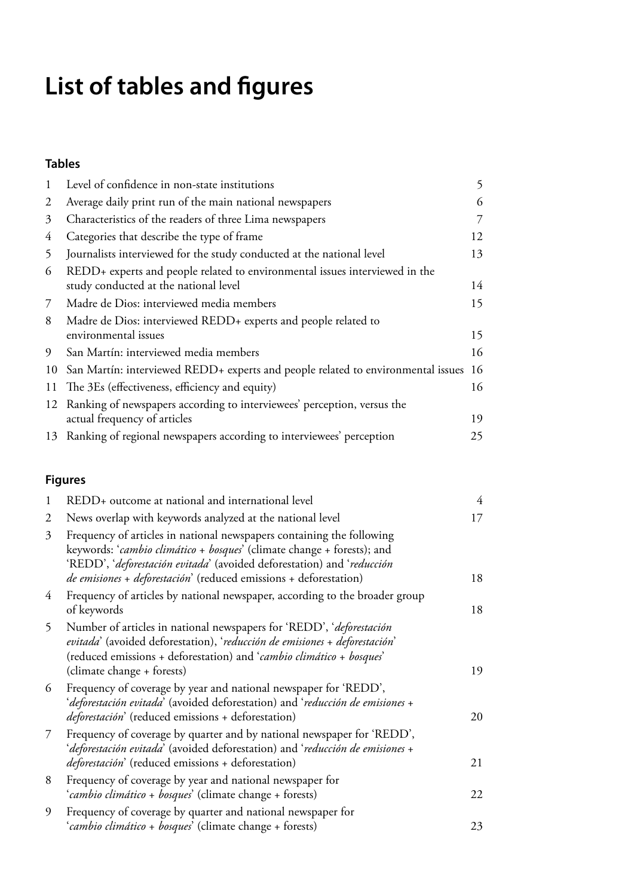# List of tables and figures

## Tables

| | | |
|---|---|---|
| 1 | Level of confidence in non-state institutions | 5 |
| 2 | Average daily print run of the main national newspapers | 6 |
| 3 | Characteristics of the readers of three Lima newspapers | 7 |
| 4 | Categories that describe the type of frame | 12 |
| 5 | Journalists interviewed for the study conducted at the national level | 13 |
| 6 | REDD+ experts and people related to environmental issues interviewed in the study conducted at the national level | 14 |
| 7 | Madre de Dios: interviewed media members | 15 |
| 8 | Madre de Dios: interviewed REDD+ experts and people related to environmental issues | 15 |
| 9 | San Martín: interviewed media members | 16 |
| 10 | San Martín: interviewed REDD+ experts and people related to environmental issues | 16 |
| 11 | The 3Es (effectiveness, efficiency and equity) | 16 |
| 12 | Ranking of newspapers according to interviewees' perception, versus the actual frequency of articles | 19 |
| 13 | Ranking of regional newspapers according to interviewees' perception | 25 |

## Figures

| | | |
|---|---|---|
| 1 | REDD+ outcome at national and international level | 4 |
| 2 | News overlap with keywords analyzed at the national level | 17 |
| 3 | Frequency of articles in national newspapers containing the following keywords: '*cambio climático + bosques*' (climate change + forests); and 'REDD', '*deforestación evitada*' (avoided deforestation) and '*reducción de emisiones + deforestación*' (reduced emissions + deforestation) | 18 |
| 4 | Frequency of articles by national newspaper, according to the broader group of keywords | 18 |
| 5 | Number of articles in national newspapers for 'REDD', '*deforestación evitada*' (avoided deforestation), '*reducción de emisiones + deforestación*' (reduced emissions + deforestation) and '*cambio climático + bosques*' (climate change + forests) | 19 |
| 6 | Frequency of coverage by year and national newspaper for 'REDD', '*deforestación evitada*' (avoided deforestation) and '*reducción de emisiones + deforestación*' (reduced emissions + deforestation) | 20 |
| 7 | Frequency of coverage by quarter and by national newspaper for 'REDD', '*deforestación evitada*' (avoided deforestation) and '*reducción de emisiones + deforestación*' (reduced emissions + deforestation) | 21 |
| 8 | Frequency of coverage by year and national newspaper for '*cambio climático + bosques*' (climate change + forests) | 22 |
| 9 | Frequency of coverage by quarter and national newspaper for '*cambio climático + bosques*' (climate change + forests) | 23 |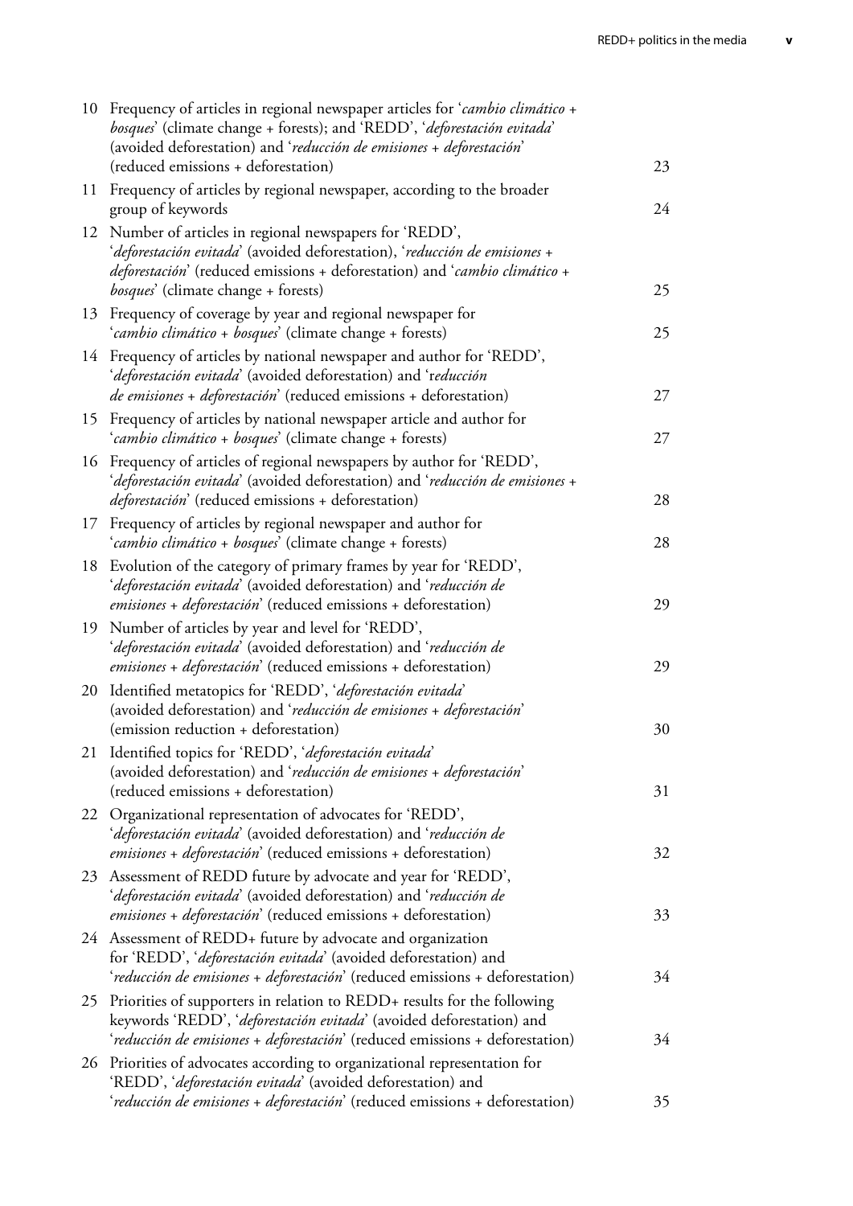10 Frequency of articles in regional newspaper articles for '*cambio climático + bosques*' (climate change + forests); and 'REDD', '*deforestación evitada*' (avoided deforestation) and '*reducción de emisiones + deforestación*' (reduced emissions + deforestation) 23

11 Frequency of articles by regional newspaper, according to the broader group of keywords 24

12 Number of articles in regional newspapers for 'REDD', '*deforestación evitada*' (avoided deforestation), '*reducción de emisiones + deforestación*' (reduced emissions + deforestation) and '*cambio climático + bosques*' (climate change + forests) 25

13 Frequency of coverage by year and regional newspaper for '*cambio climático + bosques*' (climate change + forests) 25

14 Frequency of articles by national newspaper and author for 'REDD', '*deforestación evitada*' (avoided deforestation) and '*reducción de emisiones + deforestación*' (reduced emissions + deforestation) 27

15 Frequency of articles by national newspaper article and author for '*cambio climático + bosques*' (climate change + forests) 27

16 Frequency of articles of regional newspapers by author for 'REDD', '*deforestación evitada*' (avoided deforestation) and '*reducción de emisiones + deforestación*' (reduced emissions + deforestation) 28

17 Frequency of articles by regional newspaper and author for '*cambio climático + bosques*' (climate change + forests) 28

18 Evolution of the category of primary frames by year for 'REDD', '*deforestación evitada*' (avoided deforestation) and '*reducción de emisiones + deforestación*' (reduced emissions + deforestation) 29

19 Number of articles by year and level for 'REDD', '*deforestación evitada*' (avoided deforestation) and '*reducción de emisiones + deforestación*' (reduced emissions + deforestation) 29

20 Identified metatopics for 'REDD', '*deforestación evitada*' (avoided deforestation) and '*reducción de emisiones + deforestación*' (emission reduction + deforestation) 30

21 Identified topics for 'REDD', '*deforestación evitada*' (avoided deforestation) and '*reducción de emisiones + deforestación*' (reduced emissions + deforestation) 31

22 Organizational representation of advocates for 'REDD', '*deforestación evitada*' (avoided deforestation) and '*reducción de emisiones + deforestación*' (reduced emissions + deforestation) 32

23 Assessment of REDD future by advocate and year for 'REDD', '*deforestación evitada*' (avoided deforestation) and '*reducción de emisiones + deforestación*' (reduced emissions + deforestation) 33

24 Assessment of REDD+ future by advocate and organization for 'REDD', '*deforestación evitada*' (avoided deforestation) and '*reducción de emisiones + deforestación*' (reduced emissions + deforestation) 34

25 Priorities of supporters in relation to REDD+ results for the following keywords 'REDD', '*deforestación evitada*' (avoided deforestation) and '*reducción de emisiones + deforestación*' (reduced emissions + deforestation) 34

26 Priorities of advocates according to organizational representation for 'REDD', '*deforestación evitada*' (avoided deforestation) and '*reducción de emisiones + deforestación*' (reduced emissions + deforestation) 35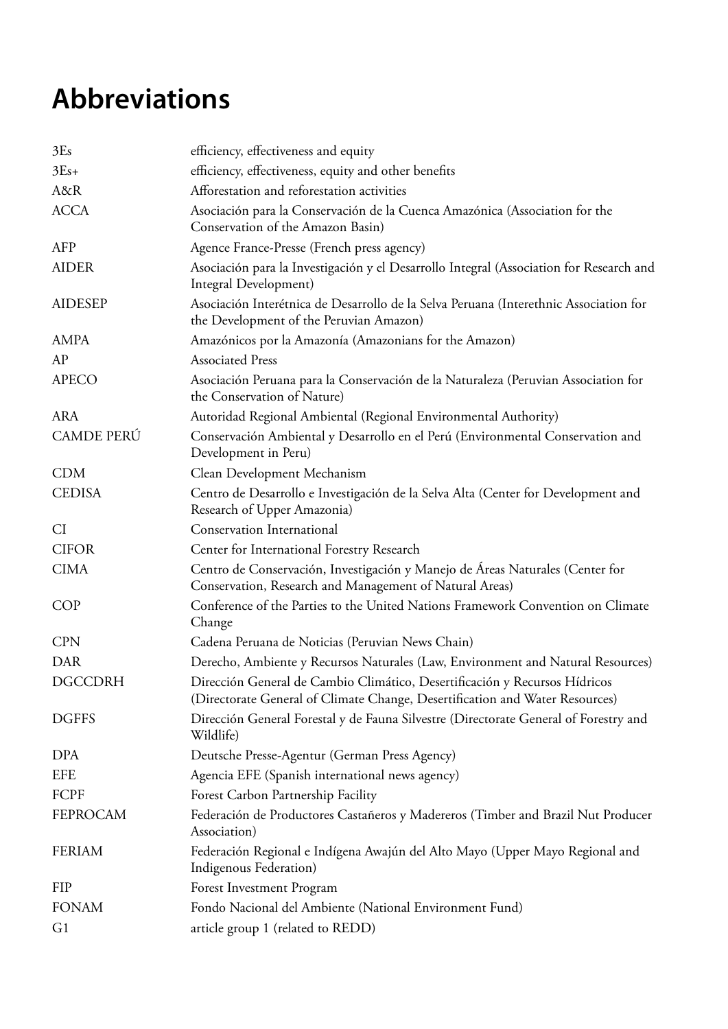# Abbreviations

| | |
|---|---|
| 3Es | efficiency, effectiveness and equity |
| 3Es+ | efficiency, effectiveness, equity and other benefits |
| A&R | Afforestation and reforestation activities |
| ACCA | Asociación para la Conservación de la Cuenca Amazónica (Association for the Conservation of the Amazon Basin) |
| AFP | Agence France-Presse (French press agency) |
| AIDER | Asociación para la Investigación y el Desarrollo Integral (Association for Research and Integral Development) |
| AIDESEP | Asociación Interétnica de Desarrollo de la Selva Peruana (Interethnic Association for the Development of the Peruvian Amazon) |
| AMPA | Amazónicos por la Amazonía (Amazonians for the Amazon) |
| AP | Associated Press |
| APECO | Asociación Peruana para la Conservación de la Naturaleza (Peruvian Association for the Conservation of Nature) |
| ARA | Autoridad Regional Ambiental (Regional Environmental Authority) |
| CAMDE PERÚ | Conservación Ambiental y Desarrollo en el Perú (Environmental Conservation and Development in Peru) |
| CDM | Clean Development Mechanism |
| CEDISA | Centro de Desarrollo e Investigación de la Selva Alta (Center for Development and Research of Upper Amazonia) |
| CI | Conservation International |
| CIFOR | Center for International Forestry Research |
| CIMA | Centro de Conservación, Investigación y Manejo de Áreas Naturales (Center for Conservation, Research and Management of Natural Areas) |
| COP | Conference of the Parties to the United Nations Framework Convention on Climate Change |
| CPN | Cadena Peruana de Noticias (Peruvian News Chain) |
| DAR | Derecho, Ambiente y Recursos Naturales (Law, Environment and Natural Resources) |
| DGCCDRH | Dirección General de Cambio Climático, Desertificación y Recursos Hídricos (Directorate General of Climate Change, Desertification and Water Resources) |
| DGFFS | Dirección General Forestal y de Fauna Silvestre (Directorate General of Forestry and Wildlife) |
| DPA | Deutsche Presse-Agentur (German Press Agency) |
| EFE | Agencia EFE (Spanish international news agency) |
| FCPF | Forest Carbon Partnership Facility |
| FEPROCAM | Federación de Productores Castañeros y Madereros (Timber and Brazil Nut Producer Association) |
| FERIAM | Federación Regional e Indígena Awajún del Alto Mayo (Upper Mayo Regional and Indigenous Federation) |
| FIP | Forest Investment Program |
| FONAM | Fondo Nacional del Ambiente (National Environment Fund) |
| G1 | article group 1 (related to REDD) |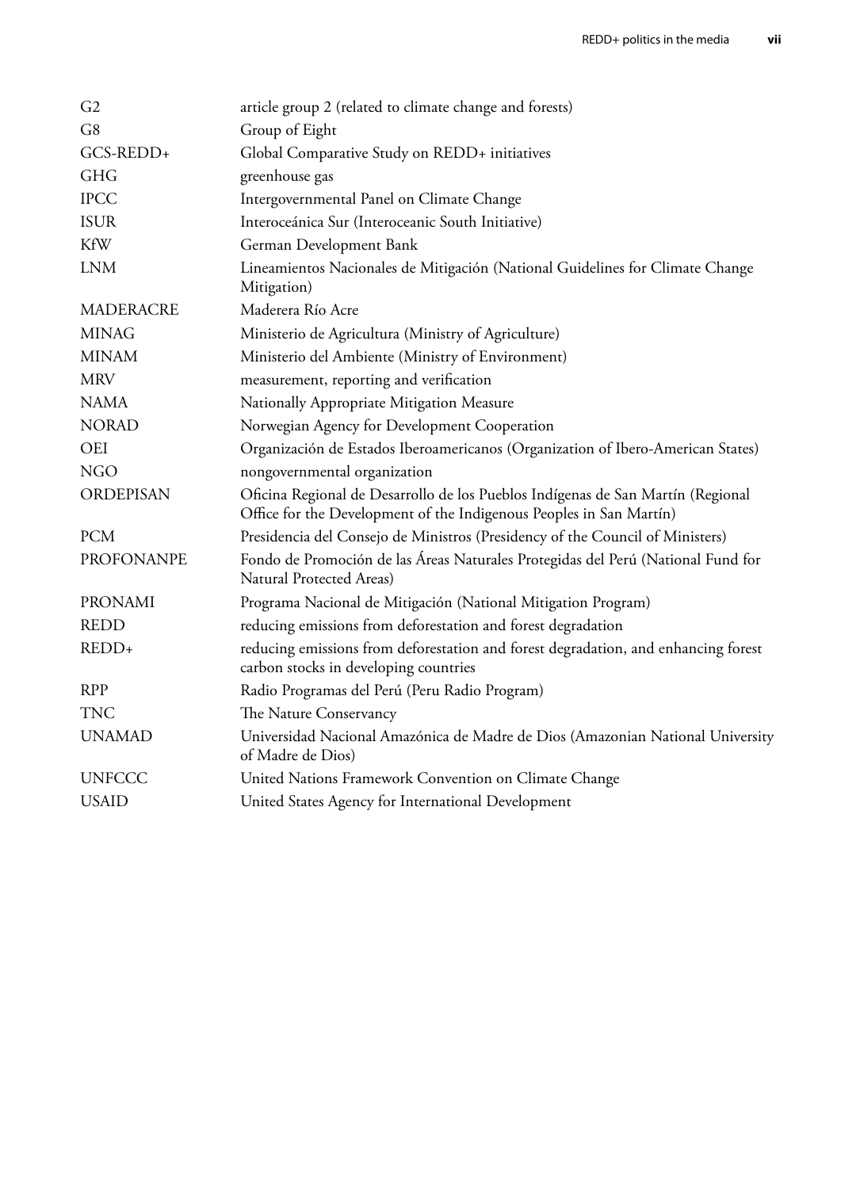| | |
|---|---|
| G2 | article group 2 (related to climate change and forests) |
| G8 | Group of Eight |
| GCS-REDD+ | Global Comparative Study on REDD+ initiatives |
| GHG | greenhouse gas |
| IPCC | Intergovernmental Panel on Climate Change |
| ISUR | Interoceánica Sur (Interoceanic South Initiative) |
| KfW | German Development Bank |
| LNM | Lineamientos Nacionales de Mitigación (National Guidelines for Climate Change Mitigation) |
| MADERACRE | Maderera Río Acre |
| MINAG | Ministerio de Agricultura (Ministry of Agriculture) |
| MINAM | Ministerio del Ambiente (Ministry of Environment) |
| MRV | measurement, reporting and verification |
| NAMA | Nationally Appropriate Mitigation Measure |
| NORAD | Norwegian Agency for Development Cooperation |
| OEI | Organización de Estados Iberoamericanos (Organization of Ibero-American States) |
| NGO | nongovernmental organization |
| ORDEPISAN | Oficina Regional de Desarrollo de los Pueblos Indígenas de San Martín (Regional Office for the Development of the Indigenous Peoples in San Martín) |
| PCM | Presidencia del Consejo de Ministros (Presidency of the Council of Ministers) |
| PROFONANPE | Fondo de Promoción de las Áreas Naturales Protegidas del Perú (National Fund for Natural Protected Areas) |
| PRONAMI | Programa Nacional de Mitigación (National Mitigation Program) |
| REDD | reducing emissions from deforestation and forest degradation |
| REDD+ | reducing emissions from deforestation and forest degradation, and enhancing forest carbon stocks in developing countries |
| RPP | Radio Programas del Perú (Peru Radio Program) |
| TNC | The Nature Conservancy |
| UNAMAD | Universidad Nacional Amazónica de Madre de Dios (Amazonian National University of Madre de Dios) |
| UNFCCC | United Nations Framework Convention on Climate Change |
| USAID | United States Agency for International Development |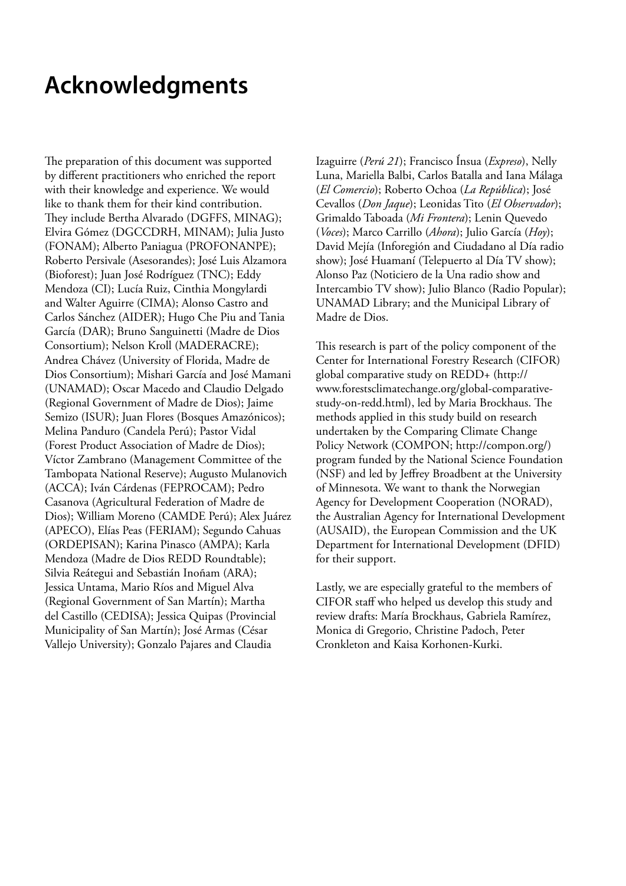# Acknowledgments

The preparation of this document was supported by different practitioners who enriched the report with their knowledge and experience. We would like to thank them for their kind contribution. They include Bertha Alvarado (DGFFS, MINAG); Elvira Gómez (DGCCDRH, MINAM); Julia Justo (FONAM); Alberto Paniagua (PROFONANPE); Roberto Persivale (Asesorandes); José Luis Alzamora (Bioforest); Juan José Rodríguez (TNC); Eddy Mendoza (CI); Lucía Ruiz, Cinthia Mongylardi and Walter Aguirre (CIMA); Alonso Castro and Carlos Sánchez (AIDER); Hugo Che Piu and Tania García (DAR); Bruno Sanguinetti (Madre de Dios Consortium); Nelson Kroll (MADERACRE); Andrea Chávez (University of Florida, Madre de Dios Consortium); Mishari García and José Mamani (UNAMAD); Oscar Macedo and Claudio Delgado (Regional Government of Madre de Dios); Jaime Semizo (ISUR); Juan Flores (Bosques Amazónicos); Melina Panduro (Candela Perú); Pastor Vidal (Forest Product Association of Madre de Dios); Víctor Zambrano (Management Committee of the Tambopata National Reserve); Augusto Mulanovich (ACCA); Iván Cárdenas (FEPROCAM); Pedro Casanova (Agricultural Federation of Madre de Dios); William Moreno (CAMDE Perú); Alex Juárez (APECO), Elías Peas (FERIAM); Segundo Cahuas (ORDEPISAN); Karina Pinasco (AMPA); Karla Mendoza (Madre de Dios REDD Roundtable); Silvia Reátegui and Sebastián Inoñam (ARA); Jessica Untama, Mario Ríos and Miguel Alva (Regional Government of San Martín); Martha del Castillo (CEDISA); Jessica Quipas (Provincial Municipality of San Martín); José Armas (César Vallejo University); Gonzalo Pajares and Claudia Izaguirre (*Perú 21*); Francisco Ínsua (*Expreso*), Nelly Luna, Mariella Balbi, Carlos Batalla and Iana Málaga (*El Comercio*); Roberto Ochoa (*La República*); José Cevallos (*Don Jaque*); Leonidas Tito (*El Observador*); Grimaldo Taboada (*Mi Frontera*); Lenin Quevedo (*Voces*); Marco Carrillo (*Ahora*); Julio García (*Hoy*); David Mejía (Inforegión and Ciudadano al Día radio show); José Huamaní (Telepuerto al Día TV show); Alonso Paz (Noticiero de la Una radio show and Intercambio TV show); Julio Blanco (Radio Popular); UNAMAD Library; and the Municipal Library of Madre de Dios.

This research is part of the policy component of the Center for International Forestry Research (CIFOR) global comparative study on REDD+ (http://www.forestsclimatechange.org/global-comparative-study-on-redd.html), led by Maria Brockhaus. The methods applied in this study build on research undertaken by the Comparing Climate Change Policy Network (COMPON; http://compon.org/) program funded by the National Science Foundation (NSF) and led by Jeffrey Broadbent at the University of Minnesota. We want to thank the Norwegian Agency for Development Cooperation (NORAD), the Australian Agency for International Development (AUSAID), the European Commission and the UK Department for International Development (DFID) for their support.

Lastly, we are especially grateful to the members of CIFOR staff who helped us develop this study and review drafts: María Brockhaus, Gabriela Ramírez, Monica di Gregorio, Christine Padoch, Peter Cronkleton and Kaisa Korhonen-Kurki.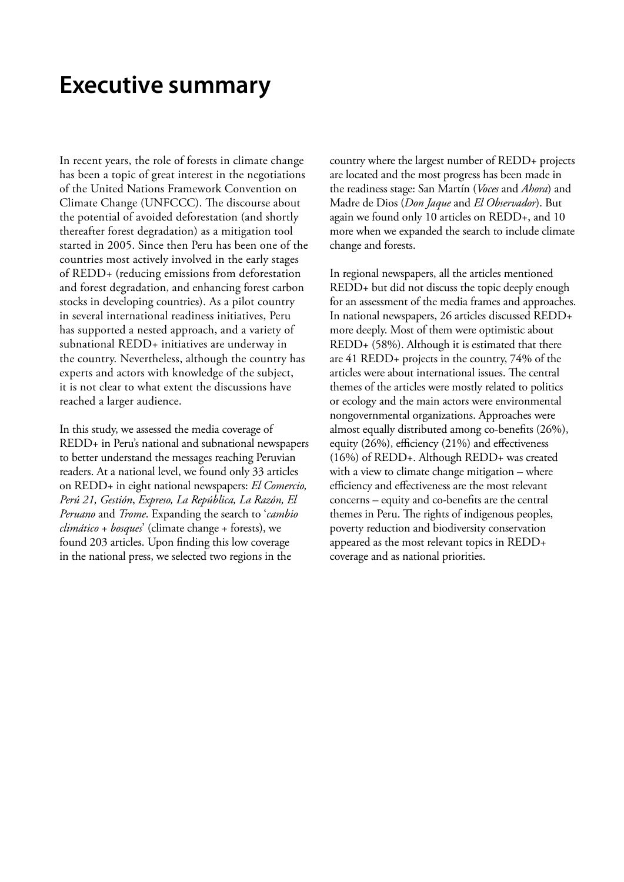# Executive summary

In recent years, the role of forests in climate change has been a topic of great interest in the negotiations of the United Nations Framework Convention on Climate Change (UNFCCC). The discourse about the potential of avoided deforestation (and shortly thereafter forest degradation) as a mitigation tool started in 2005. Since then Peru has been one of the countries most actively involved in the early stages of REDD+ (reducing emissions from deforestation and forest degradation, and enhancing forest carbon stocks in developing countries). As a pilot country in several international readiness initiatives, Peru has supported a nested approach, and a variety of subnational REDD+ initiatives are underway in the country. Nevertheless, although the country has experts and actors with knowledge of the subject, it is not clear to what extent the discussions have reached a larger audience.

In this study, we assessed the media coverage of REDD+ in Peru's national and subnational newspapers to better understand the messages reaching Peruvian readers. At a national level, we found only 33 articles on REDD+ in eight national newspapers: *El Comercio, Perú 21, Gestión*, *Expreso, La República, La Razón, El Peruano* and *Trome*. Expanding the search to '*cambio climático + bosques*' (climate change + forests), we found 203 articles. Upon finding this low coverage in the national press, we selected two regions in the country where the largest number of REDD+ projects are located and the most progress has been made in the readiness stage: San Martín (*Voces* and *Ahora*) and Madre de Dios (*Don Jaque* and *El Observador*). But again we found only 10 articles on REDD+, and 10 more when we expanded the search to include climate change and forests.

In regional newspapers, all the articles mentioned REDD+ but did not discuss the topic deeply enough for an assessment of the media frames and approaches. In national newspapers, 26 articles discussed REDD+ more deeply. Most of them were optimistic about REDD+ (58%). Although it is estimated that there are 41 REDD+ projects in the country, 74% of the articles were about international issues. The central themes of the articles were mostly related to politics or ecology and the main actors were environmental nongovernmental organizations. Approaches were almost equally distributed among co-benefits (26%), equity (26%), efficiency (21%) and effectiveness (16%) of REDD+. Although REDD+ was created with a view to climate change mitigation – where efficiency and effectiveness are the most relevant concerns – equity and co-benefits are the central themes in Peru. The rights of indigenous peoples, poverty reduction and biodiversity conservation appeared as the most relevant topics in REDD+ coverage and as national priorities.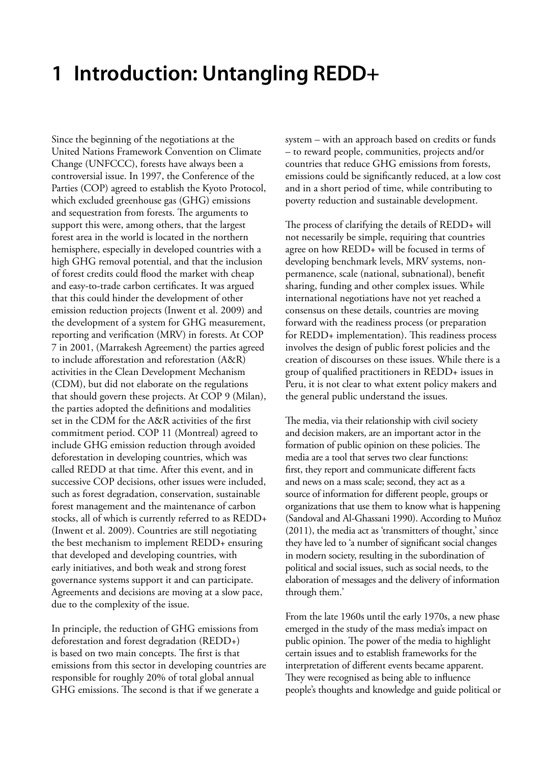# 1 Introduction: Untangling REDD+

Since the beginning of the negotiations at the United Nations Framework Convention on Climate Change (UNFCCC), forests have always been a controversial issue. In 1997, the Conference of the Parties (COP) agreed to establish the Kyoto Protocol, which excluded greenhouse gas (GHG) emissions and sequestration from forests. The arguments to support this were, among others, that the largest forest area in the world is located in the northern hemisphere, especially in developed countries with a high GHG removal potential, and that the inclusion of forest credits could flood the market with cheap and easy-to-trade carbon certificates. It was argued that this could hinder the development of other emission reduction projects (Inwent et al. 2009) and the development of a system for GHG measurement, reporting and verification (MRV) in forests. At COP 7 in 2001, (Marrakesh Agreement) the parties agreed to include afforestation and reforestation (A&R) activities in the Clean Development Mechanism (CDM), but did not elaborate on the regulations that should govern these projects. At COP 9 (Milan), the parties adopted the definitions and modalities set in the CDM for the A&R activities of the first commitment period. COP 11 (Montreal) agreed to include GHG emission reduction through avoided deforestation in developing countries, which was called REDD at that time. After this event, and in successive COP decisions, other issues were included, such as forest degradation, conservation, sustainable forest management and the maintenance of carbon stocks, all of which is currently referred to as REDD+ (Inwent et al. 2009). Countries are still negotiating the best mechanism to implement REDD+ ensuring that developed and developing countries, with early initiatives, and both weak and strong forest governance systems support it and can participate. Agreements and decisions are moving at a slow pace, due to the complexity of the issue.

In principle, the reduction of GHG emissions from deforestation and forest degradation (REDD+) is based on two main concepts. The first is that emissions from this sector in developing countries are responsible for roughly 20% of total global annual GHG emissions. The second is that if we generate a system – with an approach based on credits or funds – to reward people, communities, projects and/or countries that reduce GHG emissions from forests, emissions could be significantly reduced, at a low cost and in a short period of time, while contributing to poverty reduction and sustainable development.

The process of clarifying the details of REDD+ will not necessarily be simple, requiring that countries agree on how REDD+ will be focused in terms of developing benchmark levels, MRV systems, non-permanence, scale (national, subnational), benefit sharing, funding and other complex issues. While international negotiations have not yet reached a consensus on these details, countries are moving forward with the readiness process (or preparation for REDD+ implementation). This readiness process involves the design of public forest policies and the creation of discourses on these issues. While there is a group of qualified practitioners in REDD+ issues in Peru, it is not clear to what extent policy makers and the general public understand the issues.

The media, via their relationship with civil society and decision makers, are an important actor in the formation of public opinion on these policies. The media are a tool that serves two clear functions: first, they report and communicate different facts and news on a mass scale; second, they act as a source of information for different people, groups or organizations that use them to know what is happening (Sandoval and Al-Ghassani 1990). According to Muñoz (2011), the media act as 'transmitters of thought,' since they have led to 'a number of significant social changes in modern society, resulting in the subordination of political and social issues, such as social needs, to the elaboration of messages and the delivery of information through them.'

From the late 1960s until the early 1970s, a new phase emerged in the study of the mass media's impact on public opinion. The power of the media to highlight certain issues and to establish frameworks for the interpretation of different events became apparent. They were recognised as being able to influence people's thoughts and knowledge and guide political or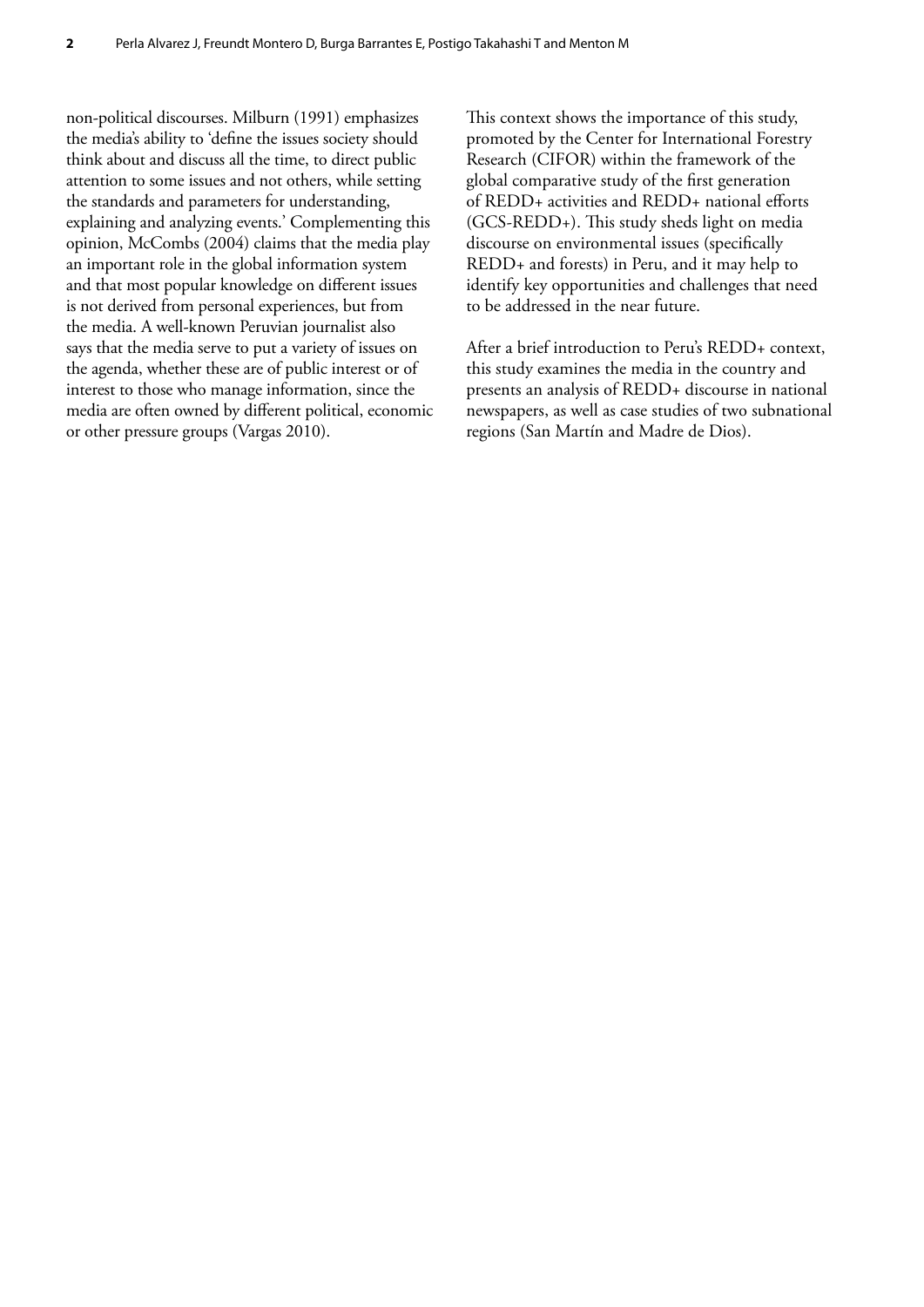non-political discourses. Milburn (1991) emphasizes the media's ability to 'define the issues society should think about and discuss all the time, to direct public attention to some issues and not others, while setting the standards and parameters for understanding, explaining and analyzing events.' Complementing this opinion, McCombs (2004) claims that the media play an important role in the global information system and that most popular knowledge on different issues is not derived from personal experiences, but from the media. A well-known Peruvian journalist also says that the media serve to put a variety of issues on the agenda, whether these are of public interest or of interest to those who manage information, since the media are often owned by different political, economic or other pressure groups (Vargas 2010).

This context shows the importance of this study, promoted by the Center for International Forestry Research (CIFOR) within the framework of the global comparative study of the first generation of REDD+ activities and REDD+ national efforts (GCS-REDD+). This study sheds light on media discourse on environmental issues (specifically REDD+ and forests) in Peru, and it may help to identify key opportunities and challenges that need to be addressed in the near future.

After a brief introduction to Peru's REDD+ context, this study examines the media in the country and presents an analysis of REDD+ discourse in national newspapers, as well as case studies of two subnational regions (San Martín and Madre de Dios).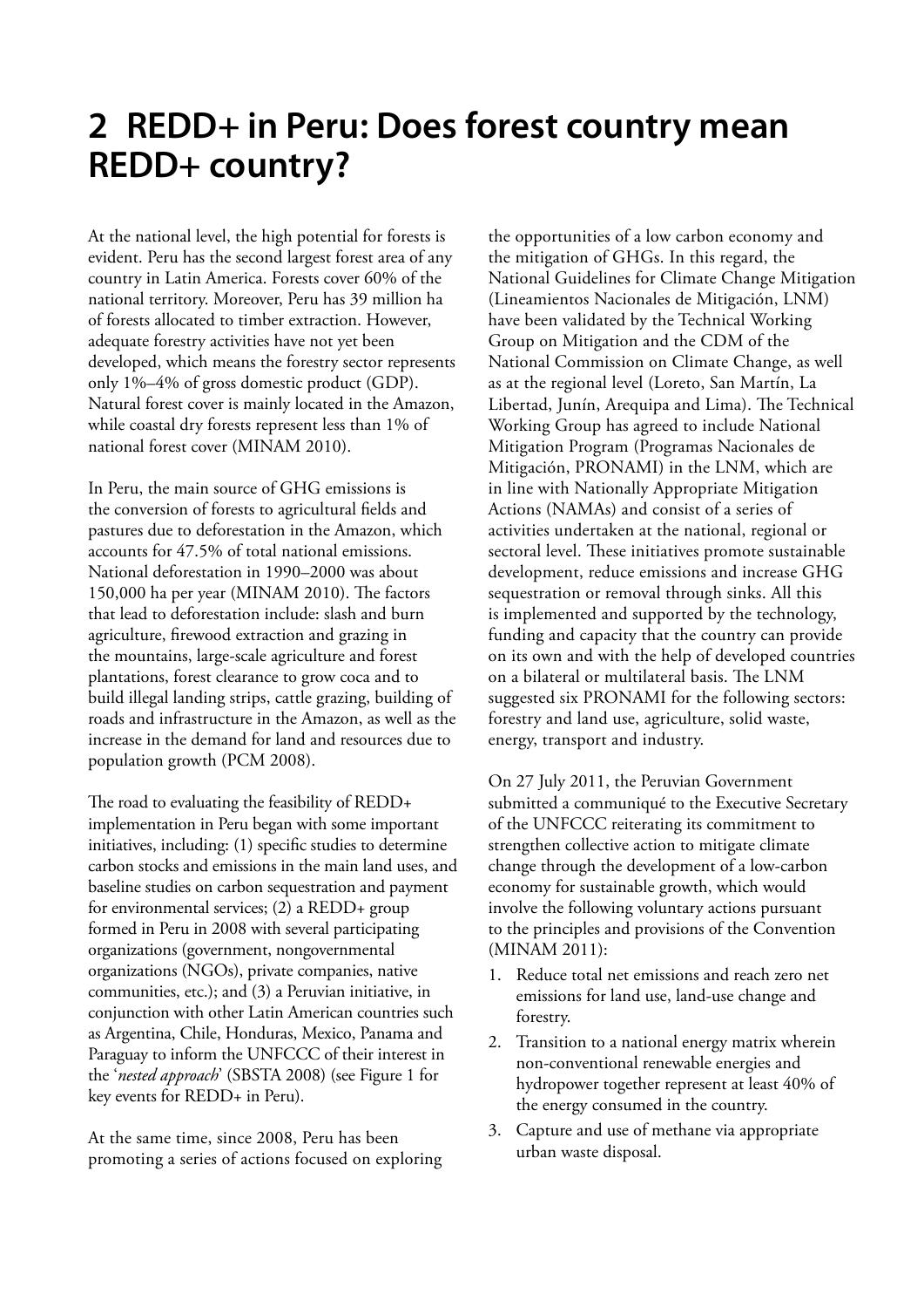# 2 REDD+ in Peru: Does forest country mean REDD+ country?

At the national level, the high potential for forests is evident. Peru has the second largest forest area of any country in Latin America. Forests cover 60% of the national territory. Moreover, Peru has 39 million ha of forests allocated to timber extraction. However, adequate forestry activities have not yet been developed, which means the forestry sector represents only 1%–4% of gross domestic product (GDP). Natural forest cover is mainly located in the Amazon, while coastal dry forests represent less than 1% of national forest cover (MINAM 2010).

In Peru, the main source of GHG emissions is the conversion of forests to agricultural fields and pastures due to deforestation in the Amazon, which accounts for 47.5% of total national emissions. National deforestation in 1990–2000 was about 150,000 ha per year (MINAM 2010). The factors that lead to deforestation include: slash and burn agriculture, firewood extraction and grazing in the mountains, large-scale agriculture and forest plantations, forest clearance to grow coca and to build illegal landing strips, cattle grazing, building of roads and infrastructure in the Amazon, as well as the increase in the demand for land and resources due to population growth (PCM 2008).

The road to evaluating the feasibility of REDD+ implementation in Peru began with some important initiatives, including: (1) specific studies to determine carbon stocks and emissions in the main land uses, and baseline studies on carbon sequestration and payment for environmental services; (2) a REDD+ group formed in Peru in 2008 with several participating organizations (government, nongovernmental organizations (NGOs), private companies, native communities, etc.); and (3) a Peruvian initiative, in conjunction with other Latin American countries such as Argentina, Chile, Honduras, Mexico, Panama and Paraguay to inform the UNFCCC of their interest in the '*nested approach*' (SBSTA 2008) (see Figure 1 for key events for REDD+ in Peru).

At the same time, since 2008, Peru has been promoting a series of actions focused on exploring the opportunities of a low carbon economy and the mitigation of GHGs. In this regard, the National Guidelines for Climate Change Mitigation (Lineamientos Nacionales de Mitigación, LNM) have been validated by the Technical Working Group on Mitigation and the CDM of the National Commission on Climate Change, as well as at the regional level (Loreto, San Martín, La Libertad, Junín, Arequipa and Lima). The Technical Working Group has agreed to include National Mitigation Program (Programas Nacionales de Mitigación, PRONAMI) in the LNM, which are in line with Nationally Appropriate Mitigation Actions (NAMAs) and consist of a series of activities undertaken at the national, regional or sectoral level. These initiatives promote sustainable development, reduce emissions and increase GHG sequestration or removal through sinks. All this is implemented and supported by the technology, funding and capacity that the country can provide on its own and with the help of developed countries on a bilateral or multilateral basis. The LNM suggested six PRONAMI for the following sectors: forestry and land use, agriculture, solid waste, energy, transport and industry.

On 27 July 2011, the Peruvian Government submitted a communiqué to the Executive Secretary of the UNFCCC reiterating its commitment to strengthen collective action to mitigate climate change through the development of a low-carbon economy for sustainable growth, which would involve the following voluntary actions pursuant to the principles and provisions of the Convention (MINAM 2011):

1. Reduce total net emissions and reach zero net emissions for land use, land-use change and forestry.
2. Transition to a national energy matrix wherein non-conventional renewable energies and hydropower together represent at least 40% of the energy consumed in the country.
3. Capture and use of methane via appropriate urban waste disposal.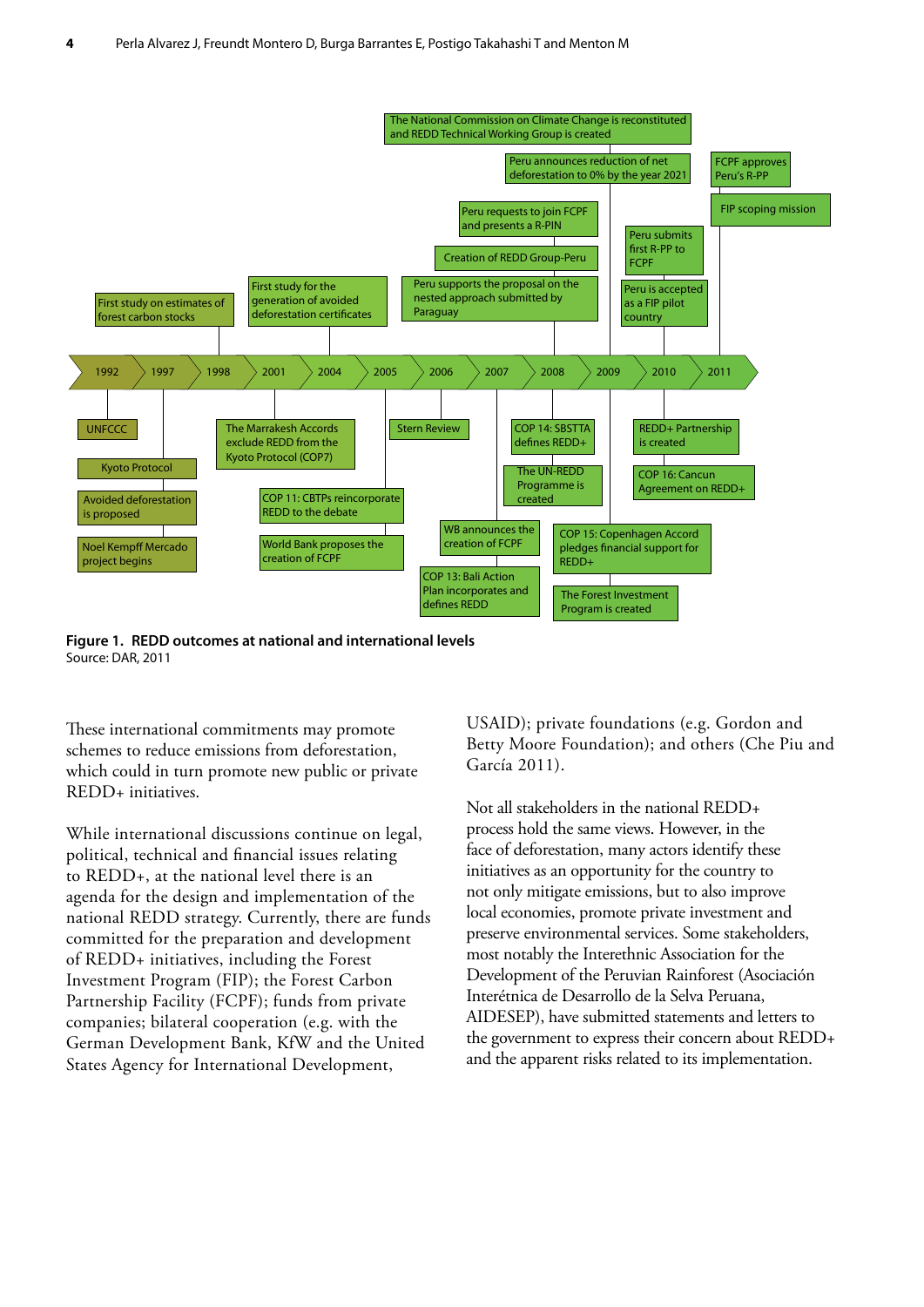The National Commission on Climate Change is reconstituted and REDD Technical Working Group is created

Peru announces reduction of net deforestation to 0% by the year 2021

FCPF approves Peru's R-PP

FIP scoping mission

Peru requests to join FCPF and presents a R-PIN

Peru submits first R-PP to FCPF

Creation of REDD Group-Peru

Peru supports the proposal on the nested approach submitted by Paraguay

Peru is accepted as a FIP pilot country

First study on estimates of forest carbon stocks

First study for the generation of avoided deforestation certificates

1992 | 1997 | 1998 | 2001 | 2004 | 2005 | 2006 | 2007 | 2008 | 2009 | 2010 | 2011

UNFCCC

Kyoto Protocol

Avoided deforestation is proposed

Noel Kempff Mercado project begins

The Marrakesh Accords exclude REDD from the Kyoto Protocol (COP7)

COP 11: CBTPs reincorporate REDD to the debate

World Bank proposes the creation of FCPF

Stern Review

WB announces the creation of FCPF

COP 13: Bali Action Plan incorporates and defines REDD

COP 14: SBSTTA defines REDD+

The UN-REDD Programme is created

COP 15: Copenhagen Accord pledges financial support for REDD+

The Forest Investment Program is created

REDD+ Partnership is created

COP 16: Cancun Agreement on REDD+

**Figure 1. REDD outcomes at national and international levels**
Source: DAR, 2011

These international commitments may promote schemes to reduce emissions from deforestation, which could in turn promote new public or private REDD+ initiatives.

While international discussions continue on legal, political, technical and financial issues relating to REDD+, at the national level there is an agenda for the design and implementation of the national REDD strategy. Currently, there are funds committed for the preparation and development of REDD+ initiatives, including the Forest Investment Program (FIP); the Forest Carbon Partnership Facility (FCPF); funds from private companies; bilateral cooperation (e.g. with the German Development Bank, KfW and the United States Agency for International Development, USAID); private foundations (e.g. Gordon and Betty Moore Foundation); and others (Che Piu and García 2011).

Not all stakeholders in the national REDD+ process hold the same views. However, in the face of deforestation, many actors identify these initiatives as an opportunity for the country to not only mitigate emissions, but to also improve local economies, promote private investment and preserve environmental services. Some stakeholders, most notably the Interethnic Association for the Development of the Peruvian Rainforest (Asociación Interétnica de Desarrollo de la Selva Peruana, AIDESEP), have submitted statements and letters to the government to express their concern about REDD+ and the apparent risks related to its implementation.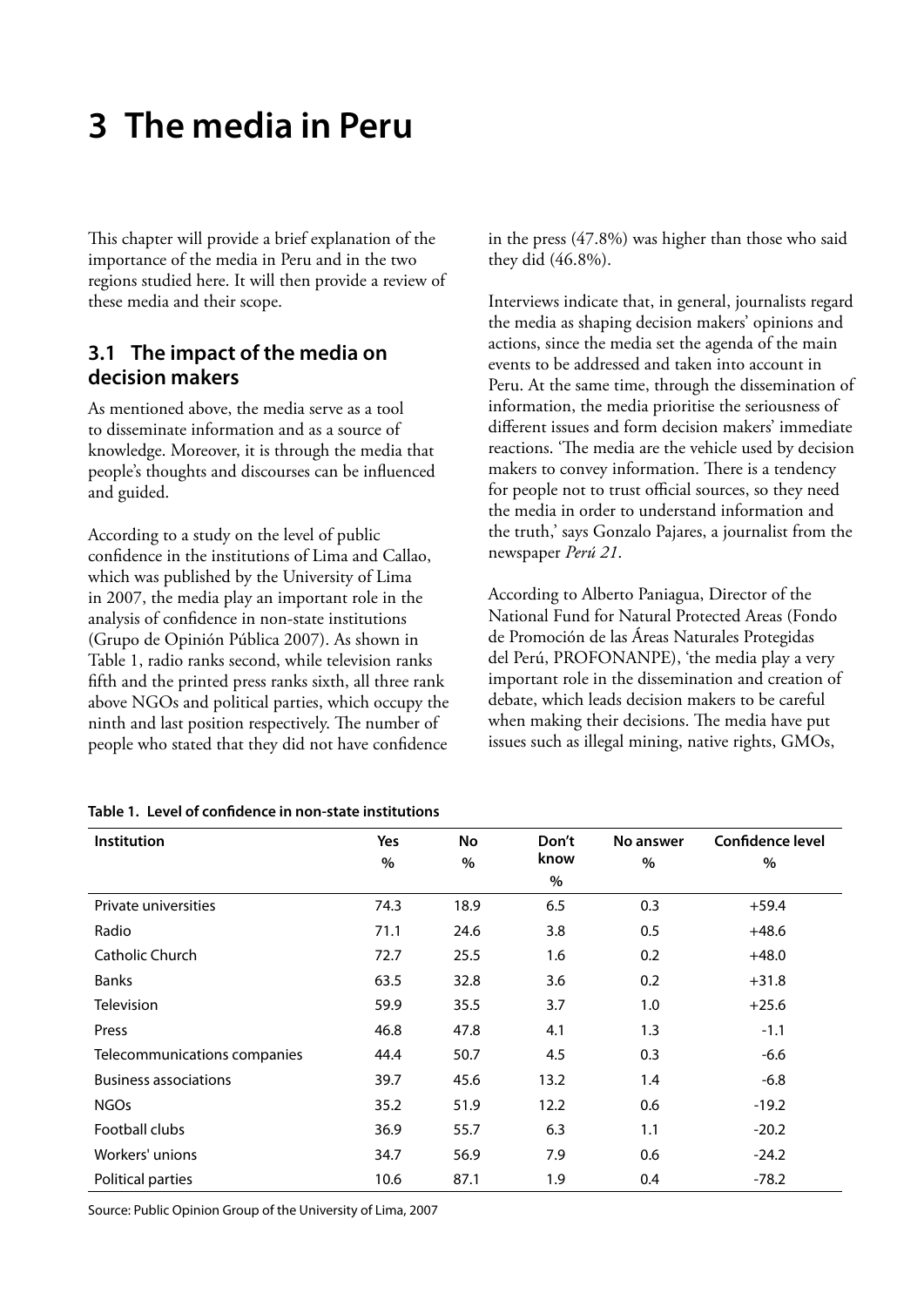# 3 The media in Peru

This chapter will provide a brief explanation of the importance of the media in Peru and in the two regions studied here. It will then provide a review of these media and their scope.

## 3.1 The impact of the media on decision makers

As mentioned above, the media serve as a tool to disseminate information and as a source of knowledge. Moreover, it is through the media that people's thoughts and discourses can be influenced and guided.

According to a study on the level of public confidence in the institutions of Lima and Callao, which was published by the University of Lima in 2007, the media play an important role in the analysis of confidence in non-state institutions (Grupo de Opinión Pública 2007). As shown in Table 1, radio ranks second, while television ranks fifth and the printed press ranks sixth, all three rank above NGOs and political parties, which occupy the ninth and last position respectively. The number of people who stated that they did not have confidence in the press (47.8%) was higher than those who said they did (46.8%).

Interviews indicate that, in general, journalists regard the media as shaping decision makers' opinions and actions, since the media set the agenda of the main events to be addressed and taken into account in Peru. At the same time, through the dissemination of information, the media prioritise the seriousness of different issues and form decision makers' immediate reactions. 'The media are the vehicle used by decision makers to convey information. There is a tendency for people not to trust official sources, so they need the media in order to understand information and the truth,' says Gonzalo Pajares, a journalist from the newspaper *Perú 21*.

According to Alberto Paniagua, Director of the National Fund for Natural Protected Areas (Fondo de Promoción de las Áreas Naturales Protegidas del Perú, PROFONANPE), 'the media play a very important role in the dissemination and creation of debate, which leads decision makers to be careful when making their decisions. The media have put issues such as illegal mining, native rights, GMOs,

**Table 1. Level of confidence in non-state institutions**

| Institution | Yes % | No % | Don't know % | No answer % | Confidence level % |
|---|---|---|---|---|---|
| Private universities | 74.3 | 18.9 | 6.5 | 0.3 | +59.4 |
| Radio | 71.1 | 24.6 | 3.8 | 0.5 | +48.6 |
| Catholic Church | 72.7 | 25.5 | 1.6 | 0.2 | +48.0 |
| Banks | 63.5 | 32.8 | 3.6 | 0.2 | +31.8 |
| Television | 59.9 | 35.5 | 3.7 | 1.0 | +25.6 |
| Press | 46.8 | 47.8 | 4.1 | 1.3 | -1.1 |
| Telecommunications companies | 44.4 | 50.7 | 4.5 | 0.3 | -6.6 |
| Business associations | 39.7 | 45.6 | 13.2 | 1.4 | -6.8 |
| NGOs | 35.2 | 51.9 | 12.2 | 0.6 | -19.2 |
| Football clubs | 36.9 | 55.7 | 6.3 | 1.1 | -20.2 |
| Workers' unions | 34.7 | 56.9 | 7.9 | 0.6 | -24.2 |
| Political parties | 10.6 | 87.1 | 1.9 | 0.4 | -78.2 |

Source: Public Opinion Group of the University of Lima, 2007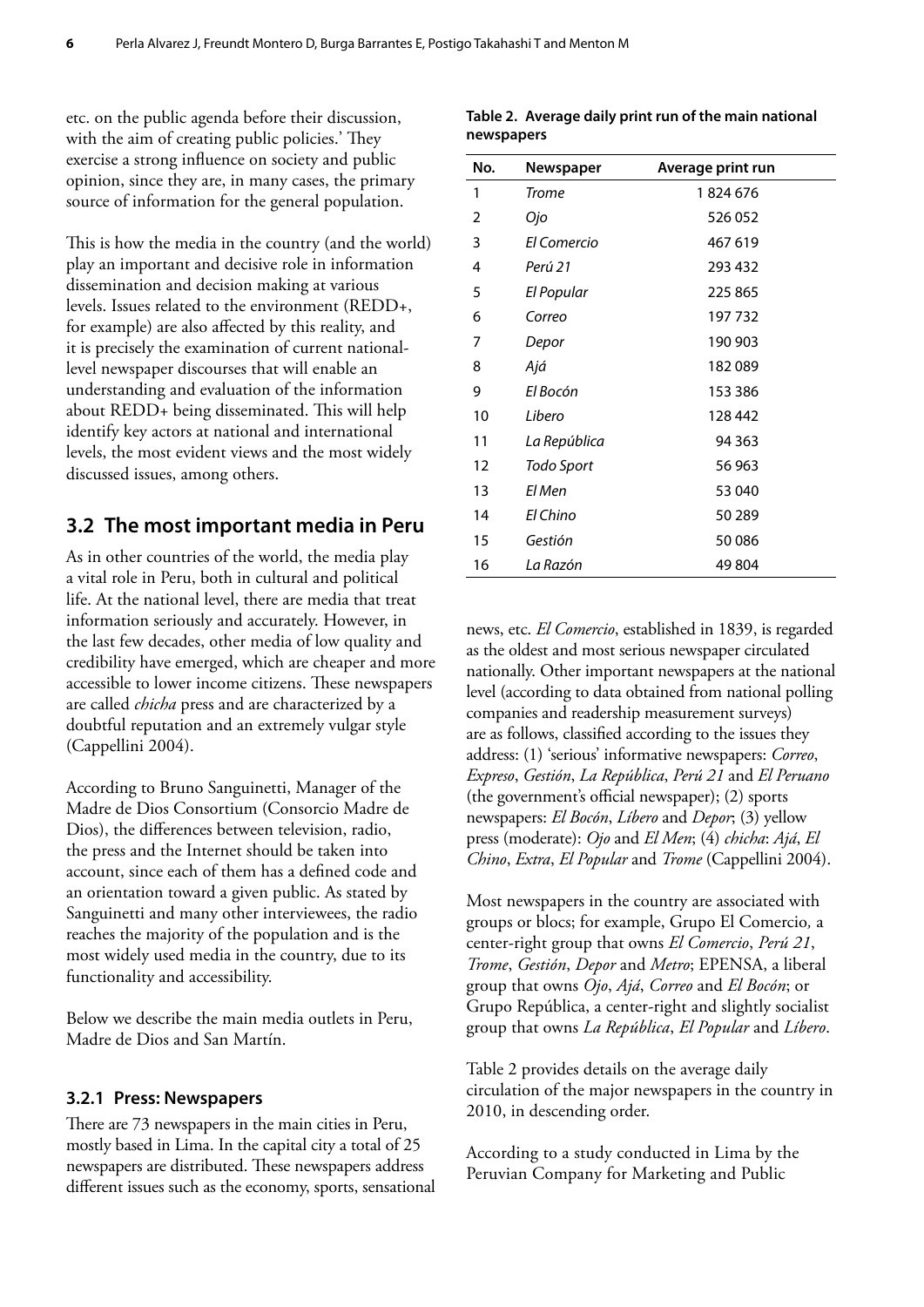etc. on the public agenda before their discussion, with the aim of creating public policies.' They exercise a strong influence on society and public opinion, since they are, in many cases, the primary source of information for the general population.

This is how the media in the country (and the world) play an important and decisive role in information dissemination and decision making at various levels. Issues related to the environment (REDD+, for example) are also affected by this reality, and it is precisely the examination of current national-level newspaper discourses that will enable an understanding and evaluation of the information about REDD+ being disseminated. This will help identify key actors at national and international levels, the most evident views and the most widely discussed issues, among others.

## 3.2 The most important media in Peru

As in other countries of the world, the media play a vital role in Peru, both in cultural and political life. At the national level, there are media that treat information seriously and accurately. However, in the last few decades, other media of low quality and credibility have emerged, which are cheaper and more accessible to lower income citizens. These newspapers are called *chicha* press and are characterized by a doubtful reputation and an extremely vulgar style (Cappellini 2004).

According to Bruno Sanguinetti, Manager of the Madre de Dios Consortium (Consorcio Madre de Dios), the differences between television, radio, the press and the Internet should be taken into account, since each of them has a defined code and an orientation toward a given public. As stated by Sanguinetti and many other interviewees, the radio reaches the majority of the population and is the most widely used media in the country, due to its functionality and accessibility.

Below we describe the main media outlets in Peru, Madre de Dios and San Martín.

### 3.2.1 Press: Newspapers

There are 73 newspapers in the main cities in Peru, mostly based in Lima. In the capital city a total of 25 newspapers are distributed. These newspapers address different issues such as the economy, sports, sensational news, etc. *El Comercio*, established in 1839, is regarded as the oldest and most serious newspaper circulated nationally. Other important newspapers at the national level (according to data obtained from national polling companies and readership measurement surveys) are as follows, classified according to the issues they address: (1) 'serious' informative newspapers: *Correo*, *Expreso*, *Gestión*, *La República*, *Perú 21* and *El Peruano* (the government's official newspaper); (2) sports newspapers: *El Bocón*, *Líbero* and *Depor*; (3) yellow press (moderate): *Ojo* and *El Men*; (4) *chicha*: *Ajá*, *El Chino*, *Extra*, *El Popular* and *Trome* (Cappellini 2004).

Most newspapers in the country are associated with groups or blocs; for example, Grupo El Comercio, a center-right group that owns *El Comercio*, *Perú 21*, *Trome*, *Gestión*, *Depor* and *Metro*; EPENSA, a liberal group that owns *Ojo*, *Ajá*, *Correo* and *El Bocón*; or Grupo República, a center-right and slightly socialist group that owns *La República*, *El Popular* and *Líbero*.

Table 2 provides details on the average daily circulation of the major newspapers in the country in 2010, in descending order.

**Table 2. Average daily print run of the main national newspapers**

| No. | Newspaper | Average print run |
|---|---|---|
| 1 | *Trome* | 1 824 676 |
| 2 | *Ojo* | 526 052 |
| 3 | *El Comercio* | 467 619 |
| 4 | *Perú 21* | 293 432 |
| 5 | *El Popular* | 225 865 |
| 6 | *Correo* | 197 732 |
| 7 | *Depor* | 190 903 |
| 8 | *Ajá* | 182 089 |
| 9 | *El Bocón* | 153 386 |
| 10 | *Libero* | 128 442 |
| 11 | *La República* | 94 363 |
| 12 | *Todo Sport* | 56 963 |
| 13 | *El Men* | 53 040 |
| 14 | *El Chino* | 50 289 |
| 15 | *Gestión* | 50 086 |
| 16 | *La Razón* | 49 804 |

According to a study conducted in Lima by the Peruvian Company for Marketing and Public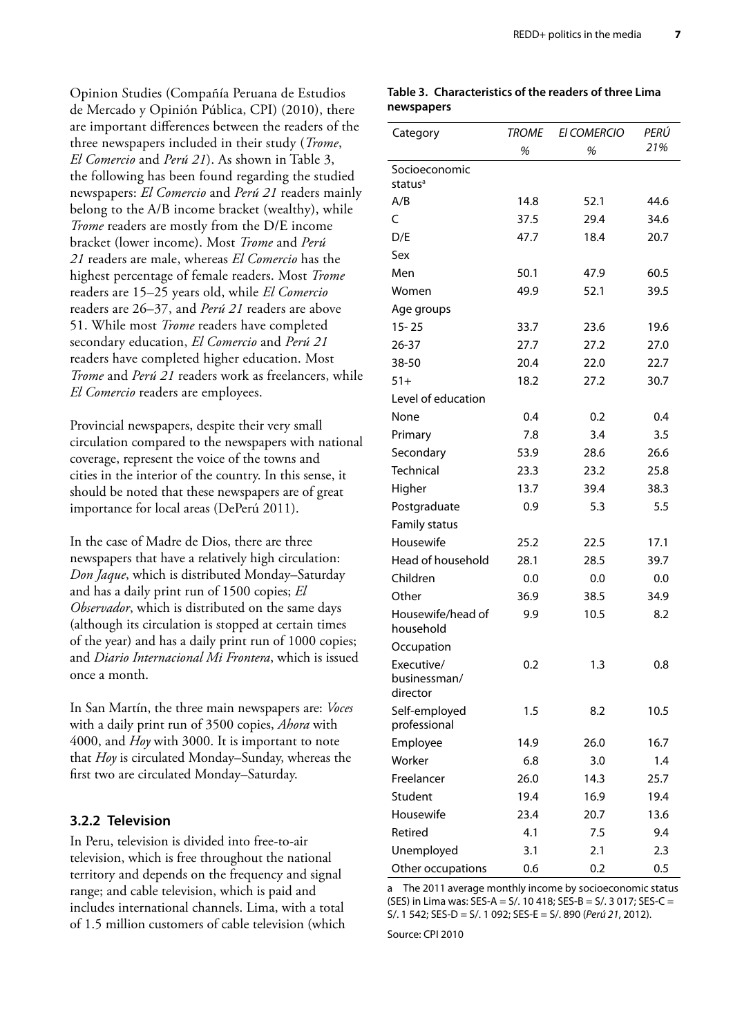Opinion Studies (Compañía Peruana de Estudios de Mercado y Opinión Pública, CPI) (2010), there are important differences between the readers of the three newspapers included in their study (*Trome*, *El Comercio* and *Perú 21*). As shown in Table 3, the following has been found regarding the studied newspapers: *El Comercio* and *Perú 21* readers mainly belong to the A/B income bracket (wealthy), while *Trome* readers are mostly from the D/E income bracket (lower income). Most *Trome* and *Perú 21* readers are male, whereas *El Comercio* has the highest percentage of female readers. Most *Trome* readers are 15–25 years old, while *El Comercio* readers are 26–37, and *Perú 21* readers are above 51. While most *Trome* readers have completed secondary education, *El Comercio* and *Perú 21* readers have completed higher education. Most *Trome* and *Perú 21* readers work as freelancers, while *El Comercio* readers are employees.

Provincial newspapers, despite their very small circulation compared to the newspapers with national coverage, represent the voice of the towns and cities in the interior of the country. In this sense, it should be noted that these newspapers are of great importance for local areas (DePerú 2011).

In the case of Madre de Dios, there are three newspapers that have a relatively high circulation: *Don Jaque*, which is distributed Monday–Saturday and has a daily print run of 1500 copies; *El Observador*, which is distributed on the same days (although its circulation is stopped at certain times of the year) and has a daily print run of 1000 copies; and *Diario Internacional Mi Frontera*, which is issued once a month.

In San Martín, the three main newspapers are: *Voces* with a daily print run of 3500 copies, *Ahora* with 4000, and *Hoy* with 3000. It is important to note that *Hoy* is circulated Monday–Sunday, whereas the first two are circulated Monday–Saturday.

### 3.2.2 Television

In Peru, television is divided into free-to-air television, which is free throughout the national territory and depends on the frequency and signal range; and cable television, which is paid and includes international channels. Lima, with a total of 1.5 million customers of cable television (which

**Table 3. Characteristics of the readers of three Lima newspapers**

| Category | *TROME* % | *El COMERCIO* % | *PERÚ 21%* |
|---|---|---|---|
| Socioeconomic status[a] | | | |
| A/B | 14.8 | 52.1 | 44.6 |
| C | 37.5 | 29.4 | 34.6 |
| D/E | 47.7 | 18.4 | 20.7 |
| Sex | | | |
| Men | 50.1 | 47.9 | 60.5 |
| Women | 49.9 | 52.1 | 39.5 |
| Age groups | | | |
| 15- 25 | 33.7 | 23.6 | 19.6 |
| 26-37 | 27.7 | 27.2 | 27.0 |
| 38-50 | 20.4 | 22.0 | 22.7 |
| 51+ | 18.2 | 27.2 | 30.7 |
| Level of education | | | |
| None | 0.4 | 0.2 | 0.4 |
| Primary | 7.8 | 3.4 | 3.5 |
| Secondary | 53.9 | 28.6 | 26.6 |
| Technical | 23.3 | 23.2 | 25.8 |
| Higher | 13.7 | 39.4 | 38.3 |
| Postgraduate | 0.9 | 5.3 | 5.5 |
| Family status | | | |
| Housewife | 25.2 | 22.5 | 17.1 |
| Head of household | 28.1 | 28.5 | 39.7 |
| Children | 0.0 | 0.0 | 0.0 |
| Other | 36.9 | 38.5 | 34.9 |
| Housewife/head of household | 9.9 | 10.5 | 8.2 |
| Occupation | | | |
| Executive/ businessman/ director | 0.2 | 1.3 | 0.8 |
| Self-employed professional | 1.5 | 8.2 | 10.5 |
| Employee | 14.9 | 26.0 | 16.7 |
| Worker | 6.8 | 3.0 | 1.4 |
| Freelancer | 26.0 | 14.3 | 25.7 |
| Student | 19.4 | 16.9 | 19.4 |
| Housewife | 23.4 | 20.7 | 13.6 |
| Retired | 4.1 | 7.5 | 9.4 |
| Unemployed | 3.1 | 2.1 | 2.3 |
| Other occupations | 0.6 | 0.2 | 0.5 |

a The 2011 average monthly income by socioeconomic status (SES) in Lima was: SES-A = S/. 10 418; SES-B = S/. 3 017; SES-C = S/. 1 542; SES-D = S/. 1 092; SES-E = S/. 890 (*Perú 21*, 2012).

Source: CPI 2010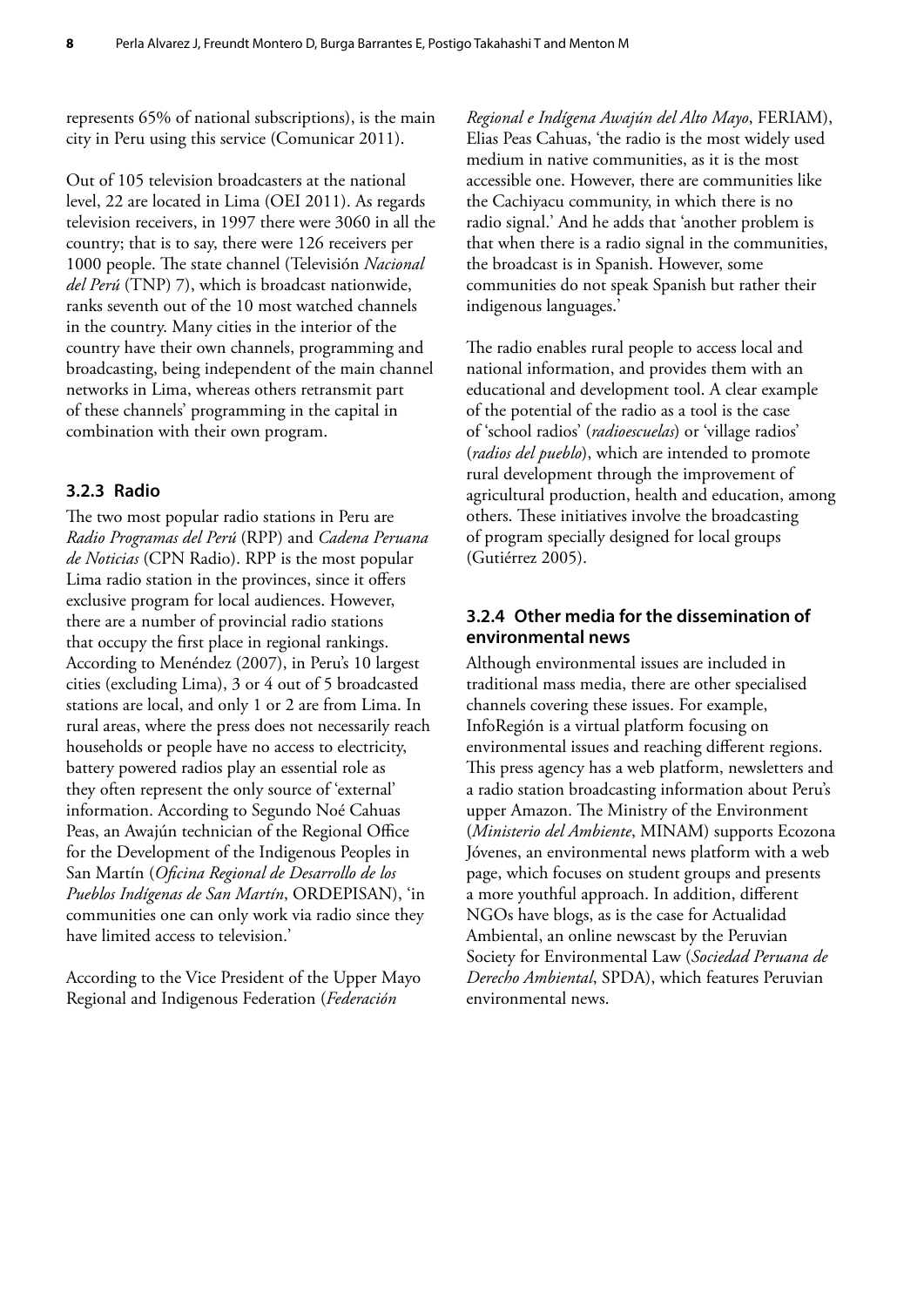represents 65% of national subscriptions), is the main city in Peru using this service (Comunicar 2011).

Out of 105 television broadcasters at the national level, 22 are located in Lima (OEI 2011). As regards television receivers, in 1997 there were 3060 in all the country; that is to say, there were 126 receivers per 1000 people. The state channel (Televisión *Nacional del Perú* (TNP) 7), which is broadcast nationwide, ranks seventh out of the 10 most watched channels in the country. Many cities in the interior of the country have their own channels, programming and broadcasting, being independent of the main channel networks in Lima, whereas others retransmit part of these channels' programming in the capital in combination with their own program.

### 3.2.3 Radio

The two most popular radio stations in Peru are *Radio Programas del Perú* (RPP) and *Cadena Peruana de Noticias* (CPN Radio). RPP is the most popular Lima radio station in the provinces, since it offers exclusive program for local audiences. However, there are a number of provincial radio stations that occupy the first place in regional rankings. According to Menéndez (2007), in Peru's 10 largest cities (excluding Lima), 3 or 4 out of 5 broadcasted stations are local, and only 1 or 2 are from Lima. In rural areas, where the press does not necessarily reach households or people have no access to electricity, battery powered radios play an essential role as they often represent the only source of 'external' information. According to Segundo Noé Cahuas Peas, an Awajún technician of the Regional Office for the Development of the Indigenous Peoples in San Martín (*Oficina Regional de Desarrollo de los Pueblos Indígenas de San Martín*, ORDEPISAN), 'in communities one can only work via radio since they have limited access to television.'

According to the Vice President of the Upper Mayo Regional and Indigenous Federation (*Federación Regional e Indígena Awajún del Alto Mayo*, FERIAM), Elias Peas Cahuas, 'the radio is the most widely used medium in native communities, as it is the most accessible one. However, there are communities like the Cachiyacu community, in which there is no radio signal.' And he adds that 'another problem is that when there is a radio signal in the communities, the broadcast is in Spanish. However, some communities do not speak Spanish but rather their indigenous languages.'

The radio enables rural people to access local and national information, and provides them with an educational and development tool. A clear example of the potential of the radio as a tool is the case of 'school radios' (*radioescuelas*) or 'village radios' (*radios del pueblo*), which are intended to promote rural development through the improvement of agricultural production, health and education, among others. These initiatives involve the broadcasting of program specially designed for local groups (Gutiérrez 2005).

### 3.2.4 Other media for the dissemination of environmental news

Although environmental issues are included in traditional mass media, there are other specialised channels covering these issues. For example, InfoRegión is a virtual platform focusing on environmental issues and reaching different regions. This press agency has a web platform, newsletters and a radio station broadcasting information about Peru's upper Amazon. The Ministry of the Environment (*Ministerio del Ambiente*, MINAM) supports Ecozona Jóvenes, an environmental news platform with a web page, which focuses on student groups and presents a more youthful approach. In addition, different NGOs have blogs, as is the case for Actualidad Ambiental, an online newscast by the Peruvian Society for Environmental Law (*Sociedad Peruana de Derecho Ambiental*, SPDA), which features Peruvian environmental news.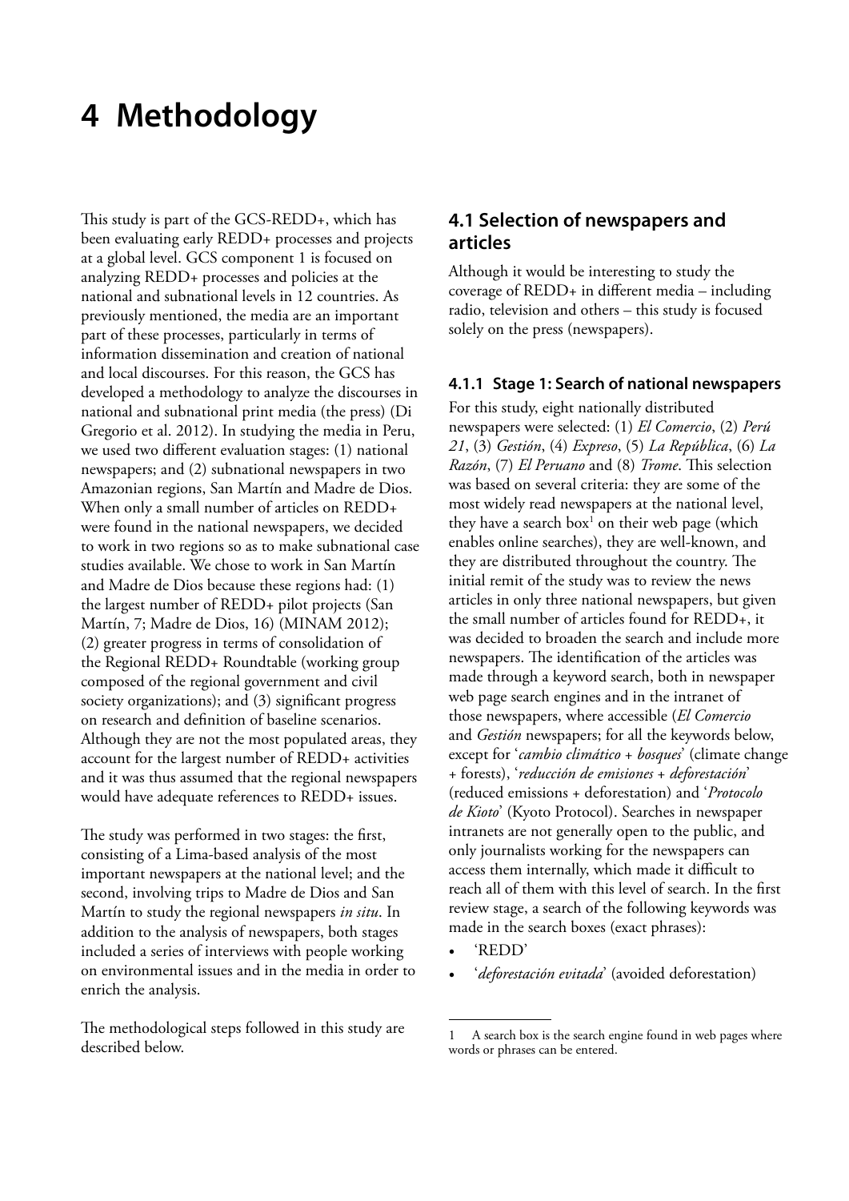# 4 Methodology

This study is part of the GCS-REDD+, which has been evaluating early REDD+ processes and projects at a global level. GCS component 1 is focused on analyzing REDD+ processes and policies at the national and subnational levels in 12 countries. As previously mentioned, the media are an important part of these processes, particularly in terms of information dissemination and creation of national and local discourses. For this reason, the GCS has developed a methodology to analyze the discourses in national and subnational print media (the press) (Di Gregorio et al. 2012). In studying the media in Peru, we used two different evaluation stages: (1) national newspapers; and (2) subnational newspapers in two Amazonian regions, San Martín and Madre de Dios. When only a small number of articles on REDD+ were found in the national newspapers, we decided to work in two regions so as to make subnational case studies available. We chose to work in San Martín and Madre de Dios because these regions had: (1) the largest number of REDD+ pilot projects (San Martín, 7; Madre de Dios, 16) (MINAM 2012); (2) greater progress in terms of consolidation of the Regional REDD+ Roundtable (working group composed of the regional government and civil society organizations); and (3) significant progress on research and definition of baseline scenarios. Although they are not the most populated areas, they account for the largest number of REDD+ activities and it was thus assumed that the regional newspapers would have adequate references to REDD+ issues.

The study was performed in two stages: the first, consisting of a Lima-based analysis of the most important newspapers at the national level; and the second, involving trips to Madre de Dios and San Martín to study the regional newspapers *in situ*. In addition to the analysis of newspapers, both stages included a series of interviews with people working on environmental issues and in the media in order to enrich the analysis.

The methodological steps followed in this study are described below.

## 4.1 Selection of newspapers and articles

Although it would be interesting to study the coverage of REDD+ in different media – including radio, television and others – this study is focused solely on the press (newspapers).

### 4.1.1 Stage 1: Search of national newspapers

For this study, eight nationally distributed newspapers were selected: (1) *El Comercio*, (2) *Perú 21*, (3) *Gestión*, (4) *Expreso*, (5) *La República*, (6) *La Razón*, (7) *El Peruano* and (8) *Trome*. This selection was based on several criteria: they are some of the most widely read newspapers at the national level, they have a search box[1] on their web page (which enables online searches), they are well-known, and they are distributed throughout the country. The initial remit of the study was to review the news articles in only three national newspapers, but given the small number of articles found for REDD+, it was decided to broaden the search and include more newspapers. The identification of the articles was made through a keyword search, both in newspaper web page search engines and in the intranet of those newspapers, where accessible (*El Comercio* and *Gestión* newspapers; for all the keywords below, except for '*cambio climático + bosques*' (climate change + forests), '*reducción de emisiones + deforestación*' (reduced emissions + deforestation) and '*Protocolo de Kioto*' (Kyoto Protocol). Searches in newspaper intranets are not generally open to the public, and only journalists working for the newspapers can access them internally, which made it difficult to reach all of them with this level of search. In the first review stage, a search of the following keywords was made in the search boxes (exact phrases):

- 'REDD'
- '*deforestación evitada*' (avoided deforestation)

---

[1] A search box is the search engine found in web pages where words or phrases can be entered.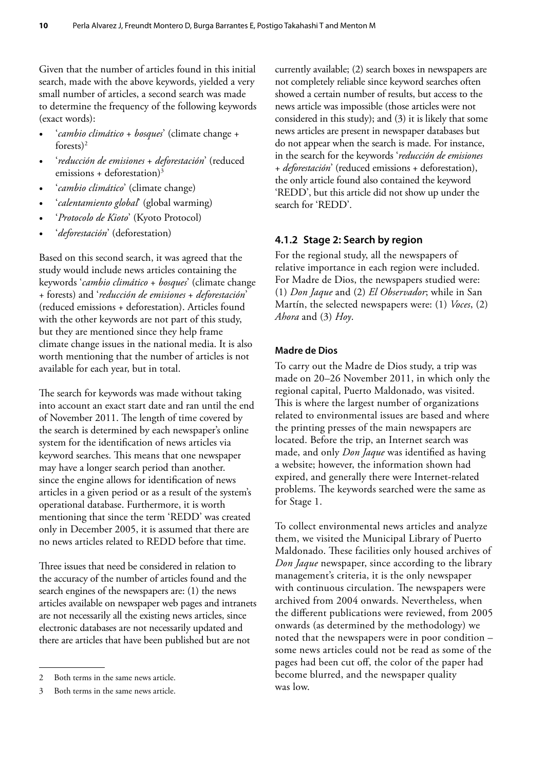Given that the number of articles found in this initial search, made with the above keywords, yielded a very small number of articles, a second search was made to determine the frequency of the following keywords (exact words):

- '*cambio climático + bosques*' (climate change + forests)[2]
- '*reducción de emisiones + deforestación*' (reduced emissions + deforestation)[3]
- '*cambio climático*' (climate change)
- '*calentamiento global*' (global warming)
- '*Protocolo de Kioto*' (Kyoto Protocol)
- '*deforestación*' (deforestation)

Based on this second search, it was agreed that the study would include news articles containing the keywords '*cambio climático + bosques*' (climate change + forests) and '*reducción de emisiones + deforestación*' (reduced emissions + deforestation). Articles found with the other keywords are not part of this study, but they are mentioned since they help frame climate change issues in the national media. It is also worth mentioning that the number of articles is not available for each year, but in total.

The search for keywords was made without taking into account an exact start date and ran until the end of November 2011. The length of time covered by the search is determined by each newspaper's online system for the identification of news articles via keyword searches. This means that one newspaper may have a longer search period than another. since the engine allows for identification of news articles in a given period or as a result of the system's operational database. Furthermore, it is worth mentioning that since the term 'REDD' was created only in December 2005, it is assumed that there are no news articles related to REDD before that time.

Three issues that need be considered in relation to the accuracy of the number of articles found and the search engines of the newspapers are: (1) the news articles available on newspaper web pages and intranets are not necessarily all the existing news articles, since electronic databases are not necessarily updated and there are articles that have been published but are not currently available; (2) search boxes in newspapers are not completely reliable since keyword searches often showed a certain number of results, but access to the news article was impossible (those articles were not considered in this study); and (3) it is likely that some news articles are present in newspaper databases but do not appear when the search is made. For instance, in the search for the keywords '*reducción de emisiones + deforestación*' (reduced emissions + deforestation), the only article found also contained the keyword 'REDD', but this article did not show up under the search for 'REDD'.

### 4.1.2 Stage 2: Search by region

For the regional study, all the newspapers of relative importance in each region were included. For Madre de Dios, the newspapers studied were: (1) *Don Jaque* and (2) *El Observador*; while in San Martín, the selected newspapers were: (1) *Voces*, (2) *Ahora* and (3) *Hoy*.

#### Madre de Dios

To carry out the Madre de Dios study, a trip was made on 20–26 November 2011, in which only the regional capital, Puerto Maldonado, was visited. This is where the largest number of organizations related to environmental issues are based and where the printing presses of the main newspapers are located. Before the trip, an Internet search was made, and only *Don Jaque* was identified as having a website; however, the information shown had expired, and generally there were Internet-related problems. The keywords searched were the same as for Stage 1.

To collect environmental news articles and analyze them, we visited the Municipal Library of Puerto Maldonado. These facilities only housed archives of *Don Jaque* newspaper, since according to the library management's criteria, it is the only newspaper with continuous circulation. The newspapers were archived from 2004 onwards. Nevertheless, when the different publications were reviewed, from 2005 onwards (as determined by the methodology) we noted that the newspapers were in poor condition – some news articles could not be read as some of the pages had been cut off, the color of the paper had become blurred, and the newspaper quality was low.

---

2 Both terms in the same news article.

3 Both terms in the same news article.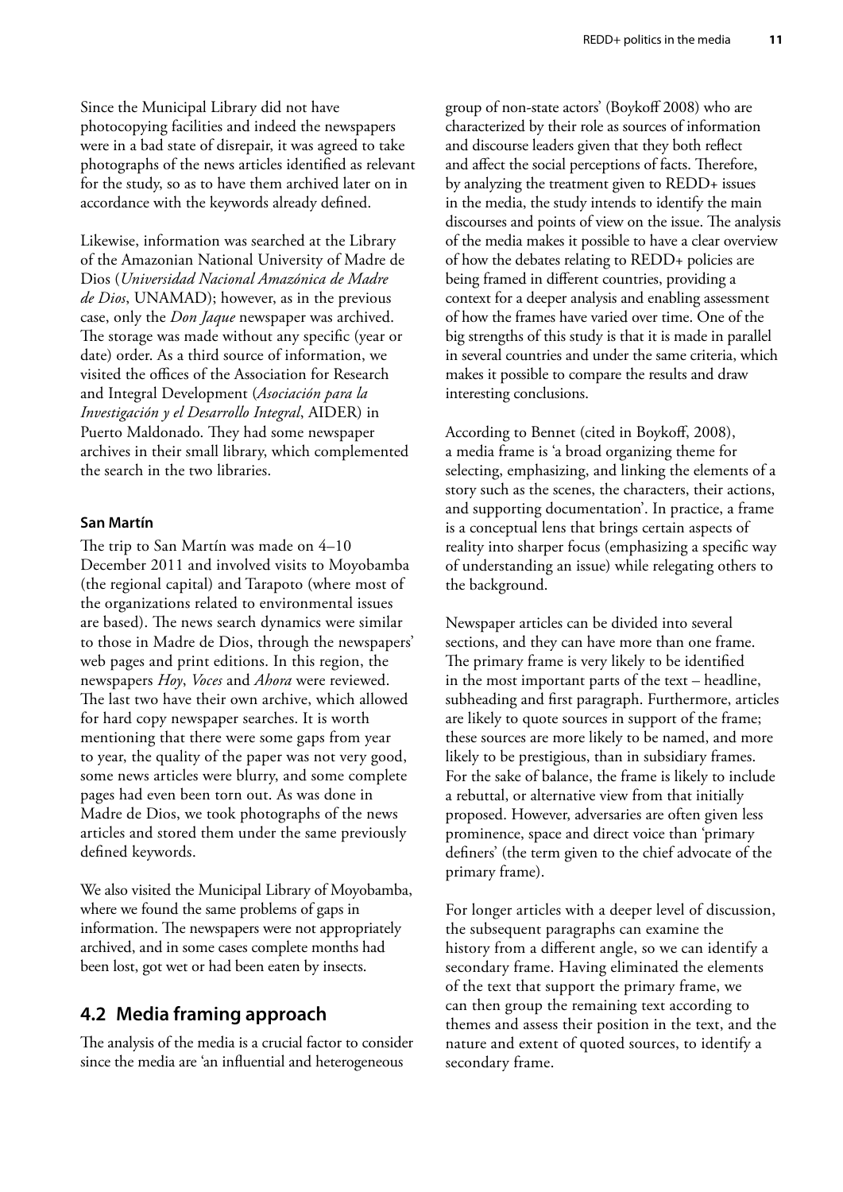Since the Municipal Library did not have photocopying facilities and indeed the newspapers were in a bad state of disrepair, it was agreed to take photographs of the news articles identified as relevant for the study, so as to have them archived later on in accordance with the keywords already defined.

Likewise, information was searched at the Library of the Amazonian National University of Madre de Dios (*Universidad Nacional Amazónica de Madre de Dios*, UNAMAD); however, as in the previous case, only the *Don Jaque* newspaper was archived. The storage was made without any specific (year or date) order. As a third source of information, we visited the offices of the Association for Research and Integral Development (*Asociación para la Investigación y el Desarrollo Integral*, AIDER) in Puerto Maldonado. They had some newspaper archives in their small library, which complemented the search in the two libraries.

#### San Martín

The trip to San Martín was made on 4–10 December 2011 and involved visits to Moyobamba (the regional capital) and Tarapoto (where most of the organizations related to environmental issues are based). The news search dynamics were similar to those in Madre de Dios, through the newspapers' web pages and print editions. In this region, the newspapers *Hoy*, *Voces* and *Ahora* were reviewed. The last two have their own archive, which allowed for hard copy newspaper searches. It is worth mentioning that there were some gaps from year to year, the quality of the paper was not very good, some news articles were blurry, and some complete pages had even been torn out. As was done in Madre de Dios, we took photographs of the news articles and stored them under the same previously defined keywords.

We also visited the Municipal Library of Moyobamba, where we found the same problems of gaps in information. The newspapers were not appropriately archived, and in some cases complete months had been lost, got wet or had been eaten by insects.

## 4.2 Media framing approach

The analysis of the media is a crucial factor to consider since the media are 'an influential and heterogeneous group of non-state actors' (Boykoff 2008) who are characterized by their role as sources of information and discourse leaders given that they both reflect and affect the social perceptions of facts. Therefore, by analyzing the treatment given to REDD+ issues in the media, the study intends to identify the main discourses and points of view on the issue. The analysis of the media makes it possible to have a clear overview of how the debates relating to REDD+ policies are being framed in different countries, providing a context for a deeper analysis and enabling assessment of how the frames have varied over time. One of the big strengths of this study is that it is made in parallel in several countries and under the same criteria, which makes it possible to compare the results and draw interesting conclusions.

According to Bennet (cited in Boykoff, 2008), a media frame is 'a broad organizing theme for selecting, emphasizing, and linking the elements of a story such as the scenes, the characters, their actions, and supporting documentation'. In practice, a frame is a conceptual lens that brings certain aspects of reality into sharper focus (emphasizing a specific way of understanding an issue) while relegating others to the background.

Newspaper articles can be divided into several sections, and they can have more than one frame. The primary frame is very likely to be identified in the most important parts of the text – headline, subheading and first paragraph. Furthermore, articles are likely to quote sources in support of the frame; these sources are more likely to be named, and more likely to be prestigious, than in subsidiary frames. For the sake of balance, the frame is likely to include a rebuttal, or alternative view from that initially proposed. However, adversaries are often given less prominence, space and direct voice than 'primary definers' (the term given to the chief advocate of the primary frame).

For longer articles with a deeper level of discussion, the subsequent paragraphs can examine the history from a different angle, so we can identify a secondary frame. Having eliminated the elements of the text that support the primary frame, we can then group the remaining text according to themes and assess their position in the text, and the nature and extent of quoted sources, to identify a secondary frame.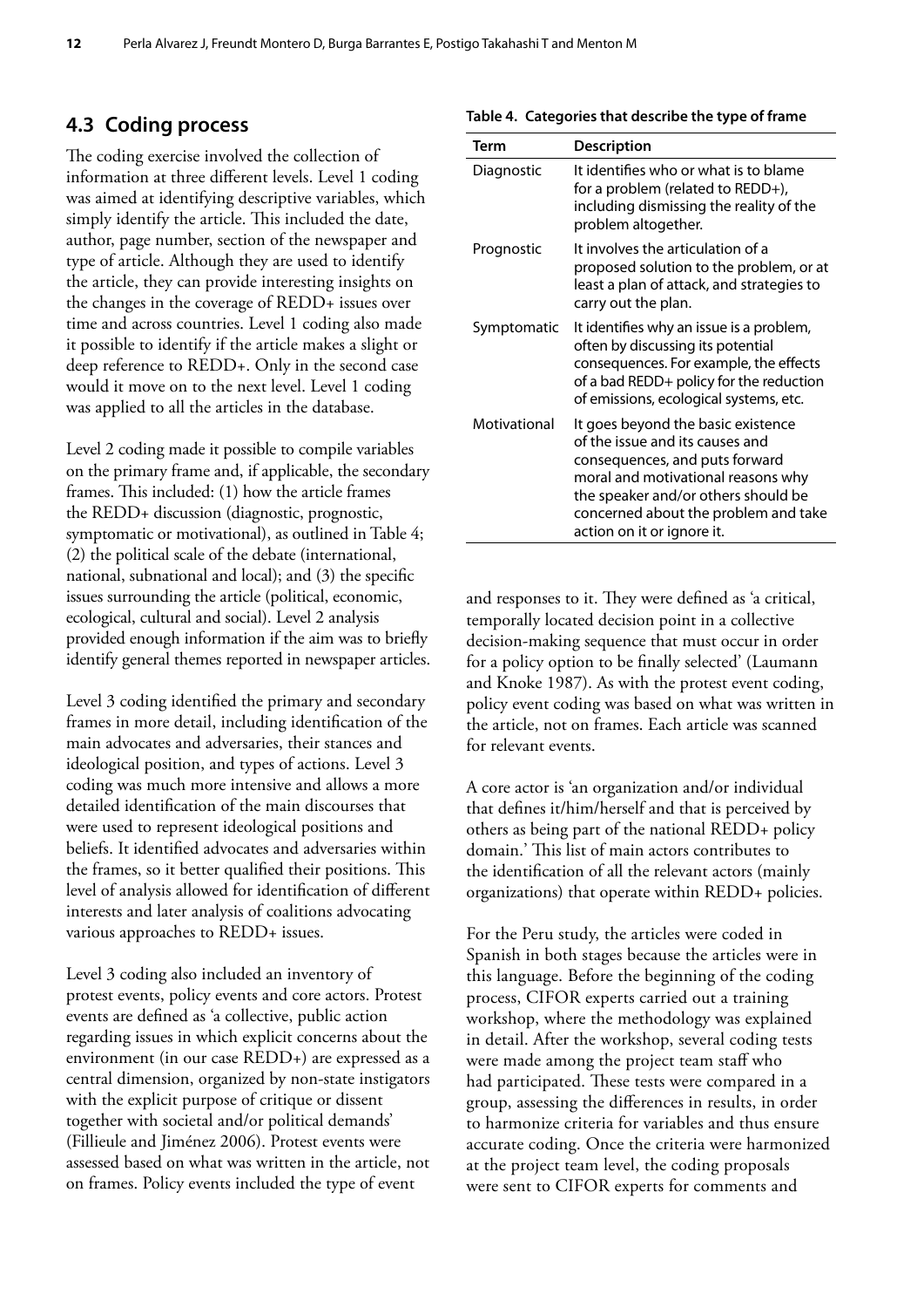## 4.3 Coding process

The coding exercise involved the collection of information at three different levels. Level 1 coding was aimed at identifying descriptive variables, which simply identify the article. This included the date, author, page number, section of the newspaper and type of article. Although they are used to identify the article, they can provide interesting insights on the changes in the coverage of REDD+ issues over time and across countries. Level 1 coding also made it possible to identify if the article makes a slight or deep reference to REDD+. Only in the second case would it move on to the next level. Level 1 coding was applied to all the articles in the database.

Level 2 coding made it possible to compile variables on the primary frame and, if applicable, the secondary frames. This included: (1) how the article frames the REDD+ discussion (diagnostic, prognostic, symptomatic or motivational), as outlined in Table 4; (2) the political scale of the debate (international, national, subnational and local); and (3) the specific issues surrounding the article (political, economic, ecological, cultural and social). Level 2 analysis provided enough information if the aim was to briefly identify general themes reported in newspaper articles.

Level 3 coding identified the primary and secondary frames in more detail, including identification of the main advocates and adversaries, their stances and ideological position, and types of actions. Level 3 coding was much more intensive and allows a more detailed identification of the main discourses that were used to represent ideological positions and beliefs. It identified advocates and adversaries within the frames, so it better qualified their positions. This level of analysis allowed for identification of different interests and later analysis of coalitions advocating various approaches to REDD+ issues.

Level 3 coding also included an inventory of protest events, policy events and core actors. Protest events are defined as 'a collective, public action regarding issues in which explicit concerns about the environment (in our case REDD+) are expressed as a central dimension, organized by non-state instigators with the explicit purpose of critique or dissent together with societal and/or political demands' (Fillieule and Jiménez 2006). Protest events were assessed based on what was written in the article, not on frames. Policy events included the type of event and responses to it. They were defined as 'a critical, temporally located decision point in a collective decision-making sequence that must occur in order for a policy option to be finally selected' (Laumann and Knoke 1987). As with the protest event coding, policy event coding was based on what was written in the article, not on frames. Each article was scanned for relevant events.

**Table 4. Categories that describe the type of frame**

| Term | Description |
|---|---|
| Diagnostic | It identifies who or what is to blame for a problem (related to REDD+), including dismissing the reality of the problem altogether. |
| Prognostic | It involves the articulation of a proposed solution to the problem, or at least a plan of attack, and strategies to carry out the plan. |
| Symptomatic | It identifies why an issue is a problem, often by discussing its potential consequences. For example, the effects of a bad REDD+ policy for the reduction of emissions, ecological systems, etc. |
| Motivational | It goes beyond the basic existence of the issue and its causes and consequences, and puts forward moral and motivational reasons why the speaker and/or others should be concerned about the problem and take action on it or ignore it. |

A core actor is 'an organization and/or individual that defines it/him/herself and that is perceived by others as being part of the national REDD+ policy domain.' This list of main actors contributes to the identification of all the relevant actors (mainly organizations) that operate within REDD+ policies.

For the Peru study, the articles were coded in Spanish in both stages because the articles were in this language. Before the beginning of the coding process, CIFOR experts carried out a training workshop, where the methodology was explained in detail. After the workshop, several coding tests were made among the project team staff who had participated. These tests were compared in a group, assessing the differences in results, in order to harmonize criteria for variables and thus ensure accurate coding. Once the criteria were harmonized at the project team level, the coding proposals were sent to CIFOR experts for comments and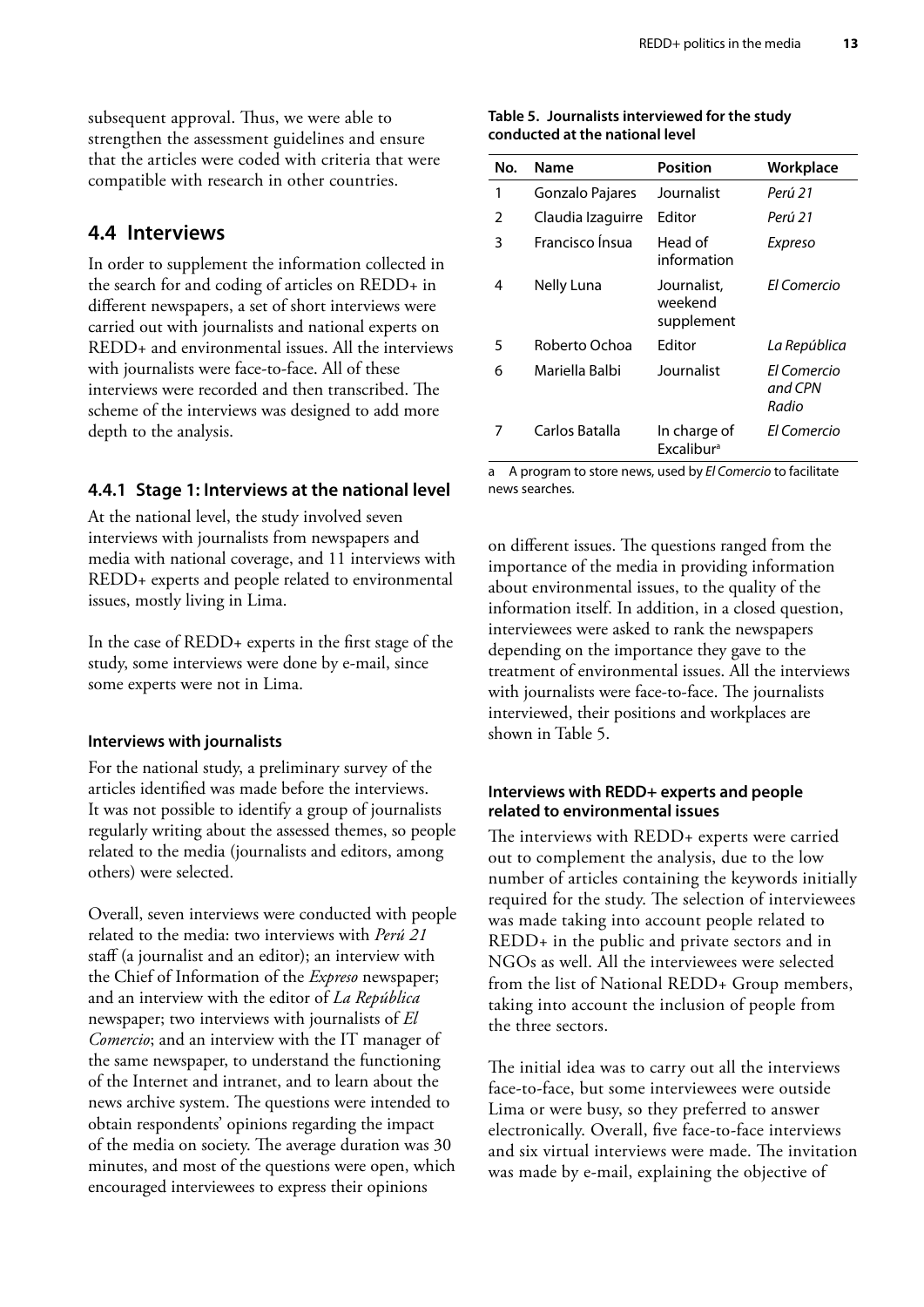subsequent approval. Thus, we were able to strengthen the assessment guidelines and ensure that the articles were coded with criteria that were compatible with research in other countries.

## 4.4 Interviews

In order to supplement the information collected in the search for and coding of articles on REDD+ in different newspapers, a set of short interviews were carried out with journalists and national experts on REDD+ and environmental issues. All the interviews with journalists were face-to-face. All of these interviews were recorded and then transcribed. The scheme of the interviews was designed to add more depth to the analysis.

### 4.4.1 Stage 1: Interviews at the national level

At the national level, the study involved seven interviews with journalists from newspapers and media with national coverage, and 11 interviews with REDD+ experts and people related to environmental issues, mostly living in Lima.

In the case of REDD+ experts in the first stage of the study, some interviews were done by e-mail, since some experts were not in Lima.

#### Interviews with journalists

For the national study, a preliminary survey of the articles identified was made before the interviews. It was not possible to identify a group of journalists regularly writing about the assessed themes, so people related to the media (journalists and editors, among others) were selected.

Overall, seven interviews were conducted with people related to the media: two interviews with *Perú 21* staff (a journalist and an editor); an interview with the Chief of Information of the *Expreso* newspaper; and an interview with the editor of *La República* newspaper; two interviews with journalists of *El Comercio*; and an interview with the IT manager of the same newspaper, to understand the functioning of the Internet and intranet, and to learn about the news archive system. The questions were intended to obtain respondents' opinions regarding the impact of the media on society. The average duration was 30 minutes, and most of the questions were open, which encouraged interviewees to express their opinions on different issues. The questions ranged from the importance of the media in providing information about environmental issues, to the quality of the information itself. In addition, in a closed question, interviewees were asked to rank the newspapers depending on the importance they gave to the treatment of environmental issues. All the interviews with journalists were face-to-face. The journalists interviewed, their positions and workplaces are shown in Table 5.

**Table 5. Journalists interviewed for the study conducted at the national level**

| No. | Name | Position | Workplace |
|---|---|---|---|
| 1 | Gonzalo Pajares | Journalist | *Perú 21* |
| 2 | Claudia Izaguirre | Editor | *Perú 21* |
| 3 | Francisco Ínsua | Head of information | *Expreso* |
| 4 | Nelly Luna | Journalist, weekend supplement | *El Comercio* |
| 5 | Roberto Ochoa | Editor | *La República* |
| 6 | Mariella Balbi | Journalist | *El Comercio and CPN Radio* |
| 7 | Carlos Batalla | In charge of Excalibur[a] | *El Comercio* |

a A program to store news, used by *El Comercio* to facilitate news searches.

#### Interviews with REDD+ experts and people related to environmental issues

The interviews with REDD+ experts were carried out to complement the analysis, due to the low number of articles containing the keywords initially required for the study. The selection of interviewees was made taking into account people related to REDD+ in the public and private sectors and in NGOs as well. All the interviewees were selected from the list of National REDD+ Group members, taking into account the inclusion of people from the three sectors.

The initial idea was to carry out all the interviews face-to-face, but some interviewees were outside Lima or were busy, so they preferred to answer electronically. Overall, five face-to-face interviews and six virtual interviews were made. The invitation was made by e-mail, explaining the objective of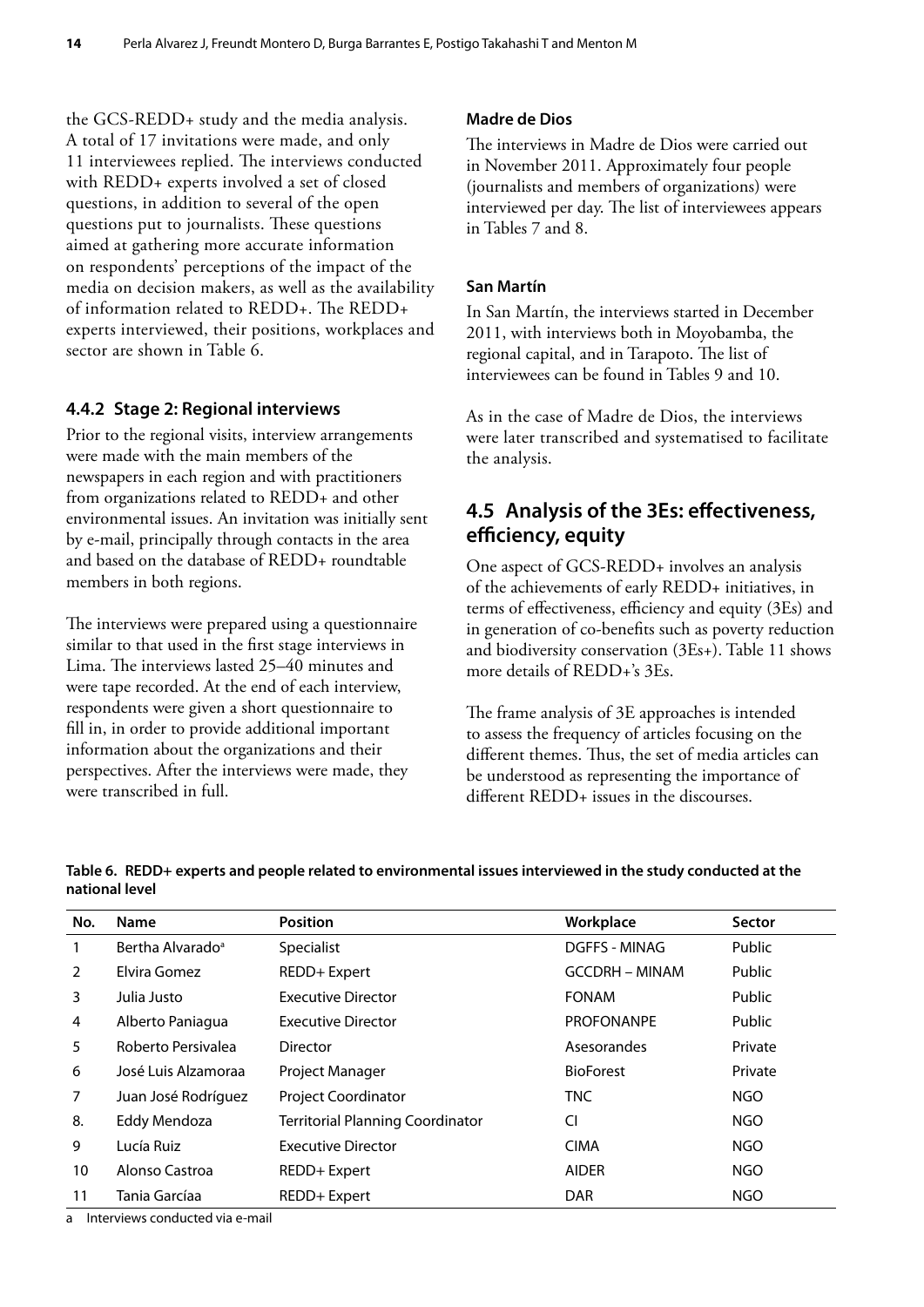the GCS-REDD+ study and the media analysis. A total of 17 invitations were made, and only 11 interviewees replied. The interviews conducted with REDD+ experts involved a set of closed questions, in addition to several of the open questions put to journalists. These questions aimed at gathering more accurate information on respondents' perceptions of the impact of the media on decision makers, as well as the availability of information related to REDD+. The REDD+ experts interviewed, their positions, workplaces and sector are shown in Table 6.

### 4.4.2 Stage 2: Regional interviews

Prior to the regional visits, interview arrangements were made with the main members of the newspapers in each region and with practitioners from organizations related to REDD+ and other environmental issues. An invitation was initially sent by e-mail, principally through contacts in the area and based on the database of REDD+ roundtable members in both regions.

The interviews were prepared using a questionnaire similar to that used in the first stage interviews in Lima. The interviews lasted 25–40 minutes and were tape recorded. At the end of each interview, respondents were given a short questionnaire to fill in, in order to provide additional important information about the organizations and their perspectives. After the interviews were made, they were transcribed in full.

#### Madre de Dios

The interviews in Madre de Dios were carried out in November 2011. Approximately four people (journalists and members of organizations) were interviewed per day. The list of interviewees appears in Tables 7 and 8.

#### San Martín

In San Martín, the interviews started in December 2011, with interviews both in Moyobamba, the regional capital, and in Tarapoto. The list of interviewees can be found in Tables 9 and 10.

As in the case of Madre de Dios, the interviews were later transcribed and systematised to facilitate the analysis.

## 4.5 Analysis of the 3Es: effectiveness, efficiency, equity

One aspect of GCS-REDD+ involves an analysis of the achievements of early REDD+ initiatives, in terms of effectiveness, efficiency and equity (3Es) and in generation of co-benefits such as poverty reduction and biodiversity conservation (3Es+). Table 11 shows more details of REDD+'s 3Es.

The frame analysis of 3E approaches is intended to assess the frequency of articles focusing on the different themes. Thus, the set of media articles can be understood as representing the importance of different REDD+ issues in the discourses.

**Table 6. REDD+ experts and people related to environmental issues interviewed in the study conducted at the national level**

| No. | Name | Position | Workplace | Sector |
|---|---|---|---|---|
| 1 | Bertha Alvarado[a] | Specialist | DGFFS - MINAG | Public |
| 2 | Elvira Gomez | REDD+ Expert | GCCDRH – MINAM | Public |
| 3 | Julia Justo | Executive Director | FONAM | Public |
| 4 | Alberto Paniagua | Executive Director | PROFONANPE | Public |
| 5 | Roberto Persivalea | Director | Asesorandes | Private |
| 6 | José Luis Alzamoraa | Project Manager | BioForest | Private |
| 7 | Juan José Rodríguez | Project Coordinator | TNC | NGO |
| 8. | Eddy Mendoza | Territorial Planning Coordinator | CI | NGO |
| 9 | Lucía Ruiz | Executive Director | CIMA | NGO |
| 10 | Alonso Castroa | REDD+ Expert | AIDER | NGO |
| 11 | Tania Garcíaa | REDD+ Expert | DAR | NGO |

a Interviews conducted via e-mail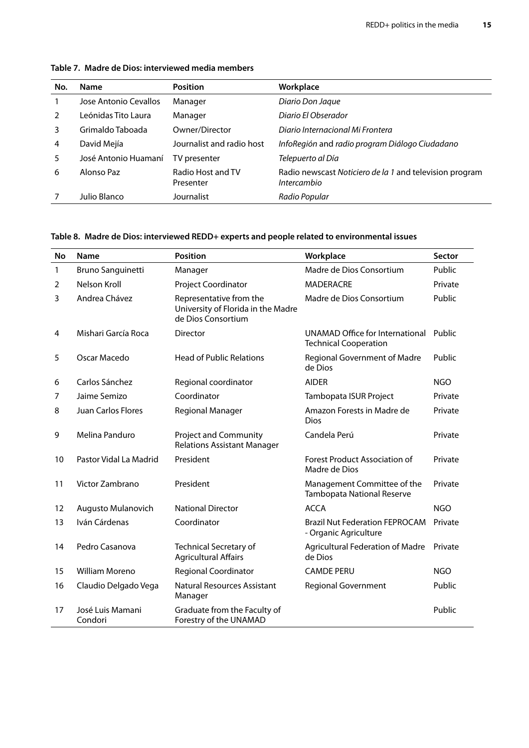**Table 7. Madre de Dios: interviewed media members**

| No. | Name | Position | Workplace |
|---|---|---|---|
| 1 | Jose Antonio Cevallos | Manager | *Diario Don Jaque* |
| 2 | Leónidas Tito Laura | Manager | *Diario El Obserador* |
| 3 | Grimaldo Taboada | Owner/Director | *Diario Internacional Mi Frontera* |
| 4 | David Mejía | Journalist and radio host | *InfoRegión* and *radio program Diálogo Ciudadano* |
| 5 | José Antonio Huamaní | TV presenter | *Telepuerto al Día* |
| 6 | Alonso Paz | Radio Host and TV Presenter | Radio newscast *Noticiero de la 1* and television program *Intercambio* |
| 7 | Julio Blanco | Journalist | *Radio Popular* |

**Table 8. Madre de Dios: interviewed REDD+ experts and people related to environmental issues**

| No | Name | Position | Workplace | Sector |
|---|---|---|---|---|
| 1 | Bruno Sanguinetti | Manager | Madre de Dios Consortium | Public |
| 2 | Nelson Kroll | Project Coordinator | MADERACRE | Private |
| 3 | Andrea Chávez | Representative from the University of Florida in the Madre de Dios Consortium | Madre de Dios Consortium | Public |
| 4 | Mishari García Roca | Director | UNAMAD Office for International Technical Cooperation | Public |
| 5 | Oscar Macedo | Head of Public Relations | Regional Government of Madre de Dios | Public |
| 6 | Carlos Sánchez | Regional coordinator | AIDER | NGO |
| 7 | Jaime Semizo | Coordinator | Tambopata ISUR Project | Private |
| 8 | Juan Carlos Flores | Regional Manager | Amazon Forests in Madre de Dios | Private |
| 9 | Melina Panduro | Project and Community Relations Assistant Manager | Candela Perú | Private |
| 10 | Pastor Vidal La Madrid | President | Forest Product Association of Madre de Dios | Private |
| 11 | Victor Zambrano | President | Management Committee of the Tambopata National Reserve | Private |
| 12 | Augusto Mulanovich | National Director | ACCA | NGO |
| 13 | Iván Cárdenas | Coordinator | Brazil Nut Federation FEPROCAM - Organic Agriculture | Private |
| 14 | Pedro Casanova | Technical Secretary of Agricultural Affairs | Agricultural Federation of Madre de Dios | Private |
| 15 | William Moreno | Regional Coordinator | CAMDE PERU | NGO |
| 16 | Claudio Delgado Vega | Natural Resources Assistant Manager | Regional Government | Public |
| 17 | José Luis Mamani Condori | Graduate from the Faculty of Forestry of the UNAMAD | | Public |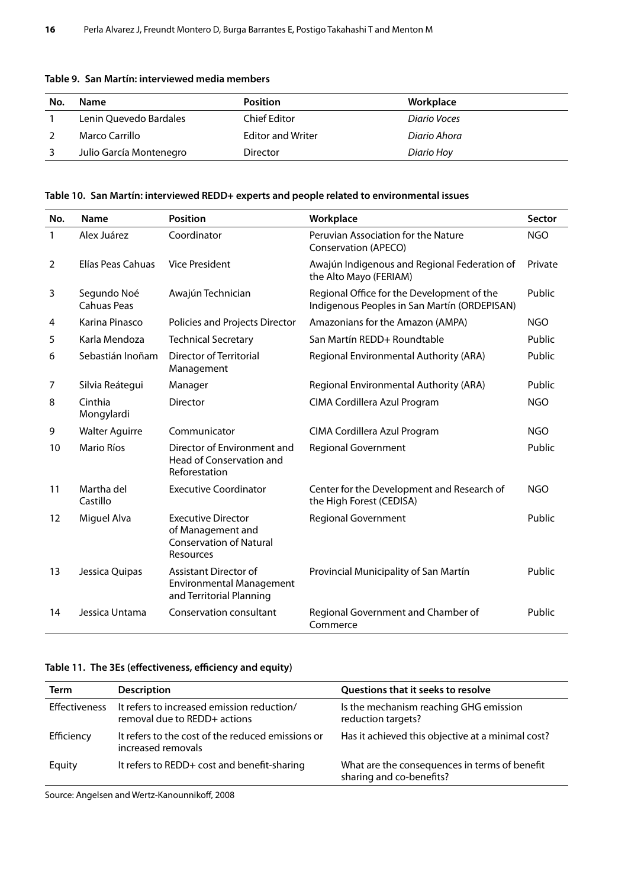**Table 9. San Martín: interviewed media members**

| No. | Name | Position | Workplace |
|---|---|---|---|
| 1 | Lenin Quevedo Bardales | Chief Editor | *Diario Voces* |
| 2 | Marco Carrillo | Editor and Writer | *Diario Ahora* |
| 3 | Julio García Montenegro | Director | *Diario Hoy* |

**Table 10. San Martín: interviewed REDD+ experts and people related to environmental issues**

| No. | Name | Position | Workplace | Sector |
|---|---|---|---|---|
| 1 | Alex Juárez | Coordinator | Peruvian Association for the Nature Conservation (APECO) | NGO |
| 2 | Elías Peas Cahuas | Vice President | Awajún Indigenous and Regional Federation of the Alto Mayo (FERIAM) | Private |
| 3 | Segundo Noé Cahuas Peas | Awajún Technician | Regional Office for the Development of the Indigenous Peoples in San Martín (ORDEPISAN) | Public |
| 4 | Karina Pinasco | Policies and Projects Director | Amazonians for the Amazon (AMPA) | NGO |
| 5 | Karla Mendoza | Technical Secretary | San Martín REDD+ Roundtable | Public |
| 6 | Sebastián Inoñam | Director of Territorial Management | Regional Environmental Authority (ARA) | Public |
| 7 | Silvia Reátegui | Manager | Regional Environmental Authority (ARA) | Public |
| 8 | Cinthia Mongylardi | Director | CIMA Cordillera Azul Program | NGO |
| 9 | Walter Aguirre | Communicator | CIMA Cordillera Azul Program | NGO |
| 10 | Mario Ríos | Director of Environment and Head of Conservation and Reforestation | Regional Government | Public |
| 11 | Martha del Castillo | Executive Coordinator | Center for the Development and Research of the High Forest (CEDISA) | NGO |
| 12 | Miguel Alva | Executive Director of Management and Conservation of Natural Resources | Regional Government | Public |
| 13 | Jessica Quipas | Assistant Director of Environmental Management and Territorial Planning | Provincial Municipality of San Martín | Public |
| 14 | Jessica Untama | Conservation consultant | Regional Government and Chamber of Commerce | Public |

**Table 11. The 3Es (effectiveness, efficiency and equity)**

| Term | Description | Questions that it seeks to resolve |
|---|---|---|
| Effectiveness | It refers to increased emission reduction/ removal due to REDD+ actions | Is the mechanism reaching GHG emission reduction targets? |
| Efficiency | It refers to the cost of the reduced emissions or increased removals | Has it achieved this objective at a minimal cost? |
| Equity | It refers to REDD+ cost and benefit-sharing | What are the consequences in terms of benefit sharing and co-benefits? |

Source: Angelsen and Wertz-Kanounnikoff, 2008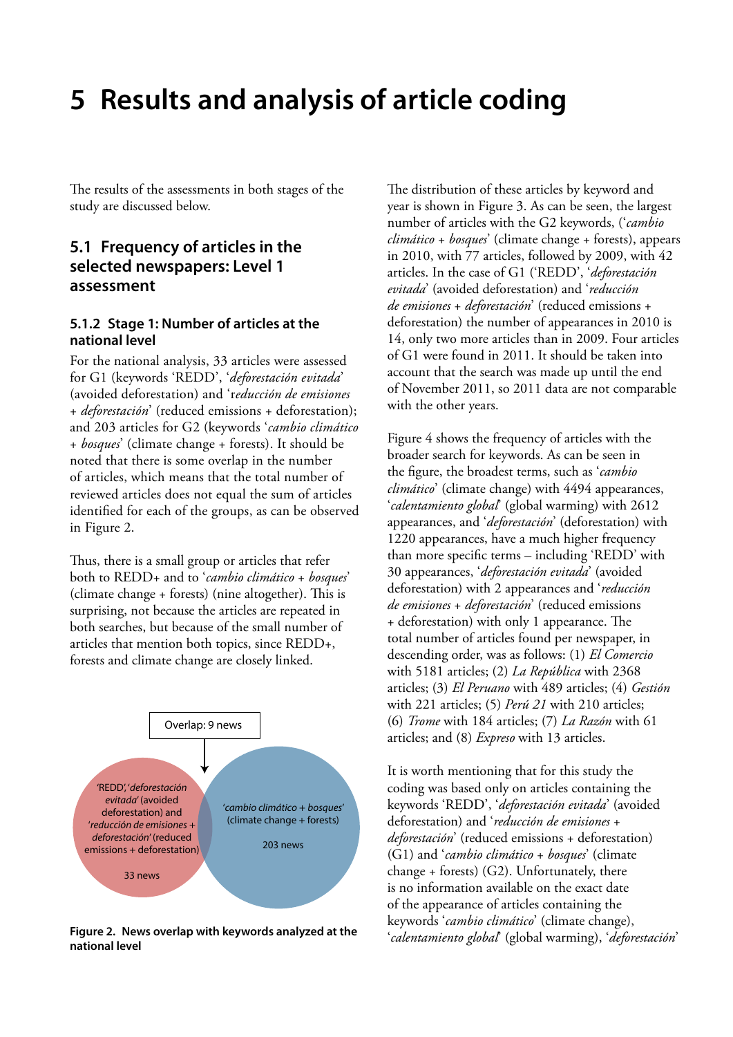# 5 Results and analysis of article coding

The results of the assessments in both stages of the study are discussed below.

## 5.1 Frequency of articles in the selected newspapers: Level 1 assessment

### 5.1.2 Stage 1: Number of articles at the national level

For the national analysis, 33 articles were assessed for G1 (keywords 'REDD', '*deforestación evitada*' (avoided deforestation) and '*reducción de emisiones + deforestación*' (reduced emissions + deforestation); and 203 articles for G2 (keywords '*cambio climático + bosques*' (climate change + forests). It should be noted that there is some overlap in the number of articles, which means that the total number of reviewed articles does not equal the sum of articles identified for each of the groups, as can be observed in Figure 2.

Thus, there is a small group or articles that refer both to REDD+ and to '*cambio climático + bosques*' (climate change + forests) (nine altogether). This is surprising, not because the articles are repeated in both searches, but because of the small number of articles that mention both topics, since REDD+, forests and climate change are closely linked.

Overlap: 9 news

'REDD', '*deforestación evitada*' (avoided deforestation) and '*reducción de emisiones + deforestación*' (reduced emissions + deforestation)

33 news

'*cambio climático + bosques*' (climate change + forests)

203 news

**Figure 2. News overlap with keywords analyzed at the national level**

The distribution of these articles by keyword and year is shown in Figure 3. As can be seen, the largest number of articles with the G2 keywords, ('*cambio climático + bosques*' (climate change + forests), appears in 2010, with 77 articles, followed by 2009, with 42 articles. In the case of G1 ('REDD', '*deforestación evitada*' (avoided deforestation) and '*reducción de emisiones + deforestación*' (reduced emissions + deforestation) the number of appearances in 2010 is 14, only two more articles than in 2009. Four articles of G1 were found in 2011. It should be taken into account that the search was made up until the end of November 2011, so 2011 data are not comparable with the other years.

Figure 4 shows the frequency of articles with the broader search for keywords. As can be seen in the figure, the broadest terms, such as '*cambio climático*' (climate change) with 4494 appearances, '*calentamiento global*' (global warming) with 2612 appearances, and '*deforestación*' (deforestation) with 1220 appearances, have a much higher frequency than more specific terms – including 'REDD' with 30 appearances, '*deforestación evitada*' (avoided deforestation) with 2 appearances and '*reducción de emisiones + deforestación*' (reduced emissions + deforestation) with only 1 appearance. The total number of articles found per newspaper, in descending order, was as follows: (1) *El Comercio* with 5181 articles; (2) *La República* with 2368 articles; (3) *El Peruano* with 489 articles; (4) *Gestión* with 221 articles; (5) *Perú 21* with 210 articles; (6) *Trome* with 184 articles; (7) *La Razón* with 61 articles; and (8) *Expreso* with 13 articles.

It is worth mentioning that for this study the coding was based only on articles containing the keywords 'REDD', '*deforestación evitada*' (avoided deforestation) and '*reducción de emisiones + deforestación*' (reduced emissions + deforestation) (G1) and '*cambio climático + bosques*' (climate change + forests) (G2). Unfortunately, there is no information available on the exact date of the appearance of articles containing the keywords '*cambio climático*' (climate change), '*calentamiento global*' (global warming), '*deforestación*'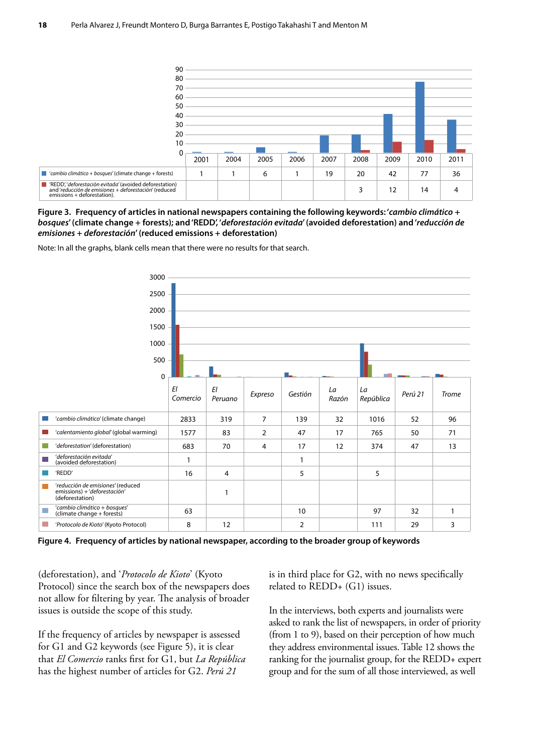| | 2001 | 2004 | 2005 | 2006 | 2007 | 2008 | 2009 | 2010 | 2011 |
|---|---|---|---|---|---|---|---|---|---|
| '*cambio climático + bosques*' (climate change + forests) | 1 | 1 | 6 | 1 | 19 | 20 | 42 | 77 | 36 |
| 'REDD', '*deforestación evitada*' (avoided deforestation) and '*reducción de emisiones + deforestación*' (reduced emissions + deforestation). | | | | | | 3 | 12 | 14 | 4 |

**Figure 3. Frequency of articles in national newspapers containing the following keywords: '*cambio climático + bosques*' (climate change + forests); and 'REDD', '*deforestación evitada*' (avoided deforestation) and '*reducción de emisiones + deforestación*' (reduced emissions + deforestation)**

Note: In all the graphs, blank cells mean that there were no results for that search.

| | *El Comercio* | *El Peruano* | *Expreso* | *Gestión* | *La Razón* | *La República* | *Perú 21* | *Trome* |
|---|---|---|---|---|---|---|---|---|
| '*cambio climático*' (climate change) | 2833 | 319 | 7 | 139 | 32 | 1016 | 52 | 96 |
| '*calentamiento global*' (global warming) | 1577 | 83 | 2 | 47 | 17 | 765 | 50 | 71 |
| '*deforestation*' (deforestation) | 683 | 70 | 4 | 17 | 12 | 374 | 47 | 13 |
| '*deforestación evitada*' (avoided deforestation) | 1 | | | 1 | | | | |
| 'REDD' | 16 | 4 | | 5 | | 5 | | |
| '*reducción de emisiones*' (reduced emissions) + '*deforestación*' (deforestation) | | 1 | | | | | | |
| '*cambio climático + bosques*' (climate change + forests) | 63 | | | 10 | | 97 | 32 | 1 |
| '*Protocolo de Kioto*' (Kyoto Protocol) | 8 | 12 | | 2 | | 111 | 29 | 3 |

**Figure 4. Frequency of articles by national newspaper, according to the broader group of keywords**

(deforestation), and '*Protocolo de Kioto*' (Kyoto Protocol) since the search box of the newspapers does not allow for filtering by year. The analysis of broader issues is outside the scope of this study.

If the frequency of articles by newspaper is assessed for G1 and G2 keywords (see Figure 5), it is clear that *El Comercio* ranks first for G1, but *La República* has the highest number of articles for G2. *Perú 21* is in third place for G2, with no news specifically related to REDD+ (G1) issues.

In the interviews, both experts and journalists were asked to rank the list of newspapers, in order of priority (from 1 to 9), based on their perception of how much they address environmental issues. Table 12 shows the ranking for the journalist group, for the REDD+ expert group and for the sum of all those interviewed, as well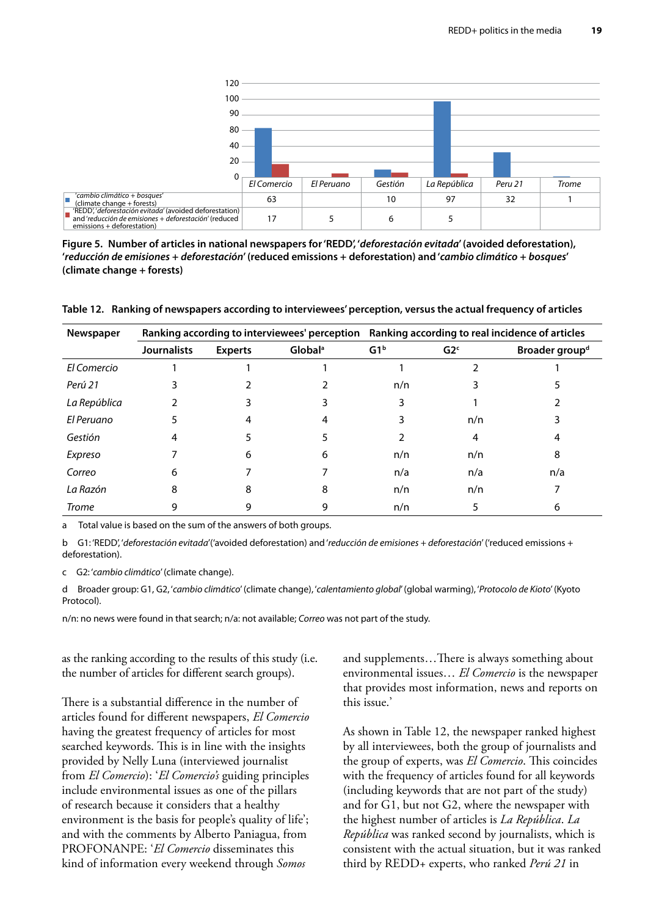| | El Comercio | El Peruano | Gestión | La República | Peru 21 | Trome |
|---|---|---|---|---|---|---|
| '*cambio climático + bosques*' (climate change + forests) | 63 | | 10 | 97 | 32 | 1 |
| 'REDD', '*deforestación evitada*' (avoided deforestation) and '*reducción de emisiones + deforestación*' (reduced emissions + deforestation) | 17 | 5 | 6 | 5 | | |

**Figure 5. Number of articles in national newspapers for 'REDD', '*deforestación evitada*' (avoided deforestation), '*reducción de emisiones + deforestación*' (reduced emissions + deforestation) and '*cambio climático + bosques*' (climate change + forests)**

**Table 12. Ranking of newspapers according to interviewees' perception, versus the actual frequency of articles**

| Newspaper | Ranking according to interviewees' perception | | | Ranking according to real incidence of articles | | |
|---|---|---|---|---|---|---|
| | Journalists | Experts | Global[a] | G1[b] | G2[c] | Broader group[d] |
| *El Comercio* | 1 | 1 | 1 | 1 | 2 | 1 |
| *Perú 21* | 3 | 2 | 2 | n/n | 3 | 5 |
| *La República* | 2 | 3 | 3 | 3 | 1 | 2 |
| *El Peruano* | 5 | 4 | 4 | 3 | n/n | 3 |
| *Gestión* | 4 | 5 | 5 | 2 | 4 | 4 |
| *Expreso* | 7 | 6 | 6 | n/n | n/n | 8 |
| *Correo* | 6 | 7 | 7 | n/a | n/a | n/a |
| *La Razón* | 8 | 8 | 8 | n/n | n/n | 7 |
| *Trome* | 9 | 9 | 9 | n/n | 5 | 6 |

a Total value is based on the sum of the answers of both groups.

b G1: 'REDD', '*deforestación evitada*' ('avoided deforestation) and '*reducción de emisiones + deforestación*' ('reduced emissions + deforestation).

c G2: '*cambio climático*' (climate change).

d Broader group: G1, G2, '*cambio climático*' (climate change), '*calentamiento global*' (global warming), '*Protocolo de Kioto*' (Kyoto Protocol).

n/n: no news were found in that search; n/a: not available; *Correo* was not part of the study.

as the ranking according to the results of this study (i.e. the number of articles for different search groups).

There is a substantial difference in the number of articles found for different newspapers, *El Comercio* having the greatest frequency of articles for most searched keywords. This is in line with the insights provided by Nelly Luna (interviewed journalist from *El Comercio*): '*El Comercio's* guiding principles include environmental issues as one of the pillars of research because it considers that a healthy environment is the basis for people's quality of life'; and with the comments by Alberto Paniagua, from PROFONANPE: '*El Comercio* disseminates this kind of information every weekend through *Somos* and supplements…There is always something about environmental issues… *El Comercio* is the newspaper that provides most information, news and reports on this issue.'

As shown in Table 12, the newspaper ranked highest by all interviewees, both the group of journalists and the group of experts, was *El Comercio*. This coincides with the frequency of articles found for all keywords (including keywords that are not part of the study) and for G1, but not G2, where the newspaper with the highest number of articles is *La República*. *La República* was ranked second by journalists, which is consistent with the actual situation, but it was ranked third by REDD+ experts, who ranked *Perú 21* in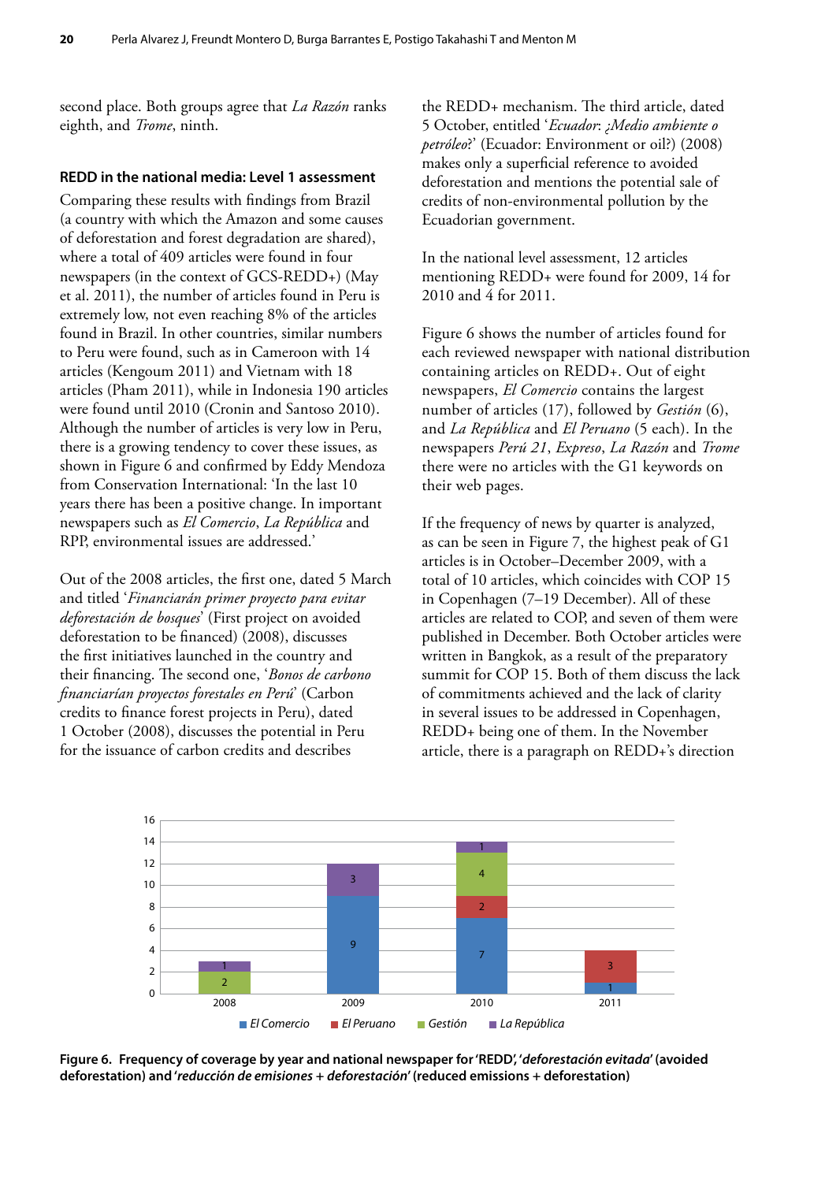second place. Both groups agree that *La Razón* ranks eighth, and *Trome*, ninth.

### REDD in the national media: Level 1 assessment

Comparing these results with findings from Brazil (a country with which the Amazon and some causes of deforestation and forest degradation are shared), where a total of 409 articles were found in four newspapers (in the context of GCS-REDD+) (May et al. 2011), the number of articles found in Peru is extremely low, not even reaching 8% of the articles found in Brazil. In other countries, similar numbers to Peru were found, such as in Cameroon with 14 articles (Kengoum 2011) and Vietnam with 18 articles (Pham 2011), while in Indonesia 190 articles were found until 2010 (Cronin and Santoso 2010). Although the number of articles is very low in Peru, there is a growing tendency to cover these issues, as shown in Figure 6 and confirmed by Eddy Mendoza from Conservation International: 'In the last 10 years there has been a positive change. In important newspapers such as *El Comercio*, *La República* and RPP, environmental issues are addressed.'

Out of the 2008 articles, the first one, dated 5 March and titled '*Financiarán primer proyecto para evitar deforestación de bosques*' (First project on avoided deforestation to be financed) (2008), discusses the first initiatives launched in the country and their financing. The second one, '*Bonos de carbono financiarían proyectos forestales en Perú*' (Carbon credits to finance forest projects in Peru), dated 1 October (2008), discusses the potential in Peru for the issuance of carbon credits and describes the REDD+ mechanism. The third article, dated 5 October, entitled '*Ecuador*: *¿Medio ambiente o petróleo*?' (Ecuador: Environment or oil?) (2008) makes only a superficial reference to avoided deforestation and mentions the potential sale of credits of non-environmental pollution by the Ecuadorian government.

In the national level assessment, 12 articles mentioning REDD+ were found for 2009, 14 for 2010 and 4 for 2011.

Figure 6 shows the number of articles found for each reviewed newspaper with national distribution containing articles on REDD+. Out of eight newspapers, *El Comercio* contains the largest number of articles (17), followed by *Gestión* (6), and *La República* and *El Peruano* (5 each). In the newspapers *Perú 21*, *Expreso*, *La Razón* and *Trome* there were no articles with the G1 keywords on their web pages.

If the frequency of news by quarter is analyzed, as can be seen in Figure 7, the highest peak of G1 articles is in October–December 2009, with a total of 10 articles, which coincides with COP 15 in Copenhagen (7–19 December). All of these articles are related to COP, and seven of them were published in December. Both October articles were written in Bangkok, as a result of the preparatory summit for COP 15. Both of them discuss the lack of commitments achieved and the lack of clarity in several issues to be addressed in Copenhagen, REDD+ being one of them. In the November article, there is a paragraph on REDD+'s direction

**Figure 6. Frequency of coverage by year and national newspaper for 'REDD', '*deforestación evitada*' (avoided deforestation) and '*reducción de emisiones + deforestación*' (reduced emissions + deforestation)**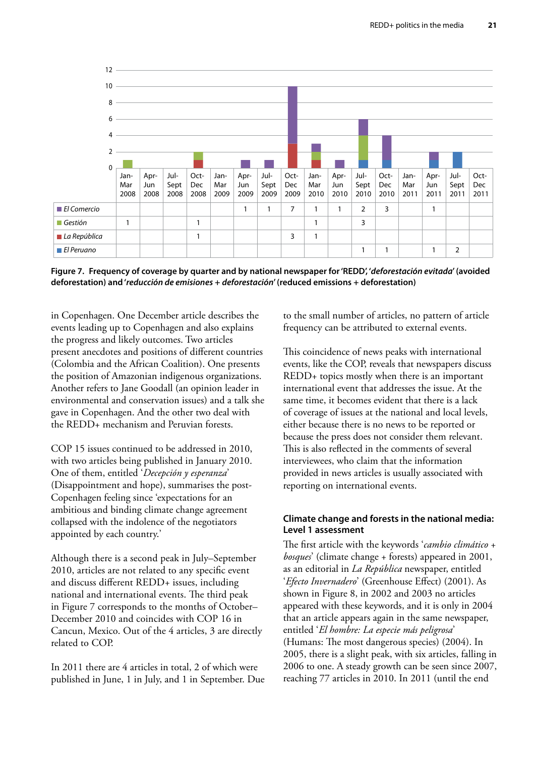| | Jan-Mar 2008 | Apr-Jun 2008 | Jul-Sept 2008 | Oct-Dec 2008 | Jan-Mar 2009 | Apr-Jun 2009 | Jul-Sept 2009 | Oct-Dec 2009 | Jan-Mar 2010 | Apr-Jun 2010 | Jul-Sept 2010 | Oct-Dec 2010 | Jan-Mar 2011 | Apr-Jun 2011 | Jul-Sept 2011 | Oct-Dec 2011 |
|---|---|---|---|---|---|---|---|---|---|---|---|---|---|---|---|---|
| *El Comercio* | | | | | | 1 | 1 | 7 | 1 | 1 | 2 | 3 | | 1 | | |
| *Gestión* | 1 | | | 1 | | | | | 1 | | 3 | | | | | |
| *La República* | | | | 1 | | | | 3 | 1 | | | | | | | |
| *El Peruano* | | | | | | | | | | | 1 | 1 | | 1 | 2 | |

**Figure 7. Frequency of coverage by quarter and by national newspaper for 'REDD', '*deforestación evitada*' (avoided deforestation) and '*reducción de emisiones + deforestación*' (reduced emissions + deforestation)**

in Copenhagen. One December article describes the events leading up to Copenhagen and also explains the progress and likely outcomes. Two articles present anecdotes and positions of different countries (Colombia and the African Coalition). One presents the position of Amazonian indigenous organizations. Another refers to Jane Goodall (an opinion leader in environmental and conservation issues) and a talk she gave in Copenhagen. And the other two deal with the REDD+ mechanism and Peruvian forests.

COP 15 issues continued to be addressed in 2010, with two articles being published in January 2010. One of them, entitled '*Decepción y esperanza*' (Disappointment and hope), summarises the post-Copenhagen feeling since 'expectations for an ambitious and binding climate change agreement collapsed with the indolence of the negotiators appointed by each country.'

Although there is a second peak in July–September 2010, articles are not related to any specific event and discuss different REDD+ issues, including national and international events. The third peak in Figure 7 corresponds to the months of October–December 2010 and coincides with COP 16 in Cancun, Mexico. Out of the 4 articles, 3 are directly related to COP.

In 2011 there are 4 articles in total, 2 of which were published in June, 1 in July, and 1 in September. Due to the small number of articles, no pattern of article frequency can be attributed to external events.

This coincidence of news peaks with international events, like the COP, reveals that newspapers discuss REDD+ topics mostly when there is an important international event that addresses the issue. At the same time, it becomes evident that there is a lack of coverage of issues at the national and local levels, either because there is no news to be reported or because the press does not consider them relevant. This is also reflected in the comments of several interviewees, who claim that the information provided in news articles is usually associated with reporting on international events.

## Climate change and forests in the national media: Level 1 assessment

The first article with the keywords '*cambio climático + bosques*' (climate change + forests) appeared in 2001, as an editorial in *La República* newspaper, entitled '*Efecto Invernadero*' (Greenhouse Effect) (2001). As shown in Figure 8, in 2002 and 2003 no articles appeared with these keywords, and it is only in 2004 that an article appears again in the same newspaper, entitled '*El hombre: La especie más peligrosa*' (Humans: The most dangerous species) (2004). In 2005, there is a slight peak, with six articles, falling in 2006 to one. A steady growth can be seen since 2007, reaching 77 articles in 2010. In 2011 (until the end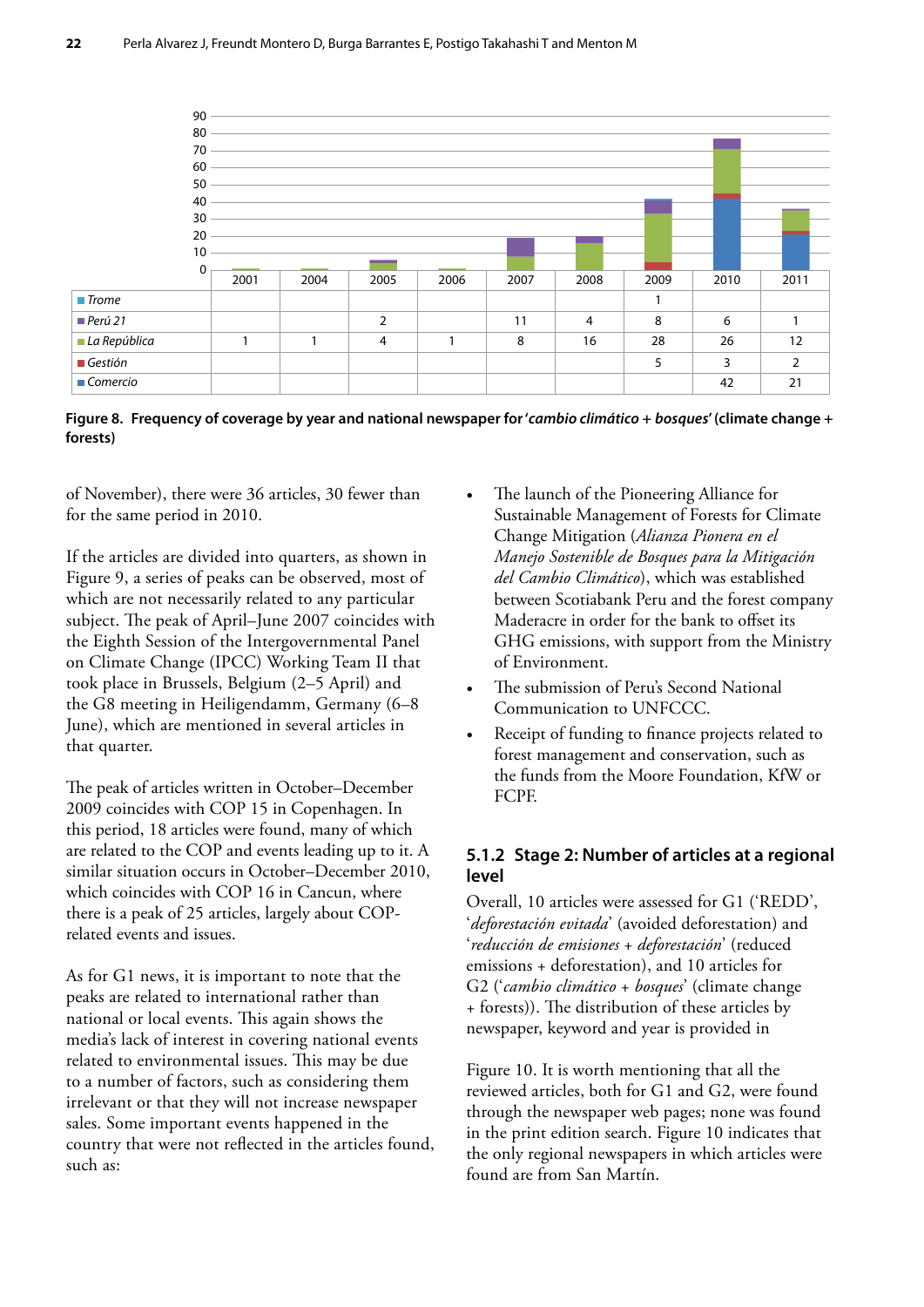| | 2001 | 2004 | 2005 | 2006 | 2007 | 2008 | 2009 | 2010 | 2011 |
|---|---|---|---|---|---|---|---|---|---|
| *Trome* | | | | | | | 1 | | |
| *Perú 21* | | | 2 | | 11 | 4 | 8 | 6 | 1 |
| *La República* | 1 | 1 | 4 | 1 | 8 | 16 | 28 | 26 | 12 |
| *Gestión* | | | | | | | 5 | 3 | 2 |
| *Comercio* | | | | | | | | 42 | 21 |

**Figure 8. Frequency of coverage by year and national newspaper for '*cambio climático* + *bosques*' (climate change + forests)**

of November), there were 36 articles, 30 fewer than for the same period in 2010.

If the articles are divided into quarters, as shown in Figure 9, a series of peaks can be observed, most of which are not necessarily related to any particular subject. The peak of April–June 2007 coincides with the Eighth Session of the Intergovernmental Panel on Climate Change (IPCC) Working Team II that took place in Brussels, Belgium (2–5 April) and the G8 meeting in Heiligendamm, Germany (6–8 June), which are mentioned in several articles in that quarter.

The peak of articles written in October–December 2009 coincides with COP 15 in Copenhagen. In this period, 18 articles were found, many of which are related to the COP and events leading up to it. A similar situation occurs in October–December 2010, which coincides with COP 16 in Cancun, where there is a peak of 25 articles, largely about COP-related events and issues.

As for G1 news, it is important to note that the peaks are related to international rather than national or local events. This again shows the media's lack of interest in covering national events related to environmental issues. This may be due to a number of factors, such as considering them irrelevant or that they will not increase newspaper sales. Some important events happened in the country that were not reflected in the articles found, such as:

- The launch of the Pioneering Alliance for Sustainable Management of Forests for Climate Change Mitigation (*Alianza Pionera en el Manejo Sostenible de Bosques para la Mitigación del Cambio Climático*), which was established between Scotiabank Peru and the forest company Maderacre in order for the bank to offset its GHG emissions, with support from the Ministry of Environment.
- The submission of Peru's Second National Communication to UNFCCC.
- Receipt of funding to finance projects related to forest management and conservation, such as the funds from the Moore Foundation, KfW or FCPF.

### 5.1.2 Stage 2: Number of articles at a regional level

Overall, 10 articles were assessed for G1 ('REDD', '*deforestación evitada*' (avoided deforestation) and '*reducción de emisiones + deforestación*' (reduced emissions + deforestation), and 10 articles for G2 ('*cambio climático + bosques*' (climate change + forests)). The distribution of these articles by newspaper, keyword and year is provided in

Figure 10. It is worth mentioning that all the reviewed articles, both for G1 and G2, were found through the newspaper web pages; none was found in the print edition search. Figure 10 indicates that the only regional newspapers in which articles were found are from San Martín.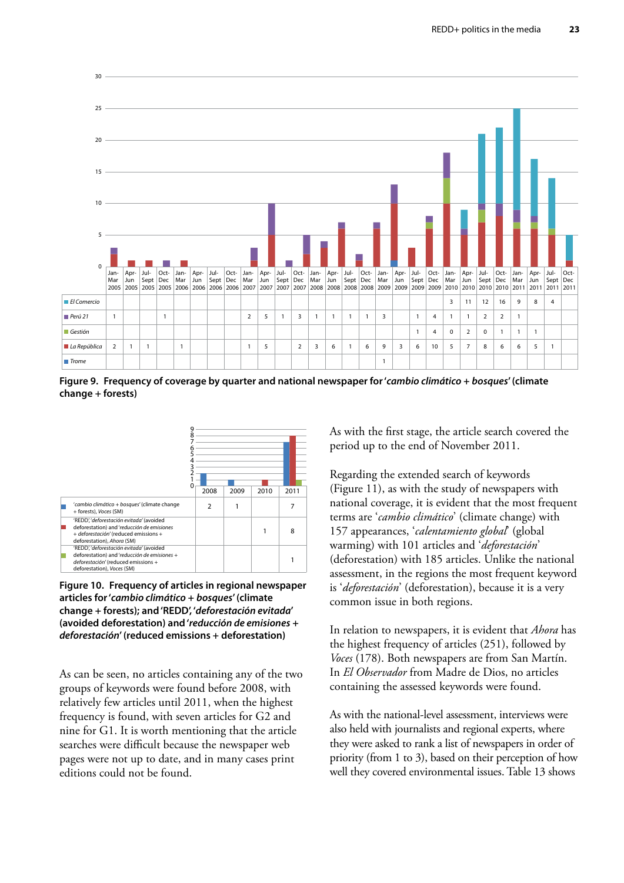| | Jan-Mar 2005 | Apr-Jun 2005 | Jul-Sept 2005 | Oct-Dec 2005 | Jan-Mar 2006 | Apr-Jun 2006 | Jul-Sept 2006 | Oct-Dec 2006 | Jan-Mar 2007 | Apr-Jun 2007 | Jul-Sept 2007 | Oct-Dec 2007 | Jan-Mar 2008 | Apr-Jun 2008 | Jul-Sept 2008 | Oct-Dec 2008 | Jan-Mar 2009 | Apr-Jun 2009 | Jul-Sept 2009 | Oct-Dec 2009 | Jan-Mar 2010 | Apr-Jun 2010 | Jul-Sept 2010 | Oct-Dec 2010 | Jan-Mar 2011 | Apr-Jun 2011 | Jul-Sept 2011 | Oct-Dec 2011 |
|---|---|---|---|---|---|---|---|---|---|---|---|---|---|---|---|---|---|---|---|---|---|---|---|---|---|---|---|---|
| *El Comercio* | | | | | | | | | | | | | | | | | | | | | 3 | 11 | 12 | 16 | 9 | 8 | 4 | |
| *Perú 21* | 1 | | | 1 | | | | | 2 | 5 | 1 | 3 | 1 | 1 | 1 | 1 | 3 | | 1 | 4 | 1 | 1 | 2 | 2 | 1 | | | |
| *Gestión* | | | | | | | | | | | | | | | | | | | 1 | 4 | 0 | 2 | 0 | 1 | 1 | 1 | | |
| *La República* | 2 | 1 | 1 | | 1 | | | | 1 | 5 | | 2 | 3 | 6 | 1 | 6 | 9 | 3 | 6 | 10 | 5 | 7 | 8 | 6 | 6 | 5 | 1 | |
| *Trome* | | | | | | | | | | | | | | | | | 1 | | | | | | | | | | | |

**Figure 9. Frequency of coverage by quarter and national newspaper for '*cambio climático + bosques*' (climate change + forests)**

| | 2008 | 2009 | 2010 | 2011 |
|---|---|---|---|---|
| '*cambio climático + bosques*' (climate change + forests), *Voces* (SM) | 2 | 1 | | 7 |
| 'REDD', '*deforestación evitada*' (avoided deforestation) and '*reducción de emisiones + deforestación*' (reduced emissions + deforestation), *Ahora* (SM) | | | 1 | 8 |
| 'REDD', '*deforestación evitada*' (avoided deforestation) and '*reducción de emisiones + deforestación*' (reduced emissions + deforestation), *Voces* (SM) | | | | 1 |

**Figure 10. Frequency of articles in regional newspaper articles for '*cambio climático + bosques*' (climate change + forests); and 'REDD', '*deforestación evitada*' (avoided deforestation) and '*reducción de emisiones + deforestación*' (reduced emissions + deforestation)**

As can be seen, no articles containing any of the two groups of keywords were found before 2008, with relatively few articles until 2011, when the highest frequency is found, with seven articles for G2 and nine for G1. It is worth mentioning that the article searches were difficult because the newspaper web pages were not up to date, and in many cases print editions could not be found.

As with the first stage, the article search covered the period up to the end of November 2011.

Regarding the extended search of keywords (Figure 11), as with the study of newspapers with national coverage, it is evident that the most frequent terms are '*cambio climático*' (climate change) with 157 appearances, '*calentamiento global*' (global warming) with 101 articles and '*deforestación*' (deforestation) with 185 articles. Unlike the national assessment, in the regions the most frequent keyword is '*deforestación*' (deforestation), because it is a very common issue in both regions.

In relation to newspapers, it is evident that *Ahora* has the highest frequency of articles (251), followed by *Voces* (178). Both newspapers are from San Martín. In *El Observador* from Madre de Dios, no articles containing the assessed keywords were found.

As with the national-level assessment, interviews were also held with journalists and regional experts, where they were asked to rank a list of newspapers in order of priority (from 1 to 3), based on their perception of how well they covered environmental issues. Table 13 shows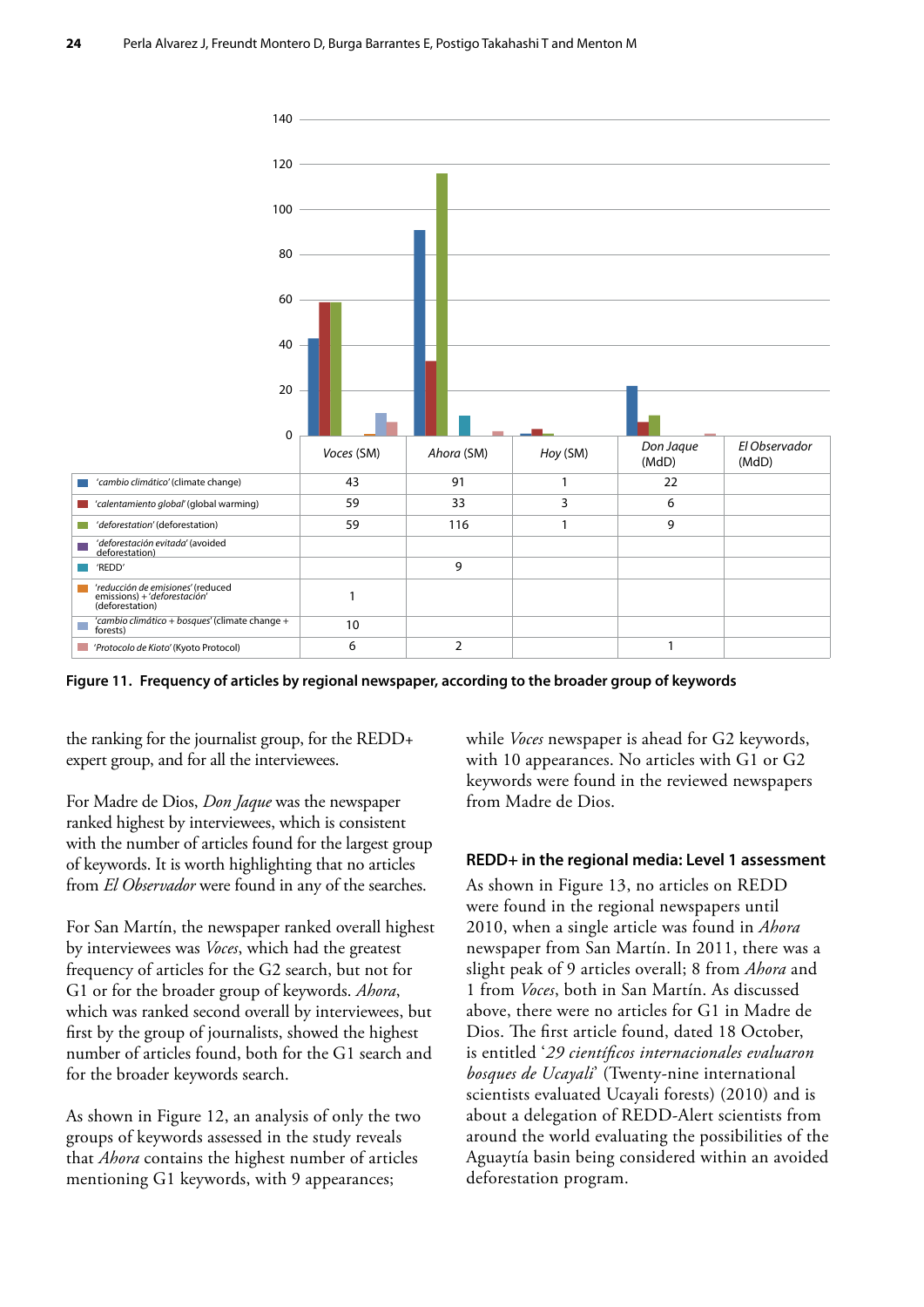| | Voces (SM) | Ahora (SM) | Hoy (SM) | Don Jaque (MdD) | El Observador (MdD) |
|---|---|---|---|---|---|
| *'cambio climático'* (climate change) | 43 | 91 | 1 | 22 | |
| *'calentamiento global'* (global warming) | 59 | 33 | 3 | 6 | |
| *'deforestation'* (deforestation) | 59 | 116 | 1 | 9 | |
| *'deforestación evitada'* (avoided deforestation) | | | | | |
| 'REDD' | | 9 | | | |
| *'reducción de emisiones'* (reduced emissions) + *'deforestación'* (deforestation) | 1 | | | | |
| *'cambio climático + bosques'* (climate change + forests) | 10 | | | | |
| *'Protocolo de Kioto'* (Kyoto Protocol) | 6 | 2 | | 1 | |

**Figure 11. Frequency of articles by regional newspaper, according to the broader group of keywords**

the ranking for the journalist group, for the REDD+ expert group, and for all the interviewees.

For Madre de Dios, *Don Jaque* was the newspaper ranked highest by interviewees, which is consistent with the number of articles found for the largest group of keywords. It is worth highlighting that no articles from *El Observador* were found in any of the searches.

For San Martín, the newspaper ranked overall highest by interviewees was *Voces*, which had the greatest frequency of articles for the G2 search, but not for G1 or for the broader group of keywords. *Ahora*, which was ranked second overall by interviewees, but first by the group of journalists, showed the highest number of articles found, both for the G1 search and for the broader keywords search.

As shown in Figure 12, an analysis of only the two groups of keywords assessed in the study reveals that *Ahora* contains the highest number of articles mentioning G1 keywords, with 9 appearances; while *Voces* newspaper is ahead for G2 keywords, with 10 appearances. No articles with G1 or G2 keywords were found in the reviewed newspapers from Madre de Dios.

### REDD+ in the regional media: Level 1 assessment

As shown in Figure 13, no articles on REDD were found in the regional newspapers until 2010, when a single article was found in *Ahora* newspaper from San Martín. In 2011, there was a slight peak of 9 articles overall; 8 from *Ahora* and 1 from *Voces*, both in San Martín. As discussed above, there were no articles for G1 in Madre de Dios. The first article found, dated 18 October, is entitled '*29 científicos internacionales evaluaron bosques de Ucayali*' (Twenty-nine international scientists evaluated Ucayali forests) (2010) and is about a delegation of REDD-Alert scientists from around the world evaluating the possibilities of the Aguaytía basin being considered within an avoided deforestation program.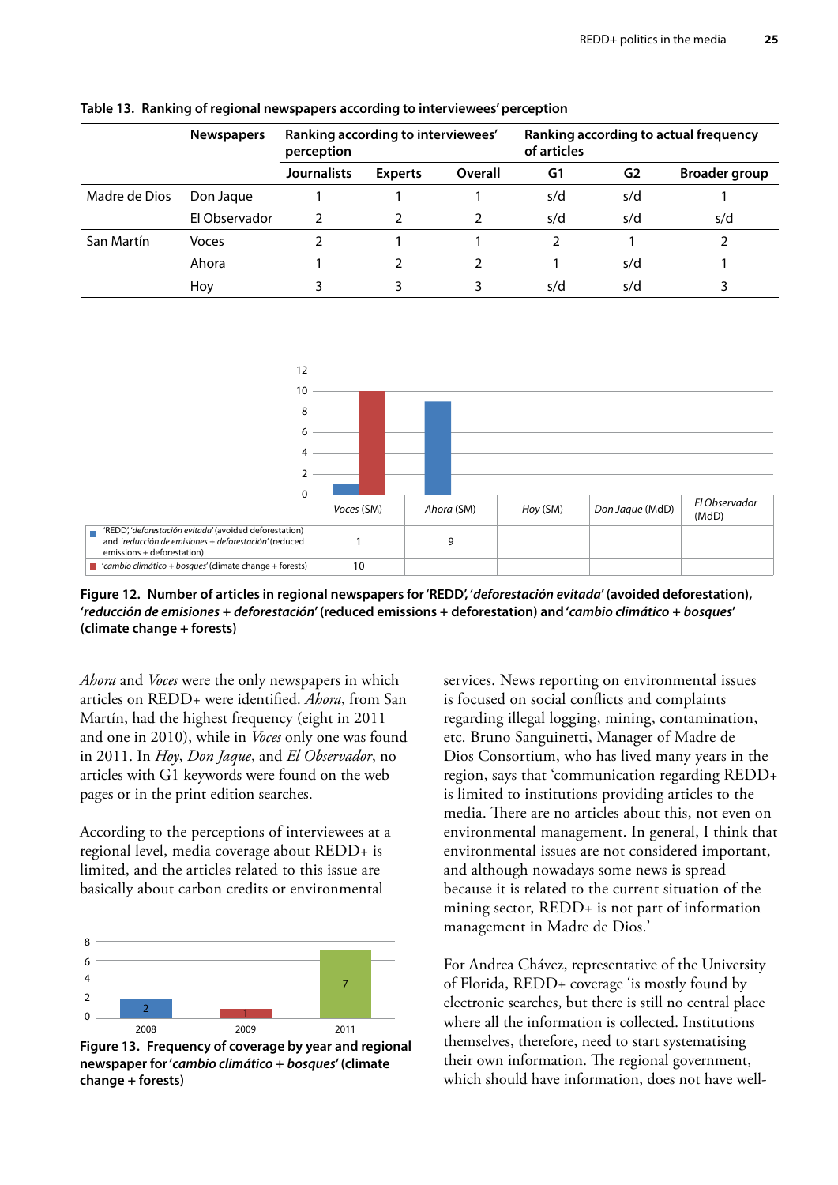**Table 13. Ranking of regional newspapers according to interviewees' perception**

| | Newspapers | Ranking according to interviewees' perception | | | Ranking according to actual frequency of articles | | |
|---|---|---|---|---|---|---|---|
| | | Journalists | Experts | Overall | G1 | G2 | Broader group |
| Madre de Dios | Don Jaque | 1 | 1 | 1 | s/d | s/d | 1 |
| | El Observador | 2 | 2 | 2 | s/d | s/d | s/d |
| San Martín | Voces | 2 | 1 | 1 | 2 | 1 | 2 |
| | Ahora | 1 | 2 | 2 | 1 | s/d | 1 |
| | Hoy | 3 | 3 | 3 | s/d | s/d | 3 |

| | *Voces* (SM) | *Ahora* (SM) | *Hoy* (SM) | *Don Jaque* (MdD) | *El Observador* (MdD) |
|---|---|---|---|---|---|
| 'REDD', '*deforestación evitada*' (avoided deforestation) and '*reducción de emisiones + deforestación*' (reduced emissions + deforestation) | 1 | 9 | | | |
| '*cambio climático + bosques*' (climate change + forests) | 10 | | | | |

**Figure 12. Number of articles in regional newspapers for 'REDD', '*deforestación evitada*' (avoided deforestation), '*reducción de emisiones + deforestación*' (reduced emissions + deforestation) and '*cambio climático + bosques*' (climate change + forests)**

*Ahora* and *Voces* were the only newspapers in which articles on REDD+ were identified. *Ahora*, from San Martín, had the highest frequency (eight in 2011 and one in 2010), while in *Voces* only one was found in 2011. In *Hoy*, *Don Jaque*, and *El Observador*, no articles with G1 keywords were found on the web pages or in the print edition searches.

According to the perceptions of interviewees at a regional level, media coverage about REDD+ is limited, and the articles related to this issue are basically about carbon credits or environmental services. News reporting on environmental issues is focused on social conflicts and complaints regarding illegal logging, mining, contamination, etc. Bruno Sanguinetti, Manager of Madre de Dios Consortium, who has lived many years in the region, says that 'communication regarding REDD+ is limited to institutions providing articles to the media. There are no articles about this, not even on environmental management. In general, I think that environmental issues are not considered important, and although nowadays some news is spread because it is related to the current situation of the mining sector, REDD+ is not part of information management in Madre de Dios.'

| 2008 | 2009 | 2011 |
|---|---|---|
| 2 | 1 | 7 |

**Figure 13. Frequency of coverage by year and regional newspaper for '*cambio climático + bosques*' (climate change + forests)**

For Andrea Chávez, representative of the University of Florida, REDD+ coverage 'is mostly found by electronic searches, but there is still no central place where all the information is collected. Institutions themselves, therefore, need to start systematising their own information. The regional government, which should have information, does not have well-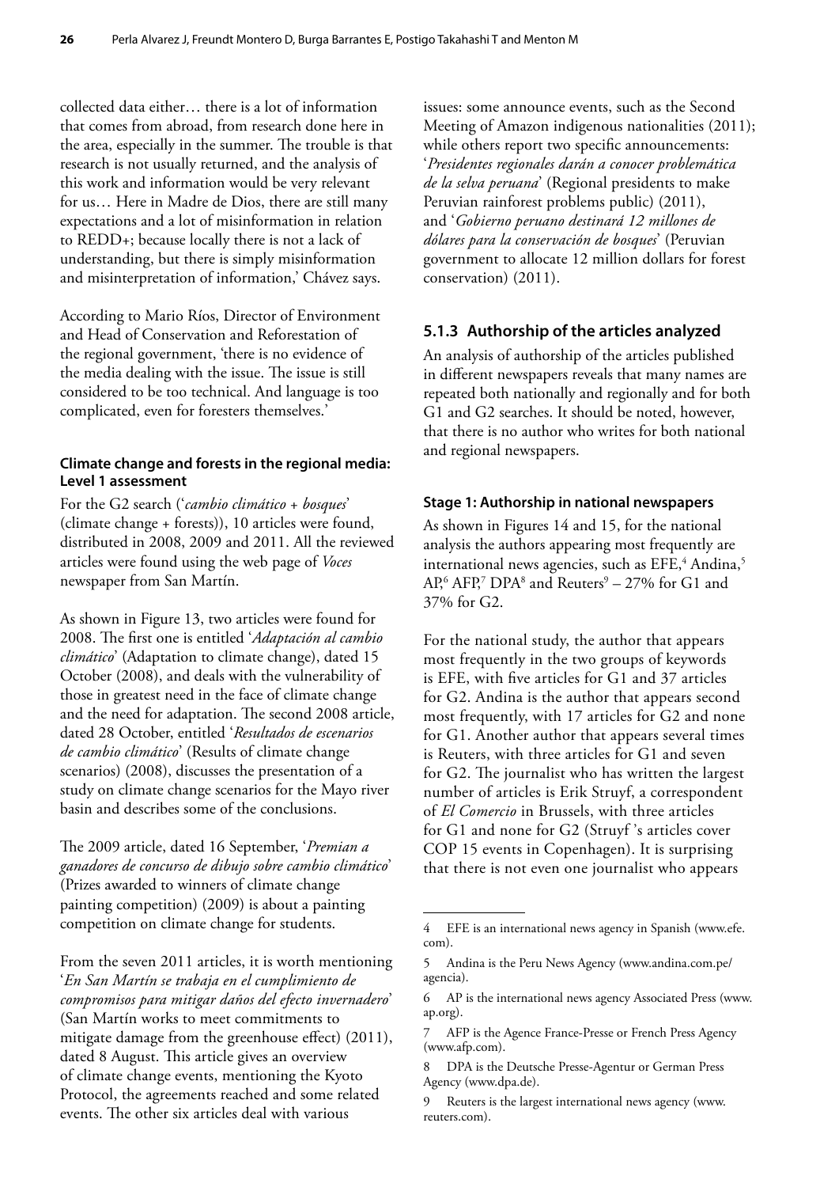collected data either… there is a lot of information that comes from abroad, from research done here in the area, especially in the summer. The trouble is that research is not usually returned, and the analysis of this work and information would be very relevant for us… Here in Madre de Dios, there are still many expectations and a lot of misinformation in relation to REDD+; because locally there is not a lack of understanding, but there is simply misinformation and misinterpretation of information,' Chávez says.

According to Mario Ríos, Director of Environment and Head of Conservation and Reforestation of the regional government, 'there is no evidence of the media dealing with the issue. The issue is still considered to be too technical. And language is too complicated, even for foresters themselves.'

#### Climate change and forests in the regional media: Level 1 assessment

For the G2 search ('*cambio climático + bosques*' (climate change + forests)), 10 articles were found, distributed in 2008, 2009 and 2011. All the reviewed articles were found using the web page of *Voces* newspaper from San Martín.

As shown in Figure 13, two articles were found for 2008. The first one is entitled '*Adaptación al cambio climático*' (Adaptation to climate change), dated 15 October (2008), and deals with the vulnerability of those in greatest need in the face of climate change and the need for adaptation. The second 2008 article, dated 28 October, entitled '*Resultados de escenarios de cambio climático*' (Results of climate change scenarios) (2008), discusses the presentation of a study on climate change scenarios for the Mayo river basin and describes some of the conclusions.

The 2009 article, dated 16 September, '*Premian a ganadores de concurso de dibujo sobre cambio climático*' (Prizes awarded to winners of climate change painting competition) (2009) is about a painting competition on climate change for students.

From the seven 2011 articles, it is worth mentioning '*En San Martín se trabaja en el cumplimiento de compromisos para mitigar daños del efecto invernadero*' (San Martín works to meet commitments to mitigate damage from the greenhouse effect) (2011), dated 8 August. This article gives an overview of climate change events, mentioning the Kyoto Protocol, the agreements reached and some related events. The other six articles deal with various issues: some announce events, such as the Second Meeting of Amazon indigenous nationalities (2011); while others report two specific announcements: '*Presidentes regionales darán a conocer problemática de la selva peruana*' (Regional presidents to make Peruvian rainforest problems public) (2011), and '*Gobierno peruano destinará 12 millones de dólares para la conservación de bosques*' (Peruvian government to allocate 12 million dollars for forest conservation) (2011).

### 5.1.3 Authorship of the articles analyzed

An analysis of authorship of the articles published in different newspapers reveals that many names are repeated both nationally and regionally and for both G1 and G2 searches. It should be noted, however, that there is no author who writes for both national and regional newspapers.

#### Stage 1: Authorship in national newspapers

As shown in Figures 14 and 15, for the national analysis the authors appearing most frequently are international news agencies, such as EFE,[4] Andina,[5] AP,[6] AFP,[7] DPA[8] and Reuters[9] – 27% for G1 and 37% for G2.

For the national study, the author that appears most frequently in the two groups of keywords is EFE, with five articles for G1 and 37 articles for G2. Andina is the author that appears second most frequently, with 17 articles for G2 and none for G1. Another author that appears several times is Reuters, with three articles for G1 and seven for G2. The journalist who has written the largest number of articles is Erik Struyf, a correspondent of *El Comercio* in Brussels, with three articles for G1 and none for G2 (Struyf 's articles cover COP 15 events in Copenhagen). It is surprising that there is not even one journalist who appears

---

4 EFE is an international news agency in Spanish (www.efe.com).

5 Andina is the Peru News Agency (www.andina.com.pe/agencia).

6 AP is the international news agency Associated Press (www.ap.org).

7 AFP is the Agence France-Presse or French Press Agency (www.afp.com).

8 DPA is the Deutsche Presse-Agentur or German Press Agency (www.dpa.de).

9 Reuters is the largest international news agency (www.reuters.com).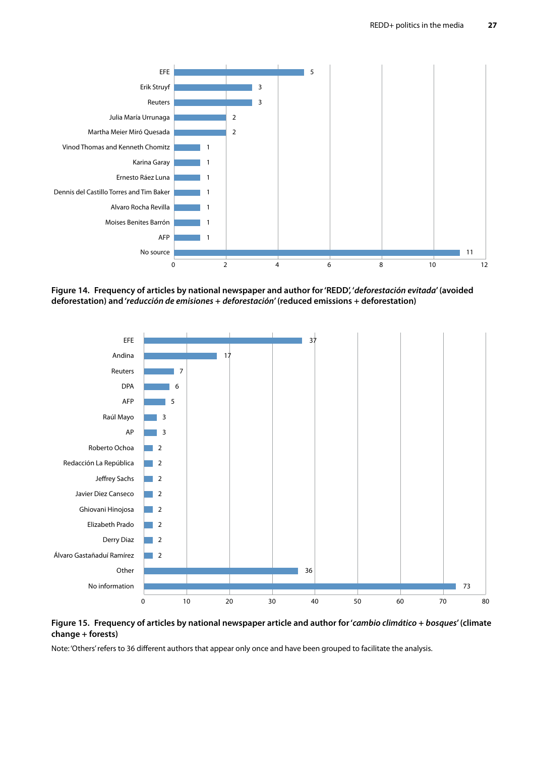| Author | Frequency |
|---|---|
| EFE | 5 |
| Erik Struyf | 3 |
| Reuters | 3 |
| Julia María Urrunaga | 2 |
| Martha Meier Miró Quesada | 2 |
| Vinod Thomas and Kenneth Chomitz | 1 |
| Karina Garay | 1 |
| Ernesto Ráez Luna | 1 |
| Dennis del Castillo Torres and Tim Baker | 1 |
| Alvaro Rocha Revilla | 1 |
| Moises Benites Barrón | 1 |
| AFP | 1 |
| No source | 11 |

**Figure 14. Frequency of articles by national newspaper and author for 'REDD', '*deforestación evitada*' (avoided deforestation) and '*reducción de emisiones + deforestación*' (reduced emissions + deforestation)**

| Author | Frequency |
|---|---|
| EFE | 37 |
| Andina | 17 |
| Reuters | 7 |
| DPA | 6 |
| AFP | 5 |
| Raúl Mayo | 3 |
| AP | 3 |
| Roberto Ochoa | 2 |
| Redacción La República | 2 |
| Jeffrey Sachs | 2 |
| Javier Diez Canseco | 2 |
| Ghiovani Hinojosa | 2 |
| Elizabeth Prado | 2 |
| Derry Diaz | 2 |
| Álvaro Gastañadui Ramírez | 2 |
| Other | 36 |
| No information | 73 |

**Figure 15. Frequency of articles by national newspaper article and author for '*cambio climático + bosques*' (climate change + forests)**

Note: 'Others' refers to 36 different authors that appear only once and have been grouped to facilitate the analysis.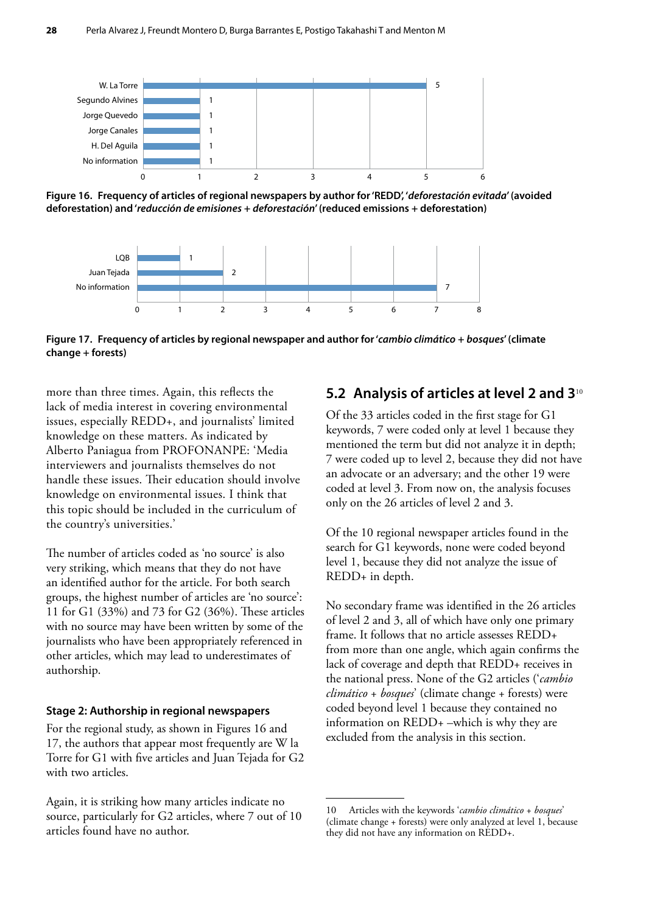W. La Torre 5
Segundo Alvines 1
Jorge Quevedo 1
Jorge Canales 1
H. Del Aguila 1
No information 1

**Figure 16. Frequency of articles of regional newspapers by author for 'REDD', '*deforestación evitada*' (avoided deforestation) and '*reducción de emisiones + deforestación*' (reduced emissions + deforestation)**

LQB 1
Juan Tejada 2
No information 7

**Figure 17. Frequency of articles by regional newspaper and author for '*cambio climático + bosques*' (climate change + forests)**

more than three times. Again, this reflects the lack of media interest in covering environmental issues, especially REDD+, and journalists' limited knowledge on these matters. As indicated by Alberto Paniagua from PROFONANPE: 'Media interviewers and journalists themselves do not handle these issues. Their education should involve knowledge on environmental issues. I think that this topic should be included in the curriculum of the country's universities.'

The number of articles coded as 'no source' is also very striking, which means that they do not have an identified author for the article. For both search groups, the highest number of articles are 'no source': 11 for G1 (33%) and 73 for G2 (36%). These articles with no source may have been written by some of the journalists who have been appropriately referenced in other articles, which may lead to underestimates of authorship.

#### Stage 2: Authorship in regional newspapers

For the regional study, as shown in Figures 16 and 17, the authors that appear most frequently are W la Torre for G1 with five articles and Juan Tejada for G2 with two articles.

Again, it is striking how many articles indicate no source, particularly for G2 articles, where 7 out of 10 articles found have no author.

## 5.2 Analysis of articles at level 2 and 3[10]

Of the 33 articles coded in the first stage for G1 keywords, 7 were coded only at level 1 because they mentioned the term but did not analyze it in depth; 7 were coded up to level 2, because they did not have an advocate or an adversary; and the other 19 were coded at level 3. From now on, the analysis focuses only on the 26 articles of level 2 and 3.

Of the 10 regional newspaper articles found in the search for G1 keywords, none were coded beyond level 1, because they did not analyze the issue of REDD+ in depth.

No secondary frame was identified in the 26 articles of level 2 and 3, all of which have only one primary frame. It follows that no article assesses REDD+ from more than one angle, which again confirms the lack of coverage and depth that REDD+ receives in the national press. None of the G2 articles ('*cambio climático + bosques*' (climate change + forests) were coded beyond level 1 because they contained no information on REDD+ –which is why they are excluded from the analysis in this section.

---

10 Articles with the keywords '*cambio climático + bosques*' (climate change + forests) were only analyzed at level 1, because they did not have any information on REDD+.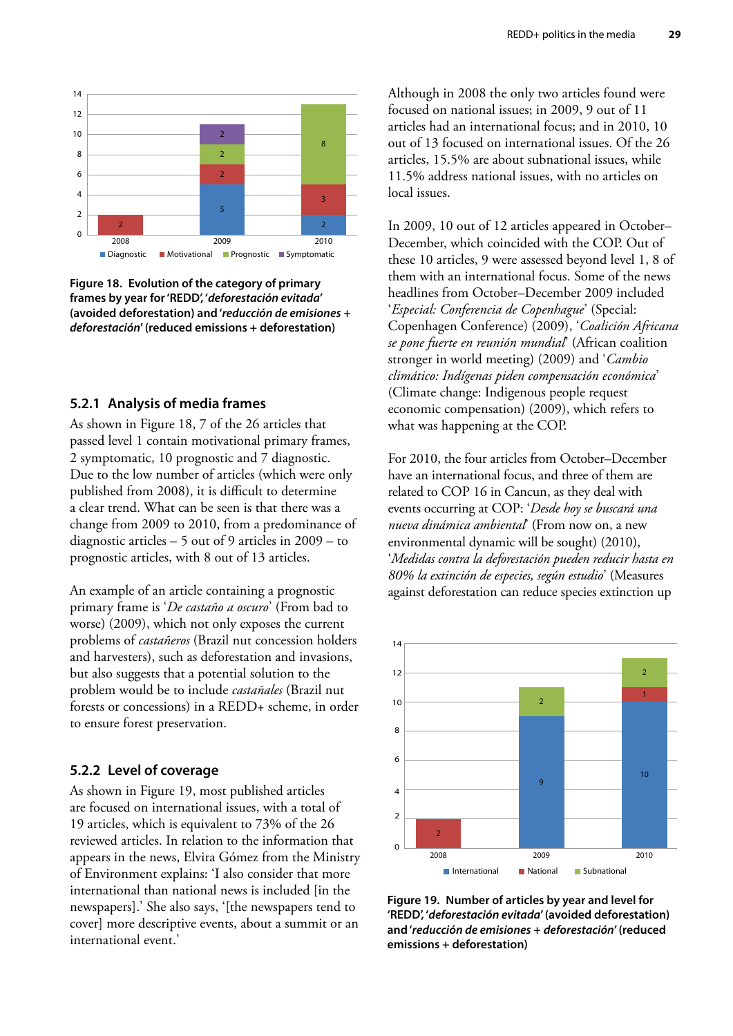Figure 18. Evolution of the category of primary frames by year for 'REDD', '*deforestación evitada*' (avoided deforestation) and '*reducción de emisiones + deforestación*' (reduced emissions + deforestation)

### 5.2.1 Analysis of media frames

As shown in Figure 18, 7 of the 26 articles that passed level 1 contain motivational primary frames, 2 symptomatic, 10 prognostic and 7 diagnostic. Due to the low number of articles (which were only published from 2008), it is difficult to determine a clear trend. What can be seen is that there was a change from 2009 to 2010, from a predominance of diagnostic articles – 5 out of 9 articles in 2009 – to prognostic articles, with 8 out of 13 articles.

An example of an article containing a prognostic primary frame is '*De castaño a oscuro*' (From bad to worse) (2009), which not only exposes the current problems of *castañeros* (Brazil nut concession holders and harvesters), such as deforestation and invasions, but also suggests that a potential solution to the problem would be to include *castañales* (Brazil nut forests or concessions) in a REDD+ scheme, in order to ensure forest preservation.

### 5.2.2 Level of coverage

As shown in Figure 19, most published articles are focused on international issues, with a total of 19 articles, which is equivalent to 73% of the 26 reviewed articles. In relation to the information that appears in the news, Elvira Gómez from the Ministry of Environment explains: 'I also consider that more international than national news is included [in the newspapers].' She also says, '[the newspapers tend to cover] more descriptive events, about a summit or an international event.'

Although in 2008 the only two articles found were focused on national issues; in 2009, 9 out of 11 articles had an international focus; and in 2010, 10 out of 13 focused on international issues. Of the 26 articles, 15.5% are about subnational issues, while 11.5% address national issues, with no articles on local issues.

In 2009, 10 out of 12 articles appeared in October–December, which coincided with the COP. Out of these 10 articles, 9 were assessed beyond level 1, 8 of them with an international focus. Some of the news headlines from October–December 2009 included '*Especial: Conferencia de Copenhague*' (Special: Copenhagen Conference) (2009), '*Coalición Africana se pone fuerte en reunión mundial*' (African coalition stronger in world meeting) (2009) and '*Cambio climático: Indígenas piden compensación económica*' (Climate change: Indigenous people request economic compensation) (2009), which refers to what was happening at the COP.

For 2010, the four articles from October–December have an international focus, and three of them are related to COP 16 in Cancun, as they deal with events occurring at COP: '*Desde hoy se buscará una nueva dinámica ambiental*' (From now on, a new environmental dynamic will be sought) (2010), '*Medidas contra la deforestación pueden reducir hasta en 80% la extinción de especies, según estudio*' (Measures against deforestation can reduce species extinction up

Figure 19. Number of articles by year and level for 'REDD', '*deforestación evitada*' (avoided deforestation) and '*reducción de emisiones + deforestación*' (reduced emissions + deforestation)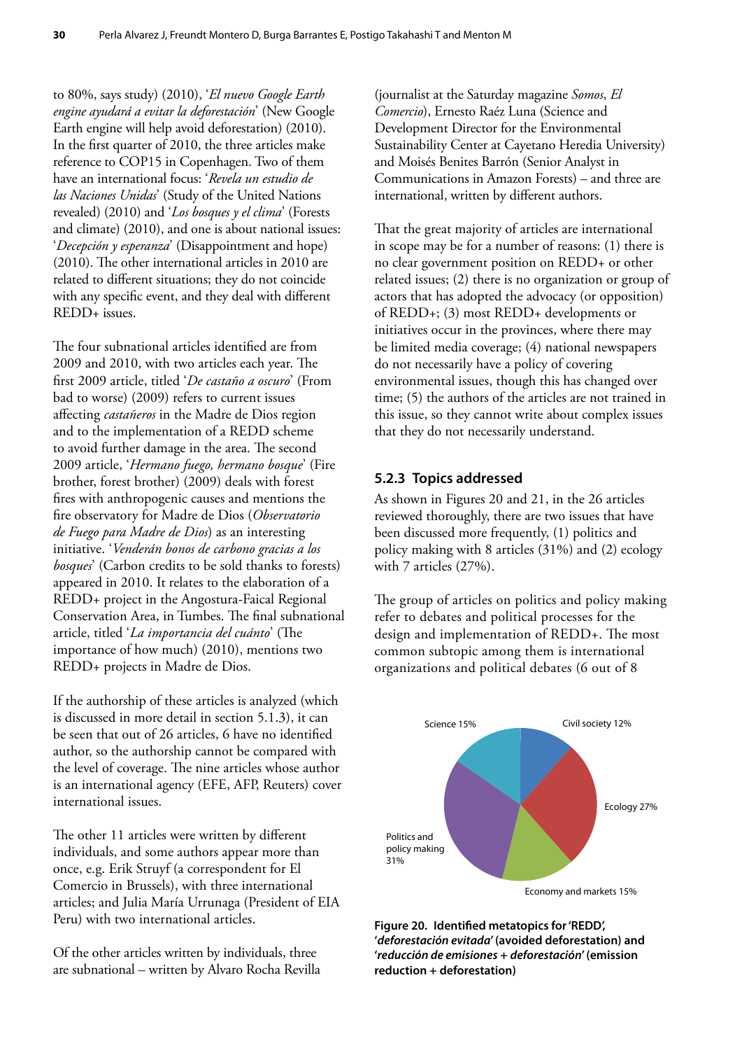to 80%, says study) (2010), '*El nuevo Google Earth engine ayudará a evitar la deforestación*' (New Google Earth engine will help avoid deforestation) (2010). In the first quarter of 2010, the three articles make reference to COP15 in Copenhagen. Two of them have an international focus: '*Revela un estudio de las Naciones Unidas*' (Study of the United Nations revealed) (2010) and '*Los bosques y el clima*' (Forests and climate) (2010), and one is about national issues: '*Decepción y esperanza*' (Disappointment and hope) (2010). The other international articles in 2010 are related to different situations; they do not coincide with any specific event, and they deal with different REDD+ issues.

The four subnational articles identified are from 2009 and 2010, with two articles each year. The first 2009 article, titled '*De castaño a oscuro*' (From bad to worse) (2009) refers to current issues affecting *castañeros* in the Madre de Dios region and to the implementation of a REDD scheme to avoid further damage in the area. The second 2009 article, '*Hermano fuego, hermano bosque*' (Fire brother, forest brother) (2009) deals with forest fires with anthropogenic causes and mentions the fire observatory for Madre de Dios (*Observatorio de Fuego para Madre de Dios*) as an interesting initiative. '*Venderán bonos de carbono gracias a los bosques*' (Carbon credits to be sold thanks to forests) appeared in 2010. It relates to the elaboration of a REDD+ project in the Angostura-Faical Regional Conservation Area, in Tumbes. The final subnational article, titled '*La importancia del cuánto*' (The importance of how much) (2010), mentions two REDD+ projects in Madre de Dios.

If the authorship of these articles is analyzed (which is discussed in more detail in section 5.1.3), it can be seen that out of 26 articles, 6 have no identified author, so the authorship cannot be compared with the level of coverage. The nine articles whose author is an international agency (EFE, AFP, Reuters) cover international issues.

The other 11 articles were written by different individuals, and some authors appear more than once, e.g. Erik Struyf (a correspondent for El Comercio in Brussels), with three international articles; and Julia María Urrunaga (President of EIA Peru) with two international articles.

Of the other articles written by individuals, three are subnational – written by Alvaro Rocha Revilla (journalist at the Saturday magazine *Somos*, *El Comercio*), Ernesto Raéz Luna (Science and Development Director for the Environmental Sustainability Center at Cayetano Heredia University) and Moisés Benites Barrón (Senior Analyst in Communications in Amazon Forests) – and three are international, written by different authors.

That the great majority of articles are international in scope may be for a number of reasons: (1) there is no clear government position on REDD+ or other related issues; (2) there is no organization or group of actors that has adopted the advocacy (or opposition) of REDD+; (3) most REDD+ developments or initiatives occur in the provinces, where there may be limited media coverage; (4) national newspapers do not necessarily have a policy of covering environmental issues, though this has changed over time; (5) the authors of the articles are not trained in this issue, so they cannot write about complex issues that they do not necessarily understand.

### 5.2.3 Topics addressed

As shown in Figures 20 and 21, in the 26 articles reviewed thoroughly, there are two issues that have been discussed more frequently, (1) politics and policy making with 8 articles (31%) and (2) ecology with 7 articles (27%).

The group of articles on politics and policy making refer to debates and political processes for the design and implementation of REDD+. The most common subtopic among them is international organizations and political debates (6 out of 8

Science 15%
Civil society 12%
Ecology 27%
Economy and markets 15%
Politics and policy making 31%

**Figure 20. Identified metatopics for 'REDD', '*deforestación evitada*' (avoided deforestation) and '*reducción de emisiones + deforestación*' (emission reduction + deforestación)**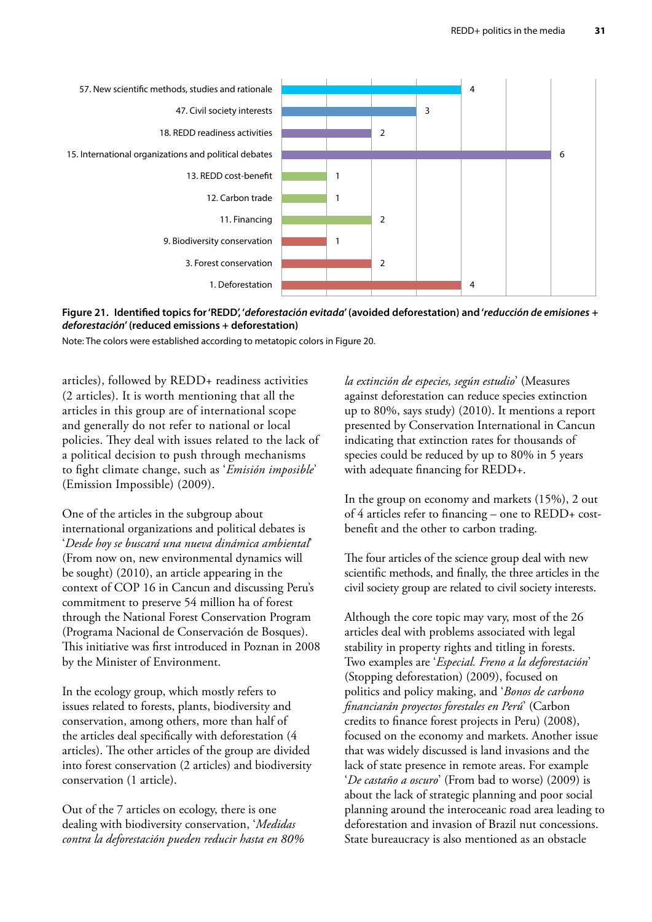| Topic | Number of articles |
|---|---|
| 57. New scientific methods, studies and rationale | 4 |
| 47. Civil society interests | 3 |
| 18. REDD readiness activities | 2 |
| 15. International organizations and political debates | 6 |
| 13. REDD cost-benefit | 1 |
| 12. Carbon trade | 1 |
| 11. Financing | 2 |
| 9. Biodiversity conservation | 1 |
| 3. Forest conservation | 2 |
| 1. Deforestation | 4 |

**Figure 21. Identified topics for 'REDD', '*deforestación evitada*' (avoided deforestation) and '*reducción de emisiones + deforestación*' (reduced emissions + deforestation)**

Note: The colors were established according to metatopic colors in Figure 20.

articles), followed by REDD+ readiness activities (2 articles). It is worth mentioning that all the articles in this group are of international scope and generally do not refer to national or local policies. They deal with issues related to the lack of a political decision to push through mechanisms to fight climate change, such as '*Emisión imposible*' (Emission Impossible) (2009).

One of the articles in the subgroup about international organizations and political debates is '*Desde hoy se buscará una nueva dinámica ambiental*' (From now on, new environmental dynamics will be sought) (2010), an article appearing in the context of COP 16 in Cancun and discussing Peru's commitment to preserve 54 million ha of forest through the National Forest Conservation Program (Programa Nacional de Conservación de Bosques). This initiative was first introduced in Poznan in 2008 by the Minister of Environment.

In the ecology group, which mostly refers to issues related to forests, plants, biodiversity and conservation, among others, more than half of the articles deal specifically with deforestation (4 articles). The other articles of the group are divided into forest conservation (2 articles) and biodiversity conservation (1 article).

Out of the 7 articles on ecology, there is one dealing with biodiversity conservation, '*Medidas contra la deforestación pueden reducir hasta en 80% la extinción de especies, según estudio*' (Measures against deforestation can reduce species extinction up to 80%, says study) (2010). It mentions a report presented by Conservation International in Cancun indicating that extinction rates for thousands of species could be reduced by up to 80% in 5 years with adequate financing for REDD+.

In the group on economy and markets (15%), 2 out of 4 articles refer to financing – one to REDD+ cost-benefit and the other to carbon trading.

The four articles of the science group deal with new scientific methods, and finally, the three articles in the civil society group are related to civil society interests.

Although the core topic may vary, most of the 26 articles deal with problems associated with legal stability in property rights and titling in forests. Two examples are '*Especial. Freno a la deforestación*' (Stopping deforestation) (2009), focused on politics and policy making, and '*Bonos de carbono financiarán proyectos forestales en Perú*' (Carbon credits to finance forest projects in Peru) (2008), focused on the economy and markets. Another issue that was widely discussed is land invasions and the lack of state presence in remote areas. For example '*De castaño a oscuro*' (From bad to worse) (2009) is about the lack of strategic planning and poor social planning around the interoceanic road area leading to deforestation and invasion of Brazil nut concessions. State bureaucracy is also mentioned as an obstacle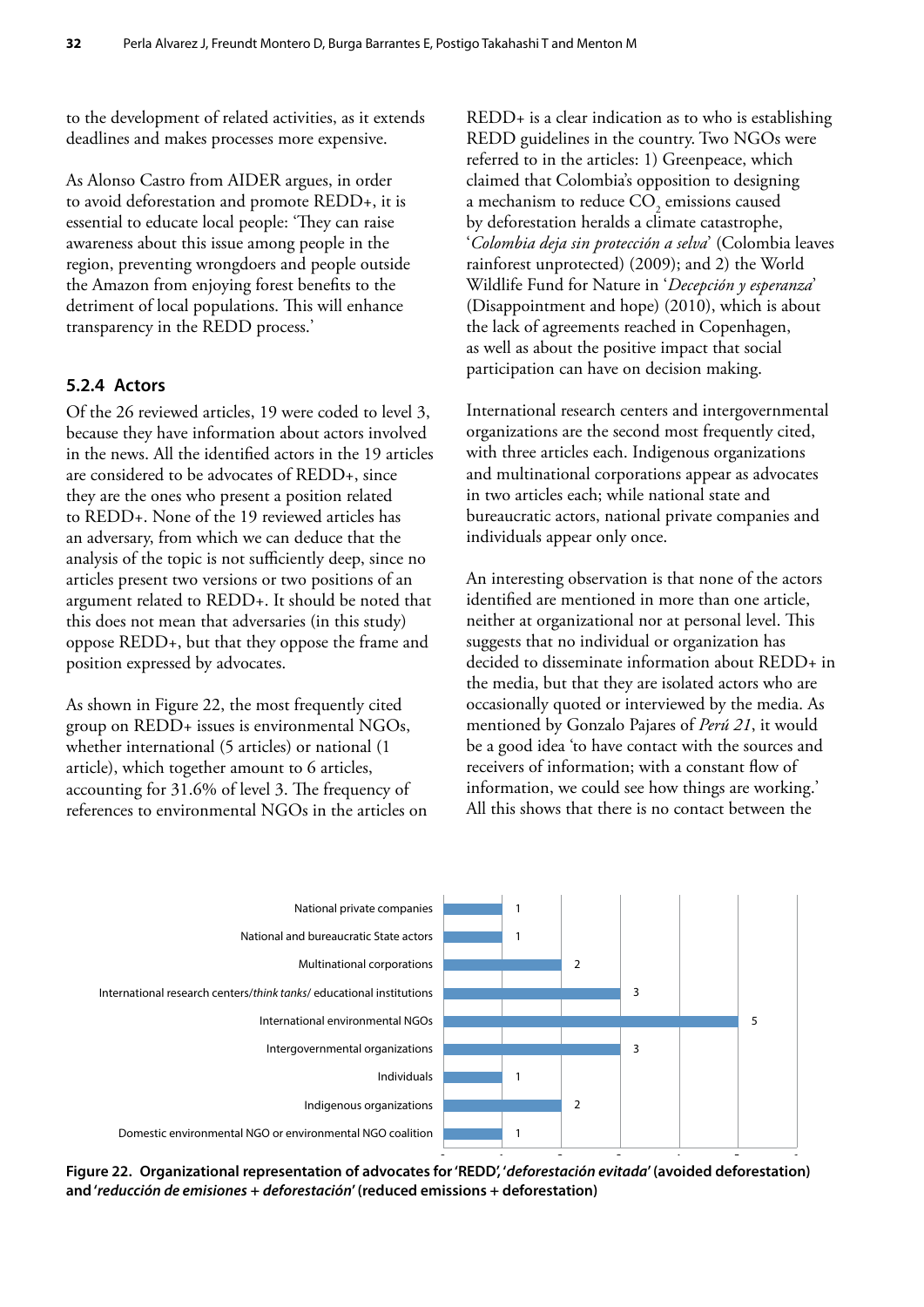to the development of related activities, as it extends deadlines and makes processes more expensive.

As Alonso Castro from AIDER argues, in order to avoid deforestation and promote REDD+, it is essential to educate local people: 'They can raise awareness about this issue among people in the region, preventing wrongdoers and people outside the Amazon from enjoying forest benefits to the detriment of local populations. This will enhance transparency in the REDD process.'

### 5.2.4 Actors

Of the 26 reviewed articles, 19 were coded to level 3, because they have information about actors involved in the news. All the identified actors in the 19 articles are considered to be advocates of REDD+, since they are the ones who present a position related to REDD+. None of the 19 reviewed articles has an adversary, from which we can deduce that the analysis of the topic is not sufficiently deep, since no articles present two versions or two positions of an argument related to REDD+. It should be noted that this does not mean that adversaries (in this study) oppose REDD+, but that they oppose the frame and position expressed by advocates.

As shown in Figure 22, the most frequently cited group on REDD+ issues is environmental NGOs, whether international (5 articles) or national (1 article), which together amount to 6 articles, accounting for 31.6% of level 3. The frequency of references to environmental NGOs in the articles on REDD+ is a clear indication as to who is establishing REDD guidelines in the country. Two NGOs were referred to in the articles: 1) Greenpeace, which claimed that Colombia's opposition to designing a mechanism to reduce $CO_2$ emissions caused by deforestation heralds a climate catastrophe, '*Colombia deja sin protección a selva*' (Colombia leaves rainforest unprotected) (2009); and 2) the World Wildlife Fund for Nature in '*Decepción y esperanza*' (Disappointment and hope) (2010), which is about the lack of agreements reached in Copenhagen, as well as about the positive impact that social participation can have on decision making.

International research centers and intergovernmental organizations are the second most frequently cited, with three articles each. Indigenous organizations and multinational corporations appear as advocates in two articles each; while national state and bureaucratic actors, national private companies and individuals appear only once.

An interesting observation is that none of the actors identified are mentioned in more than one article, neither at organizational nor at personal level. This suggests that no individual or organization has decided to disseminate information about REDD+ in the media, but that they are isolated actors who are occasionally quoted or interviewed by the media. As mentioned by Gonzalo Pajares of *Perú 21*, it would be a good idea 'to have contact with the sources and receivers of information; with a constant flow of information, we could see how things are working.' All this shows that there is no contact between the

| Actor | Number of articles |
|---|---|
| National private companies | 1 |
| National and bureaucratic State actors | 1 |
| Multinational corporations | 2 |
| International research centers/*think tanks*/ educational institutions | 3 |
| International environmental NGOs | 5 |
| Intergovernmental organizations | 3 |
| Individuals | 1 |
| Indigenous organizations | 2 |
| Domestic environmental NGO or environmental NGO coalition | 1 |

**Figure 22. Organizational representation of advocates for 'REDD', '*deforestación evitada*' (avoided deforestation) and '*reducción de emisiones + deforestación*' (reduced emissions + deforestation)**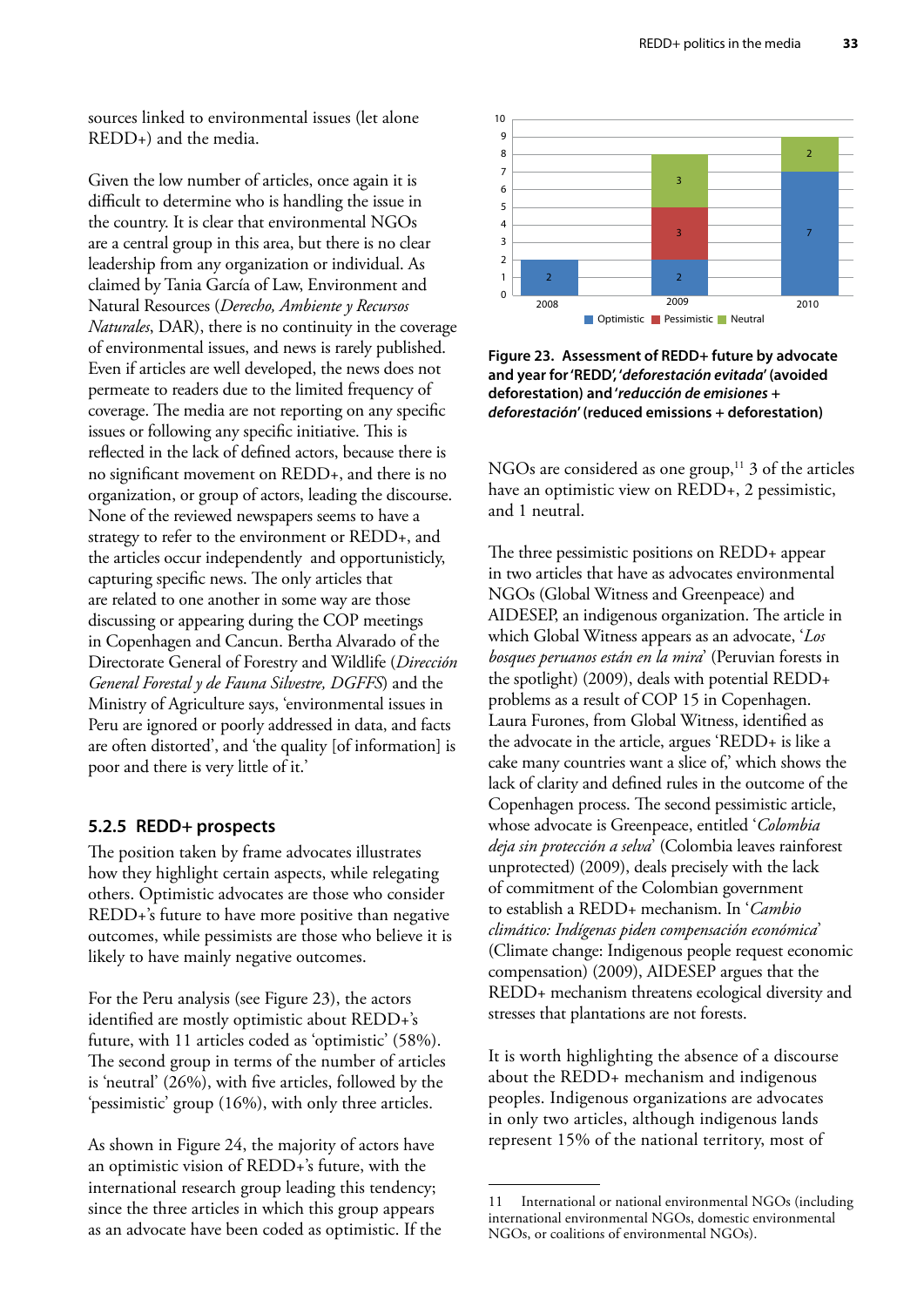sources linked to environmental issues (let alone REDD+) and the media.

Given the low number of articles, once again it is difficult to determine who is handling the issue in the country. It is clear that environmental NGOs are a central group in this area, but there is no clear leadership from any organization or individual. As claimed by Tania García of Law, Environment and Natural Resources (*Derecho, Ambiente y Recursos Naturales*, DAR), there is no continuity in the coverage of environmental issues, and news is rarely published. Even if articles are well developed, the news does not permeate to readers due to the limited frequency of coverage. The media are not reporting on any specific issues or following any specific initiative. This is reflected in the lack of defined actors, because there is no significant movement on REDD+, and there is no organization, or group of actors, leading the discourse. None of the reviewed newspapers seems to have a strategy to refer to the environment or REDD+, and the articles occur independently and opportunisticly, capturing specific news. The only articles that are related to one another in some way are those discussing or appearing during the COP meetings in Copenhagen and Cancun. Bertha Alvarado of the Directorate General of Forestry and Wildlife (*Dirección General Forestal y de Fauna Silvestre, DGFFS*) and the Ministry of Agriculture says, 'environmental issues in Peru are ignored or poorly addressed in data, and facts are often distorted', and 'the quality [of information] is poor and there is very little of it.'

### 5.2.5 REDD+ prospects

The position taken by frame advocates illustrates how they highlight certain aspects, while relegating others. Optimistic advocates are those who consider REDD+'s future to have more positive than negative outcomes, while pessimists are those who believe it is likely to have mainly negative outcomes.

For the Peru analysis (see Figure 23), the actors identified are mostly optimistic about REDD+'s future, with 11 articles coded as 'optimistic' (58%). The second group in terms of the number of articles is 'neutral' (26%), with five articles, followed by the 'pessimistic' group (16%), with only three articles.

As shown in Figure 24, the majority of actors have an optimistic vision of REDD+'s future, with the international research group leading this tendency; since the three articles in which this group appears as an advocate have been coded as optimistic. If the

| Year | Optimistic | Pessimistic | Neutral |
|---|---|---|---|
| 2008 | 2 | | |
| 2009 | 2 | 3 | 3 |
| 2010 | 7 | | 2 |

**Figure 23. Assessment of REDD+ future by advocate and year for 'REDD', '*deforestación evitada*' (avoided deforestation) and '*reducción de emisiones + deforestación*' (reduced emissions + deforestation)**

NGOs are considered as one group,[11] 3 of the articles have an optimistic view on REDD+, 2 pessimistic, and 1 neutral.

The three pessimistic positions on REDD+ appear in two articles that have as advocates environmental NGOs (Global Witness and Greenpeace) and AIDESEP, an indigenous organization. The article in which Global Witness appears as an advocate, '*Los bosques peruanos están en la mira*' (Peruvian forests in the spotlight) (2009), deals with potential REDD+ problems as a result of COP 15 in Copenhagen. Laura Furones, from Global Witness, identified as the advocate in the article, argues 'REDD+ is like a cake many countries want a slice of,' which shows the lack of clarity and defined rules in the outcome of the Copenhagen process. The second pessimistic article, whose advocate is Greenpeace, entitled '*Colombia deja sin protección a selva*' (Colombia leaves rainforest unprotected) (2009), deals precisely with the lack of commitment of the Colombian government to establish a REDD+ mechanism. In '*Cambio climático: Indígenas piden compensación económica*' (Climate change: Indigenous people request economic compensation) (2009), AIDESEP argues that the REDD+ mechanism threatens ecological diversity and stresses that plantations are not forests.

It is worth highlighting the absence of a discourse about the REDD+ mechanism and indigenous peoples. Indigenous organizations are advocates in only two articles, although indigenous lands represent 15% of the national territory, most of

---

11 International or national environmental NGOs (including international environmental NGOs, domestic environmental NGOs, or coalitions of environmental NGOs).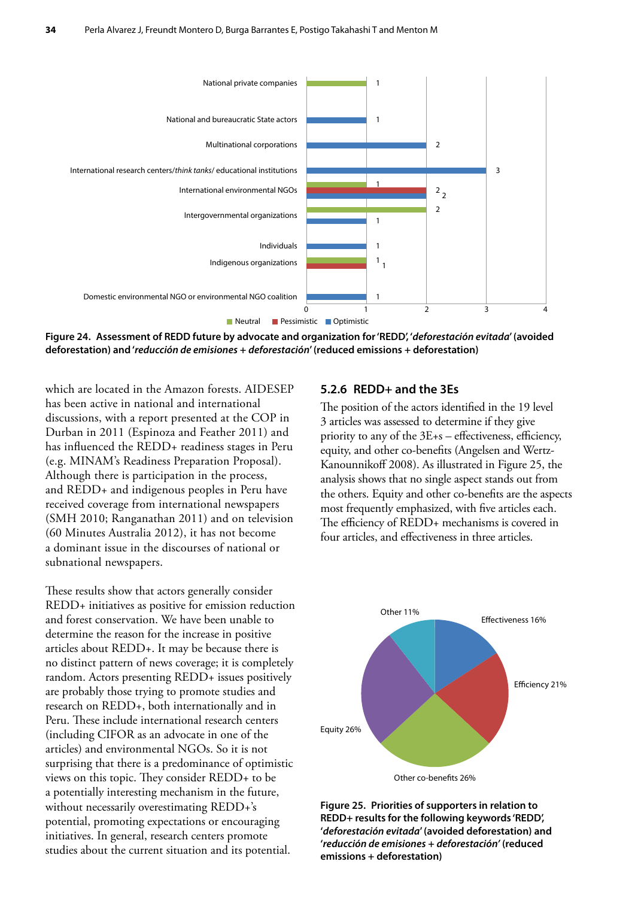National private companies 1

National and bureaucratic State actors 1

Multinational corporations 2

International research centers/*think tanks*/ educational institutions 3

International environmental NGOs 1 2 2

Intergovernmental organizations 2 1

Individuals 1

Indigenous organizations 1 1

Domestic environmental NGO or environmental NGO coalition 1

Neutral Pessimistic Optimistic

**Figure 24. Assessment of REDD future by advocate and organization for 'REDD', '*deforestación evitada*' (avoided deforestation) and '*reducción de emisiones + deforestación*' (reduced emissions + deforestation)**

which are located in the Amazon forests. AIDESEP has been active in national and international discussions, with a report presented at the COP in Durban in 2011 (Espinoza and Feather 2011) and has influenced the REDD+ readiness stages in Peru (e.g. MINAM's Readiness Preparation Proposal). Although there is participation in the process, and REDD+ and indigenous peoples in Peru have received coverage from international newspapers (SMH 2010; Ranganathan 2011) and on television (60 Minutes Australia 2012), it has not become a dominant issue in the discourses of national or subnational newspapers.

These results show that actors generally consider REDD+ initiatives as positive for emission reduction and forest conservation. We have been unable to determine the reason for the increase in positive articles about REDD+. It may be because there is no distinct pattern of news coverage; it is completely random. Actors presenting REDD+ issues positively are probably those trying to promote studies and research on REDD+, both internationally and in Peru. These include international research centers (including CIFOR as an advocate in one of the articles) and environmental NGOs. So it is not surprising that there is a predominance of optimistic views on this topic. They consider REDD+ to be a potentially interesting mechanism in the future, without necessarily overestimating REDD+'s potential, promoting expectations or encouraging initiatives. In general, research centers promote studies about the current situation and its potential.

### 5.2.6 REDD+ and the 3Es

The position of the actors identified in the 19 level 3 articles was assessed to determine if they give priority to any of the 3E+s – effectiveness, efficiency, equity, and other co-benefits (Angelsen and Wertz-Kanounnikoff 2008). As illustrated in Figure 25, the analysis shows that no single aspect stands out from the others. Equity and other co-benefits are the aspects most frequently emphasized, with five articles each. The efficiency of REDD+ mechanisms is covered in four articles, and effectiveness in three articles.

Other 11%

Effectiveness 16%

Efficiency 21%

Equity 26%

Other co-benefits 26%

**Figure 25. Priorities of supporters in relation to REDD+ results for the following keywords 'REDD', '*deforestación evitada*' (avoided deforestation) and '*reducción de emisiones + deforestación*' (reduced emissions + deforestation)**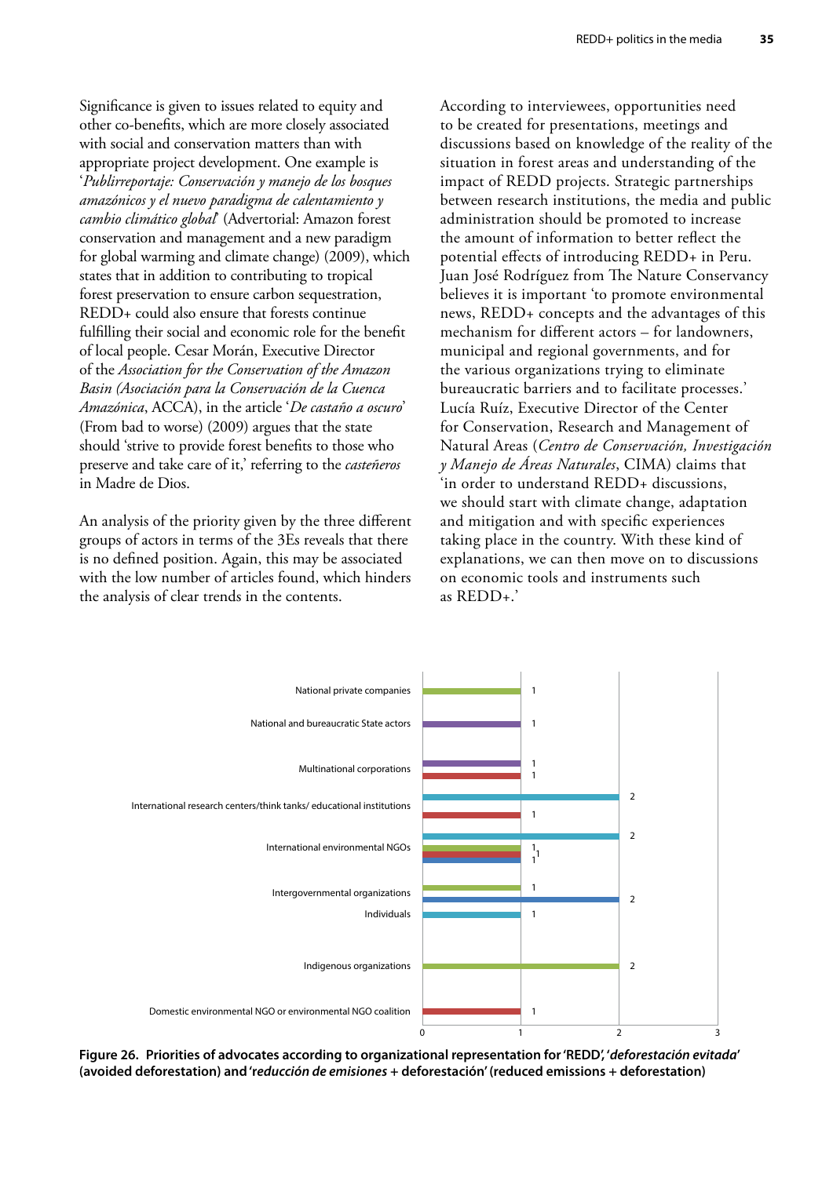Significance is given to issues related to equity and other co-benefits, which are more closely associated with social and conservation matters than with appropriate project development. One example is '*Publirreportaje: Conservación y manejo de los bosques amazónicos y el nuevo paradigma de calentamiento y cambio climático global*' (Advertorial: Amazon forest conservation and management and a new paradigm for global warming and climate change) (2009), which states that in addition to contributing to tropical forest preservation to ensure carbon sequestration, REDD+ could also ensure that forests continue fulfilling their social and economic role for the benefit of local people. Cesar Morán, Executive Director of the *Association for the Conservation of the Amazon Basin (Asociación para la Conservación de la Cuenca Amazónica*, ACCA), in the article '*De castaño a oscuro*' (From bad to worse) (2009) argues that the state should 'strive to provide forest benefits to those who preserve and take care of it,' referring to the *castañeros* in Madre de Dios.

An analysis of the priority given by the three different groups of actors in terms of the 3Es reveals that there is no defined position. Again, this may be associated with the low number of articles found, which hinders the analysis of clear trends in the contents.

According to interviewees, opportunities need to be created for presentations, meetings and discussions based on knowledge of the reality of the situation in forest areas and understanding of the impact of REDD projects. Strategic partnerships between research institutions, the media and public administration should be promoted to increase the amount of information to better reflect the potential effects of introducing REDD+ in Peru. Juan José Rodríguez from The Nature Conservancy believes it is important 'to promote environmental news, REDD+ concepts and the advantages of this mechanism for different actors – for landowners, municipal and regional governments, and for the various organizations trying to eliminate bureaucratic barriers and to facilitate processes.' Lucía Ruíz, Executive Director of the Center for Conservation, Research and Management of Natural Areas (*Centro de Conservación, Investigación y Manejo de Áreas Naturales*, CIMA) claims that 'in order to understand REDD+ discussions, we should start with climate change, adaptation and mitigation and with specific experiences taking place in the country. With these kind of explanations, we can then move on to discussions on economic tools and instruments such as REDD+.'

| Organizational representation | Values shown |
|---|---|
| National private companies | 1 |
| National and bureaucratic State actors | 1 |
| Multinational corporations | 1, 1 |
| International research centers/think tanks/ educational institutions | 2, 1 |
| International environmental NGOs | 2, 1, 1, 1 |
| Intergovernmental organizations | 1, 2 |
| Individuals | 1 |
| Indigenous organizations | 2 |
| Domestic environmental NGO or environmental NGO coalition | 1 |

**Figure 26. Priorities of advocates according to organizational representation for 'REDD', '*deforestación evitada*' (avoided deforestation) and '*reducción de emisiones* + deforestación' (reduced emissions + deforestation)**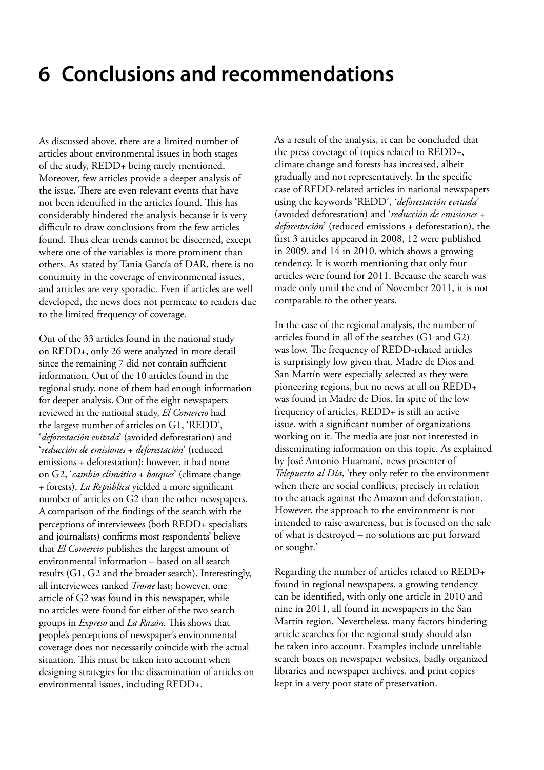# 6 Conclusions and recommendations

As discussed above, there are a limited number of articles about environmental issues in both stages of the study, REDD+ being rarely mentioned. Moreover, few articles provide a deeper analysis of the issue. There are even relevant events that have not been identified in the articles found. This has considerably hindered the analysis because it is very difficult to draw conclusions from the few articles found. Thus clear trends cannot be discerned, except where one of the variables is more prominent than others. As stated by Tania García of DAR, there is no continuity in the coverage of environmental issues, and articles are very sporadic. Even if articles are well developed, the news does not permeate to readers due to the limited frequency of coverage.

Out of the 33 articles found in the national study on REDD+, only 26 were analyzed in more detail since the remaining 7 did not contain sufficient information. Out of the 10 articles found in the regional study, none of them had enough information for deeper analysis. Out of the eight newspapers reviewed in the national study, *El Comercio* had the largest number of articles on G1, 'REDD', '*deforestación evitada*' (avoided deforestation) and '*reducción de emisiones + deforestación*' (reduced emissions + deforestation); however, it had none on G2, '*cambio climático + bosques*' (climate change + forests). *La República* yielded a more significant number of articles on G2 than the other newspapers. A comparison of the findings of the search with the perceptions of interviewees (both REDD+ specialists and journalists) confirms most respondents' believe that *El Comercio* publishes the largest amount of environmental information – based on all search results (G1, G2 and the broader search). Interestingly, all interviewees ranked *Trome* last; however, one article of G2 was found in this newspaper, while no articles were found for either of the two search groups in *Expreso* and *La Razón*. This shows that people's perceptions of newspaper's environmental coverage does not necessarily coincide with the actual situation. This must be taken into account when designing strategies for the dissemination of articles on environmental issues, including REDD+.

As a result of the analysis, it can be concluded that the press coverage of topics related to REDD+, climate change and forests has increased, albeit gradually and not representatively. In the specific case of REDD-related articles in national newspapers using the keywords 'REDD', '*deforestación evitada*' (avoided deforestation) and '*reducción de emisiones + deforestación*' (reduced emissions + deforestation), the first 3 articles appeared in 2008, 12 were published in 2009, and 14 in 2010, which shows a growing tendency. It is worth mentioning that only four articles were found for 2011. Because the search was made only until the end of November 2011, it is not comparable to the other years.

In the case of the regional analysis, the number of articles found in all of the searches (G1 and G2) was low. The frequency of REDD-related articles is surprisingly low given that. Madre de Dios and San Martín were especially selected as they were pioneering regions, but no news at all on REDD+ was found in Madre de Dios. In spite of the low frequency of articles, REDD+ is still an active issue, with a significant number of organizations working on it. The media are just not interested in disseminating information on this topic. As explained by José Antonio Huamaní, news presenter of *Telepuerto al Día*, 'they only refer to the environment when there are social conflicts, precisely in relation to the attack against the Amazon and deforestation. However, the approach to the environment is not intended to raise awareness, but is focused on the sale of what is destroyed – no solutions are put forward or sought.'

Regarding the number of articles related to REDD+ found in regional newspapers, a growing tendency can be identified, with only one article in 2010 and nine in 2011, all found in newspapers in the San Martín region. Nevertheless, many factors hindering article searches for the regional study should also be taken into account. Examples include unreliable search boxes on newspaper websites, badly organized libraries and newspaper archives, and print copies kept in a very poor state of preservation.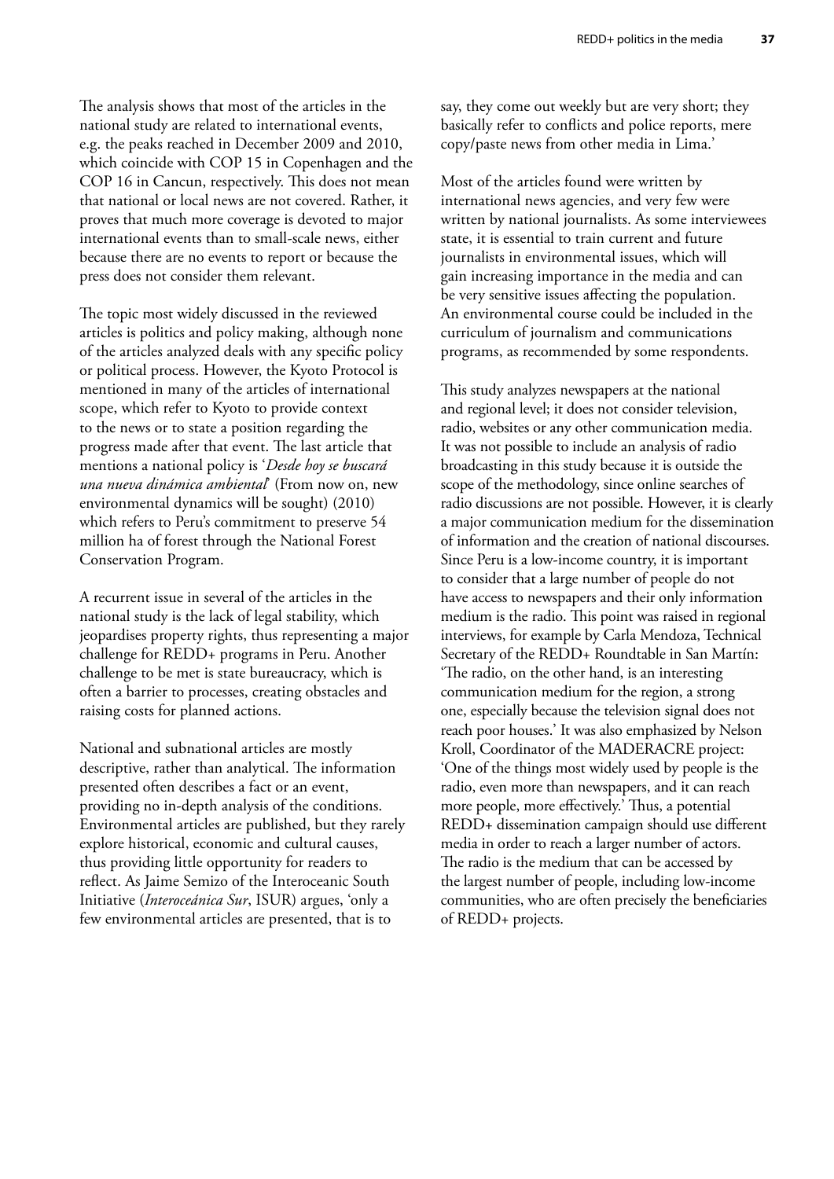The analysis shows that most of the articles in the national study are related to international events, e.g. the peaks reached in December 2009 and 2010, which coincide with COP 15 in Copenhagen and the COP 16 in Cancun, respectively. This does not mean that national or local news are not covered. Rather, it proves that much more coverage is devoted to major international events than to small-scale news, either because there are no events to report or because the press does not consider them relevant.

The topic most widely discussed in the reviewed articles is politics and policy making, although none of the articles analyzed deals with any specific policy or political process. However, the Kyoto Protocol is mentioned in many of the articles of international scope, which refer to Kyoto to provide context to the news or to state a position regarding the progress made after that event. The last article that mentions a national policy is '*Desde hoy se buscará una nueva dinámica ambiental*' (From now on, new environmental dynamics will be sought) (2010) which refers to Peru's commitment to preserve 54 million ha of forest through the National Forest Conservation Program.

A recurrent issue in several of the articles in the national study is the lack of legal stability, which jeopardises property rights, thus representing a major challenge for REDD+ programs in Peru. Another challenge to be met is state bureaucracy, which is often a barrier to processes, creating obstacles and raising costs for planned actions.

National and subnational articles are mostly descriptive, rather than analytical. The information presented often describes a fact or an event, providing no in-depth analysis of the conditions. Environmental articles are published, but they rarely explore historical, economic and cultural causes, thus providing little opportunity for readers to reflect. As Jaime Semizo of the Interoceanic South Initiative (*Interoceánica Sur*, ISUR) argues, 'only a few environmental articles are presented, that is to say, they come out weekly but are very short; they basically refer to conflicts and police reports, mere copy/paste news from other media in Lima.'

Most of the articles found were written by international news agencies, and very few were written by national journalists. As some interviewees state, it is essential to train current and future journalists in environmental issues, which will gain increasing importance in the media and can be very sensitive issues affecting the population. An environmental course could be included in the curriculum of journalism and communications programs, as recommended by some respondents.

This study analyzes newspapers at the national and regional level; it does not consider television, radio, websites or any other communication media. It was not possible to include an analysis of radio broadcasting in this study because it is outside the scope of the methodology, since online searches of radio discussions are not possible. However, it is clearly a major communication medium for the dissemination of information and the creation of national discourses. Since Peru is a low-income country, it is important to consider that a large number of people do not have access to newspapers and their only information medium is the radio. This point was raised in regional interviews, for example by Carla Mendoza, Technical Secretary of the REDD+ Roundtable in San Martín: 'The radio, on the other hand, is an interesting communication medium for the region, a strong one, especially because the television signal does not reach poor houses.' It was also emphasized by Nelson Kroll, Coordinator of the MADERACRE project: 'One of the things most widely used by people is the radio, even more than newspapers, and it can reach more people, more effectively.' Thus, a potential REDD+ dissemination campaign should use different media in order to reach a larger number of actors. The radio is the medium that can be accessed by the largest number of people, including low-income communities, who are often precisely the beneficiaries of REDD+ projects.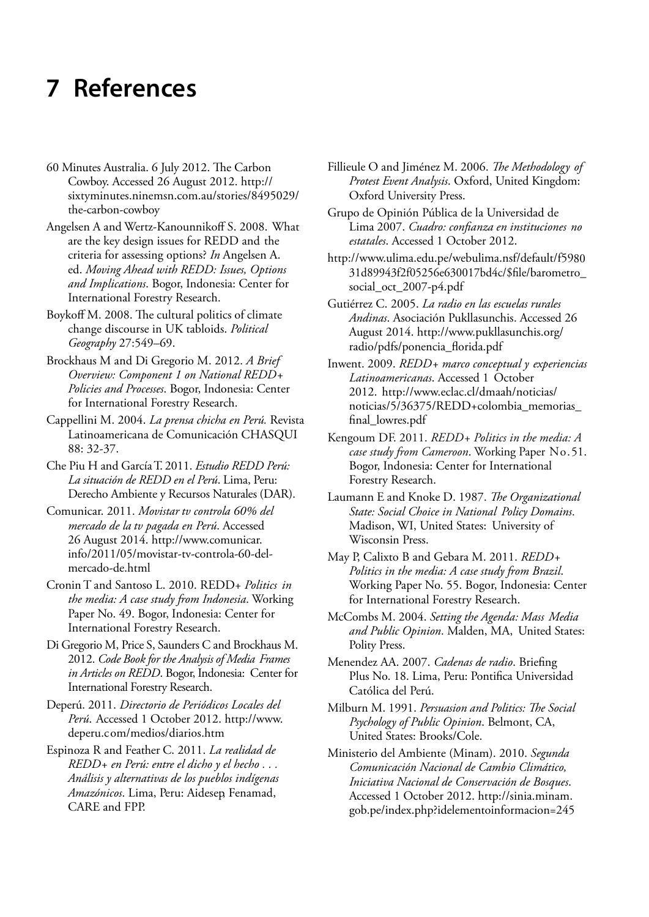# 7 References

60 Minutes Australia. 6 July 2012. The Carbon Cowboy. Accessed 26 August 2012. http://sixtyminutes.ninemsn.com.au/stories/8495029/the-carbon-cowboy

Angelsen A and Wertz-Kanounnikoff S. 2008. What are the key design issues for REDD and the criteria for assessing options? *In* Angelsen A. ed. *Moving Ahead with REDD: Issues, Options and Implications*. Bogor, Indonesia: Center for International Forestry Research.

Boykoff M. 2008. The cultural politics of climate change discourse in UK tabloids. *Political Geography* 27:549–69.

Brockhaus M and Di Gregorio M. 2012. *A Brief Overview: Component 1 on National REDD+ Policies and Processes*. Bogor, Indonesia: Center for International Forestry Research.

Cappellini M. 2004. *La prensa chicha en Perú.* Revista Latinoamericana de Comunicación CHASQUI 88: 32-37.

Che Piu H and García T. 2011. *Estudio REDD Perú: La situación de REDD en el Perú*. Lima, Peru: Derecho Ambiente y Recursos Naturales (DAR).

Comunicar. 2011. *Movistar tv controla 60% del mercado de la tv pagada en Perú*. Accessed 26 August 2014. http://www.comunicar.info/2011/05/movistar-tv-controla-60-del-mercado-de.html

Cronin T and Santoso L. 2010. REDD+ *Politics in the media: A case study from Indonesia*. Working Paper No. 49. Bogor, Indonesia: Center for International Forestry Research.

Di Gregorio M, Price S, Saunders C and Brockhaus M. 2012. *Code Book for the Analysis of Media Frames in Articles on REDD*. Bogor, Indonesia: Center for International Forestry Research.

Deperú. 2011. *Directorio de Periódicos Locales del Perú.* Accessed 1 October 2012. http://www.deperu.com/medios/diarios.htm

Espinoza R and Feather C. 2011. *La realidad de REDD+ en Perú: entre el dicho y el hecho . . . Análisis y alternativas de los pueblos indígenas Amazónicos*. Lima, Peru: Aidesep, Fenamad, CARE and FPP.

Fillieule O and Jiménez M. 2006. *The Methodology of Protest Event Analysis*. Oxford, United Kingdom: Oxford University Press.

Grupo de Opinión Pública de la Universidad de Lima 2007. *Cuadro: confianza en instituciones no estatales*. Accessed 1 October 2012.

http://www.ulima.edu.pe/webulima.nsf/default/f598031d89943f2f05256e630017bd4c/$file/barometro_social_oct_2007-p4.pdf

Gutiérrez C. 2005. *La radio en las escuelas rurales Andinas*. Asociación Pukllasunchis. Accessed 26 August 2014. http://www.pukllasunchis.org/radio/pdfs/ponencia_florida.pdf

Inwent. 2009. *REDD+ marco conceptual y experiencias Latinoamericanas*. Accessed 1 October 2012. http://www.eclac.cl/dmaah/noticias/noticias/5/36375/REDD+colombia_memorias_final_lowres.pdf

Kengoum DF. 2011. *REDD+ Politics in the media: A case study from Cameroon*. Working Paper No.51. Bogor, Indonesia: Center for International Forestry Research.

Laumann E and Knoke D. 1987. *The Organizational State: Social Choice in National Policy Domains*. Madison, WI, United States: University of Wisconsin Press.

May P, Calixto B and Gebara M. 2011. *REDD+ Politics in the media: A case study from Brazil*. Working Paper No. 55. Bogor, Indonesia: Center for International Forestry Research.

McCombs M. 2004. *Setting the Agenda: Mass Media and Public Opinion*. Malden, MA, United States: Polity Press.

Menendez AA. 2007. *Cadenas de radio*. Briefing Plus No. 18. Lima, Peru: Pontifica Universidad Católica del Perú.

Milburn M. 1991. *Persuasion and Politics: The Social Psychology of Public Opinion*. Belmont, CA, United States: Brooks/Cole.

Ministerio del Ambiente (Minam). 2010. *Segunda Comunicación Nacional de Cambio Climático, Iniciativa Nacional de Conservación de Bosques*. Accessed 1 October 2012. http://sinia.minam.gob.pe/index.php?idelementoinformacion=245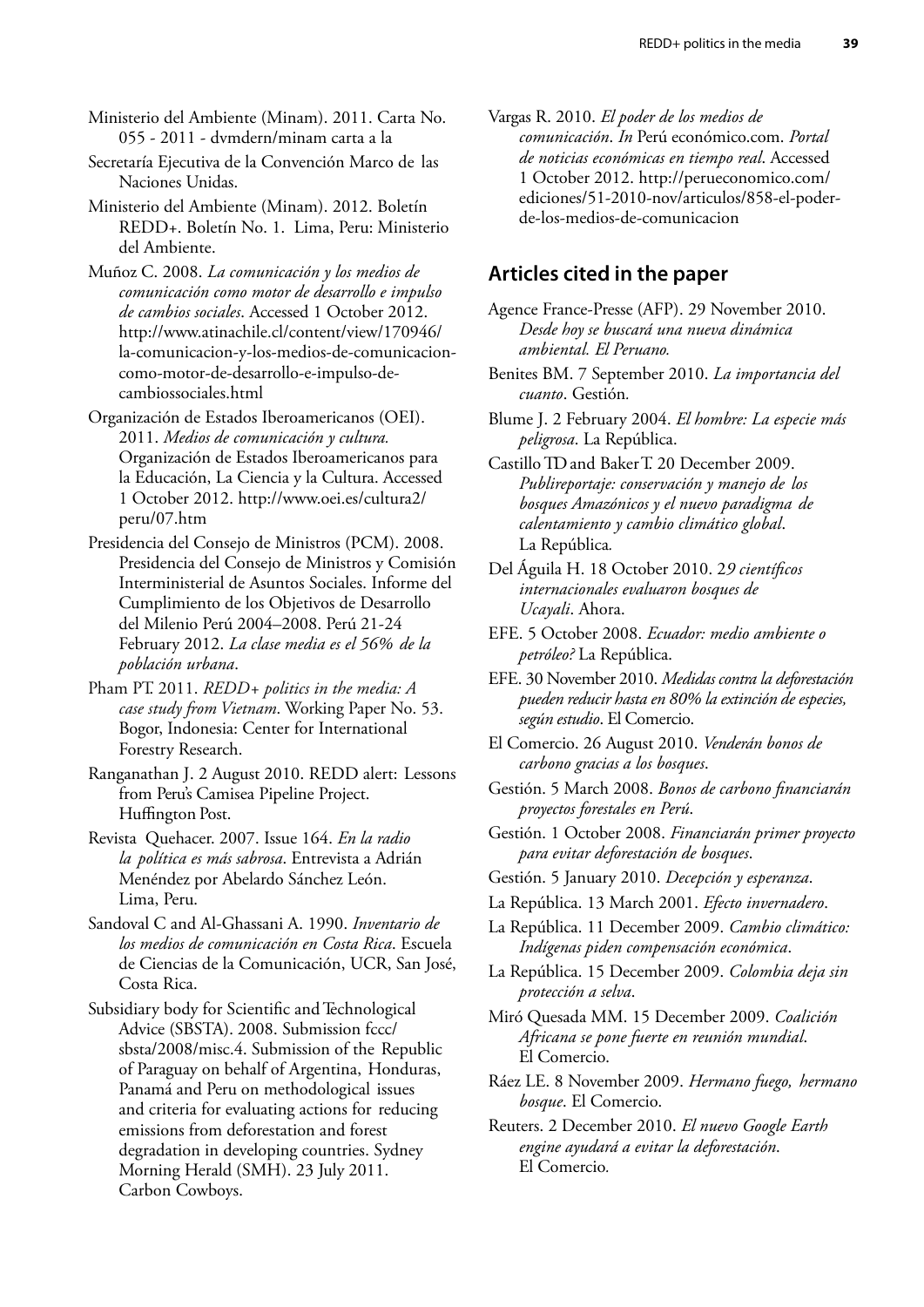Ministerio del Ambiente (Minam). 2011. Carta No. 055 - 2011 - dvmdern/minam carta a la

Secretaría Ejecutiva de la Convención Marco de las Naciones Unidas.

Ministerio del Ambiente (Minam). 2012. Boletín REDD+. Boletín No. 1. Lima, Peru: Ministerio del Ambiente.

Muñoz C. 2008. *La comunicación y los medios de comunicación como motor de desarrollo e impulso de cambios sociales*. Accessed 1 October 2012. http://www.atinachile.cl/content/view/170946/la-comunicacion-y-los-medios-de-comunicacion-como-motor-de-desarrollo-e-impulso-de-cambiossociales.html

Organización de Estados Iberoamericanos (OEI). 2011. *Medios de comunicación y cultura.* Organización de Estados Iberoamericanos para la Educación, La Ciencia y la Cultura. Accessed 1 October 2012. http://www.oei.es/cultura2/peru/07.htm

Presidencia del Consejo de Ministros (PCM). 2008. Presidencia del Consejo de Ministros y Comisión Interministerial de Asuntos Sociales. Informe del Cumplimiento de los Objetivos de Desarrollo del Milenio Perú 2004–2008. Perú 21-24 February 2012. *La clase media es el 56% de la población urbana*.

Pham PT. 2011. *REDD+ politics in the media: A case study from Vietnam*. Working Paper No. 53. Bogor, Indonesia: Center for International Forestry Research.

Ranganathan J. 2 August 2010. REDD alert: Lessons from Peru's Camisea Pipeline Project. Huffington Post.

Revista Quehacer. 2007. Issue 164. *En la radio la política es más sabrosa*. Entrevista a Adrián Menéndez por Abelardo Sánchez León. Lima, Peru.

Sandoval C and Al-Ghassani A. 1990. *Inventario de los medios de comunicación en Costa Rica*. Escuela de Ciencias de la Comunicación, UCR, San José, Costa Rica.

Subsidiary body for Scientific and Technological Advice (SBSTA). 2008. Submission fccc/sbsta/2008/misc.4. Submission of the Republic of Paraguay on behalf of Argentina, Honduras, Panamá and Peru on methodological issues and criteria for evaluating actions for reducing emissions from deforestation and forest degradation in developing countries. Sydney Morning Herald (SMH). 23 July 2011. Carbon Cowboys.

Vargas R. 2010. *El poder de los medios de comunicación*. *In* Perú económico.com. *Portal de noticias económicas en tiempo real*. Accessed 1 October 2012. http://perueconomico.com/ediciones/51-2010-nov/articulos/858-el-poder-de-los-medios-de-comunicacion

## Articles cited in the paper

Agence France-Presse (AFP). 29 November 2010. *Desde hoy se buscará una nueva dinámica ambiental. El Peruano.*

Benites BM. 7 September 2010. *La importancia del cuanto*. Gestión.

Blume J. 2 February 2004. *El hombre: La especie más peligrosa*. La República.

Castillo TD and Baker T. 20 December 2009. *Publireportaje: conservación y manejo de los bosques Amazónicos y el nuevo paradigma de calentamiento y cambio climático global*. La República.

Del Águila H. 18 October 2010. *29 científicos internacionales evaluaron bosques de Ucayali*. Ahora.

EFE. 5 October 2008. *Ecuador: medio ambiente o petróleo?* La República.

EFE. 30 November 2010. *Medidas contra la deforestación pueden reducir hasta en 80% la extinción de especies, según estudio*. El Comercio.

El Comercio. 26 August 2010. *Venderán bonos de carbono gracias a los bosques*.

Gestión. 5 March 2008. *Bonos de carbono financiarán proyectos forestales en Perú*.

Gestión. 1 October 2008. *Financiarán primer proyecto para evitar deforestación de bosques*.

Gestión. 5 January 2010. *Decepción y esperanza*.

La República. 13 March 2001. *Efecto invernadero*.

La República. 11 December 2009. *Cambio climático: Indígenas piden compensación económica*.

La República. 15 December 2009. *Colombia deja sin protección a selva*.

Miró Quesada MM. 15 December 2009. *Coalición Africana se pone fuerte en reunión mundial*. El Comercio.

Ráez LE. 8 November 2009. *Hermano fuego, hermano bosque*. El Comercio.

Reuters. 2 December 2010. *El nuevo Google Earth engine ayudará a evitar la deforestación*. El Comercio.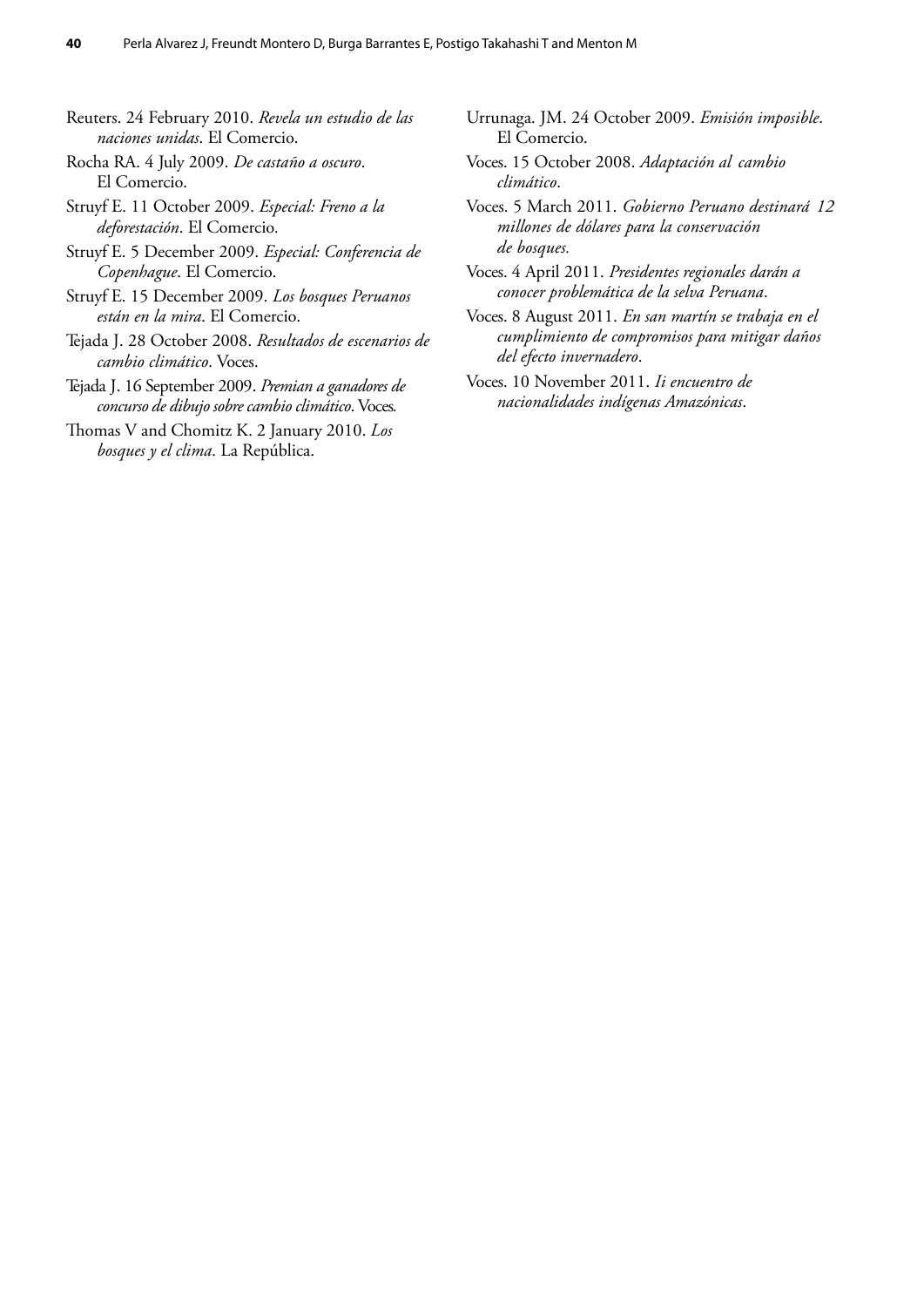Reuters. 24 February 2010. *Revela un estudio de las naciones unidas*. El Comercio.

Rocha RA. 4 July 2009. *De castaño a oscuro*. El Comercio.

Struyf E. 11 October 2009. *Especial: Freno a la deforestación*. El Comercio.

Struyf E. 5 December 2009. *Especial: Conferencia de Copenhague*. El Comercio.

Struyf E. 15 December 2009. *Los bosques Peruanos están en la mira*. El Comercio.

Tejada J. 28 October 2008. *Resultados de escenarios de cambio climático*. Voces.

Tejada J. 16 September 2009. *Premian a ganadores de concurso de dibujo sobre cambio climático*. Voces.

Thomas V and Chomitz K. 2 January 2010. *Los bosques y el clima*. La República.

Urrunaga. JM. 24 October 2009. *Emisión imposible*. El Comercio.

Voces. 15 October 2008. *Adaptación al cambio climático*.

Voces. 5 March 2011. *Gobierno Peruano destinará 12 millones de dólares para la conservación de bosques.*

Voces. 4 April 2011. *Presidentes regionales darán a conocer problemática de la selva Peruana*.

Voces. 8 August 2011. *En san martín se trabaja en el cumplimiento de compromisos para mitigar daños del efecto invernadero*.

Voces. 10 November 2011. *Ii encuentro de nacionalidades indígenas Amazónicas*.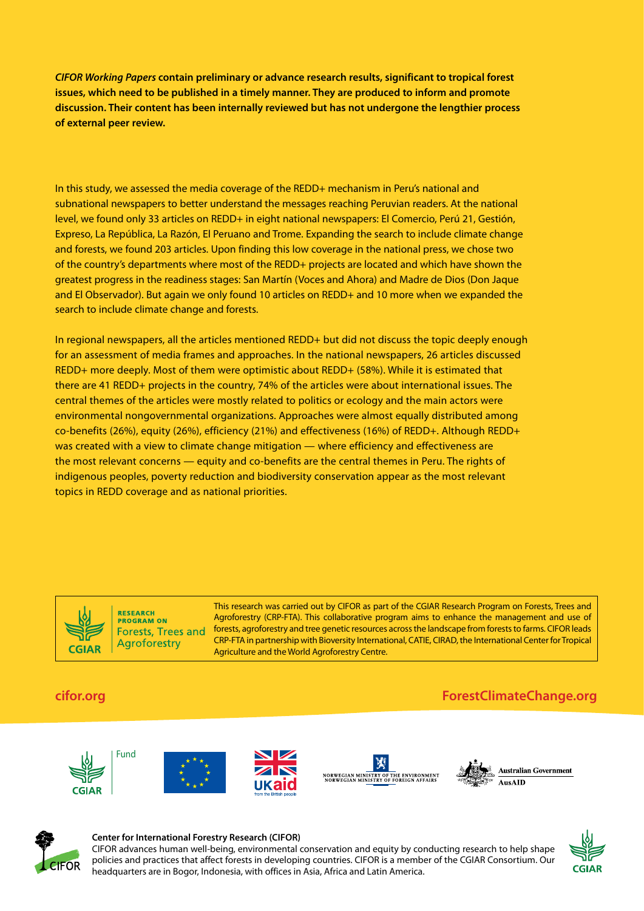*CIFOR Working Papers* **contain preliminary or advance research results, significant to tropical forest issues, which need to be published in a timely manner. They are produced to inform and promote discussion. Their content has been internally reviewed but has not undergone the lengthier process of external peer review.**

In this study, we assessed the media coverage of the REDD+ mechanism in Peru's national and subnational newspapers to better understand the messages reaching Peruvian readers. At the national level, we found only 33 articles on REDD+ in eight national newspapers: El Comercio, Perú 21, Gestión, Expreso, La República, La Razón, El Peruano and Trome. Expanding the search to include climate change and forests, we found 203 articles. Upon finding this low coverage in the national press, we chose two of the country's departments where most of the REDD+ projects are located and which have shown the greatest progress in the readiness stages: San Martín (Voces and Ahora) and Madre de Dios (Don Jaque and El Observador). But again we only found 10 articles on REDD+ and 10 more when we expanded the search to include climate change and forests.

In regional newspapers, all the articles mentioned REDD+ but did not discuss the topic deeply enough for an assessment of media frames and approaches. In the national newspapers, 26 articles discussed REDD+ more deeply. Most of them were optimistic about REDD+ (58%). While it is estimated that there are 41 REDD+ projects in the country, 74% of the articles were about international issues. The central themes of the articles were mostly related to politics or ecology and the main actors were environmental nongovernmental organizations. Approaches were almost equally distributed among co-benefits (26%), equity (26%), efficiency (21%) and effectiveness (16%) of REDD+. Although REDD+ was created with a view to climate change mitigation — where efficiency and effectiveness are the most relevant concerns — equity and co-benefits are the central themes in Peru. The rights of indigenous peoples, poverty reduction and biodiversity conservation appear as the most relevant topics in REDD coverage and as national priorities.

RESEARCH PROGRAM ON Forests, Trees and Agroforestry

This research was carried out by CIFOR as part of the CGIAR Research Program on Forests, Trees and Agroforestry (CRP-FTA). This collaborative program aims to enhance the management and use of forests, agroforestry and tree genetic resources across the landscape from forests to farms. CIFOR leads CRP-FTA in partnership with Bioversity International, CATIE, CIRAD, the International Center for Tropical Agriculture and the World Agroforestry Centre.

**cifor.org** **ForestClimateChange.org**

CGIAR Fund | UKaid from the British people | Norwegian Ministry of the Environment, Norwegian Ministry of Foreign Affairs | Australian Government AusAID

**Center for International Forestry Research (CIFOR)**

CIFOR advances human well-being, environmental conservation and equity by conducting research to help shape policies and practices that affect forests in developing countries. CIFOR is a member of the CGIAR Consortium. Our headquarters are in Bogor, Indonesia, with offices in Asia, Africa and Latin America.